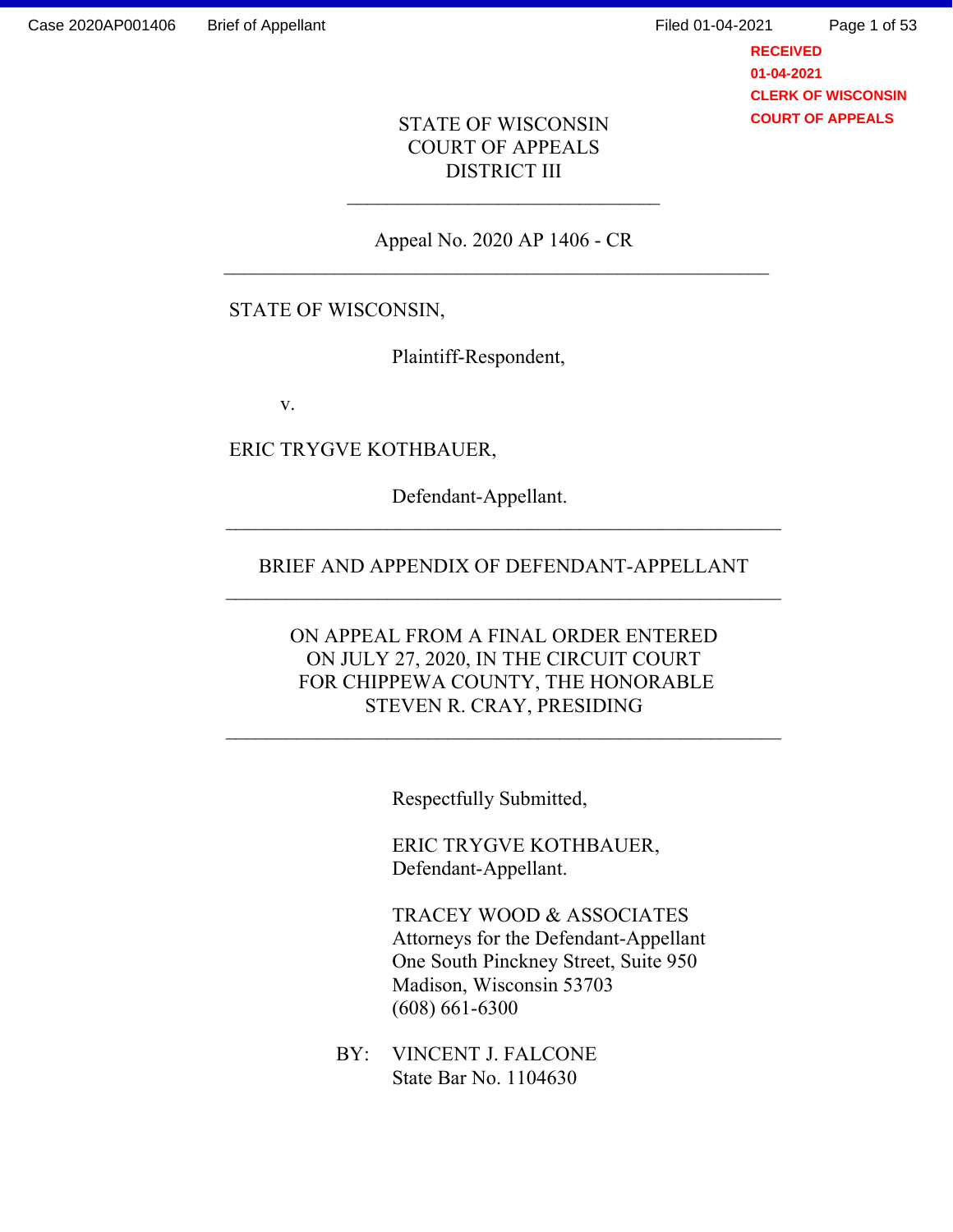STATE OF WISCONSIN
COURT OF APPEALS
DISTRICT III

---

Appeal No. 2020 AP 1406 - CR

---

STATE OF WISCONSIN,

Plaintiff-Respondent,

v.

ERIC TRYGVE KOTHBAUER,

Defendant-Appellant.

---

BRIEF AND APPENDIX OF DEFENDANT-APPELLANT

---

ON APPEAL FROM A FINAL ORDER ENTERED ON JULY 27, 2020, IN THE CIRCUIT COURT FOR CHIPPEWA COUNTY, THE HONORABLE STEVEN R. CRAY, PRESIDING

---

Respectfully Submitted,

ERIC TRYGVE KOTHBAUER,
Defendant-Appellant.

TRACEY WOOD & ASSOCIATES
Attorneys for the Defendant-Appellant
One South Pinckney Street, Suite 950
Madison, Wisconsin 53703
(608) 661-6300

BY: VINCENT J. FALCONE
State Bar No. 1104630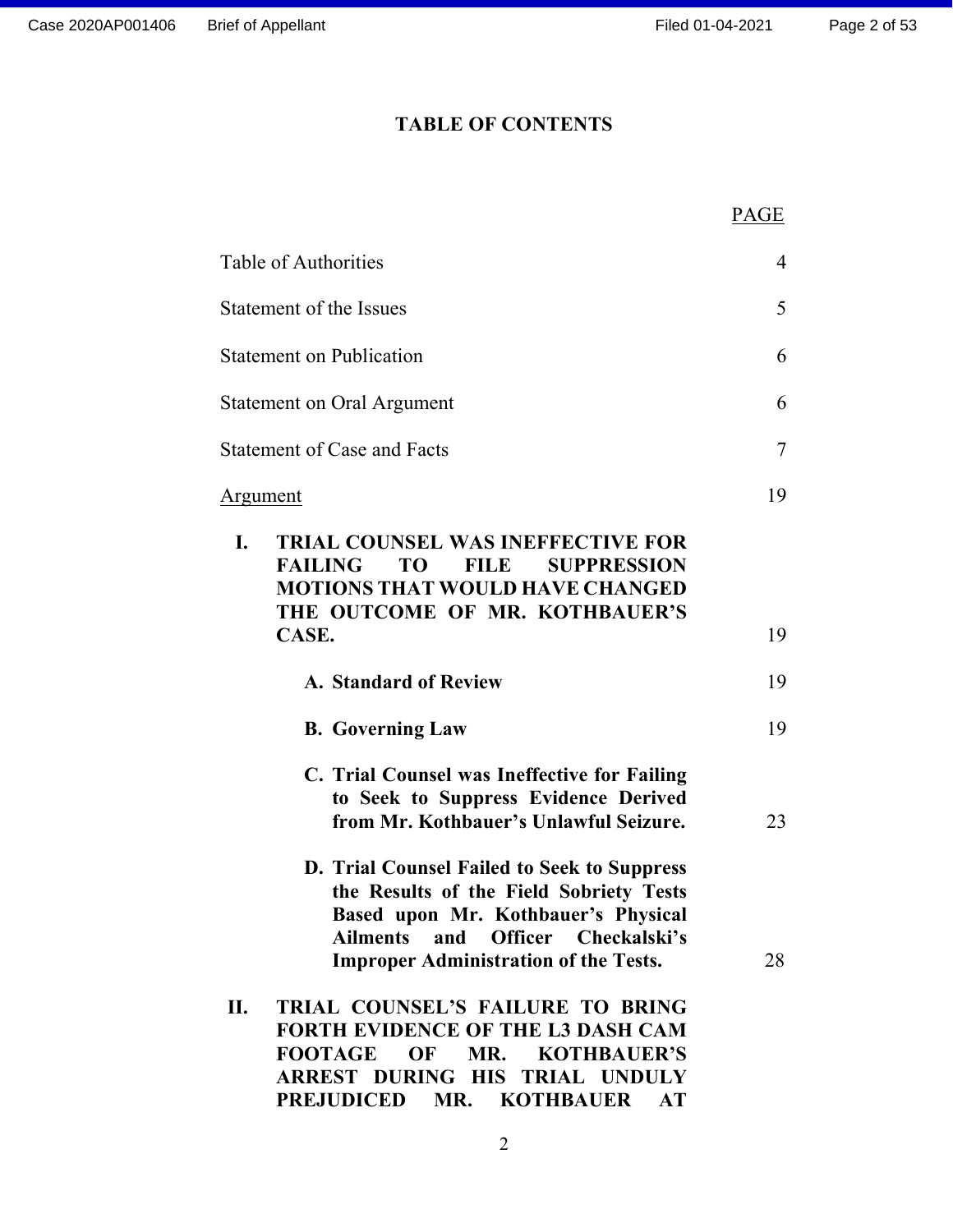# TABLE OF CONTENTS

| | PAGE |
|---|---|
| Table of Authorities | 4 |
| Statement of the Issues | 5 |
| Statement on Publication | 6 |
| Statement on Oral Argument | 6 |
| Statement of Case and Facts | 7 |
| Argument | 19 |
| **I. TRIAL COUNSEL WAS INEFFECTIVE FOR FAILING TO FILE SUPPRESSION MOTIONS THAT WOULD HAVE CHANGED THE OUTCOME OF MR. KOTHBAUER'S CASE.** | 19 |
| **A. Standard of Review** | 19 |
| **B. Governing Law** | 19 |
| **C. Trial Counsel was Ineffective for Failing to Seek to Suppress Evidence Derived from Mr. Kothbauer's Unlawful Seizure.** | 23 |
| **D. Trial Counsel Failed to Seek to Suppress the Results of the Field Sobriety Tests Based upon Mr. Kothbauer's Physical Ailments and Officer Checkalski's Improper Administration of the Tests.** | 28 |
| **II. TRIAL COUNSEL'S FAILURE TO BRING FORTH EVIDENCE OF THE L3 DASH CAM FOOTAGE OF MR. KOTHBAUER'S ARREST DURING HIS TRIAL UNDULY PREJUDICED MR. KOTHBAUER AT** | |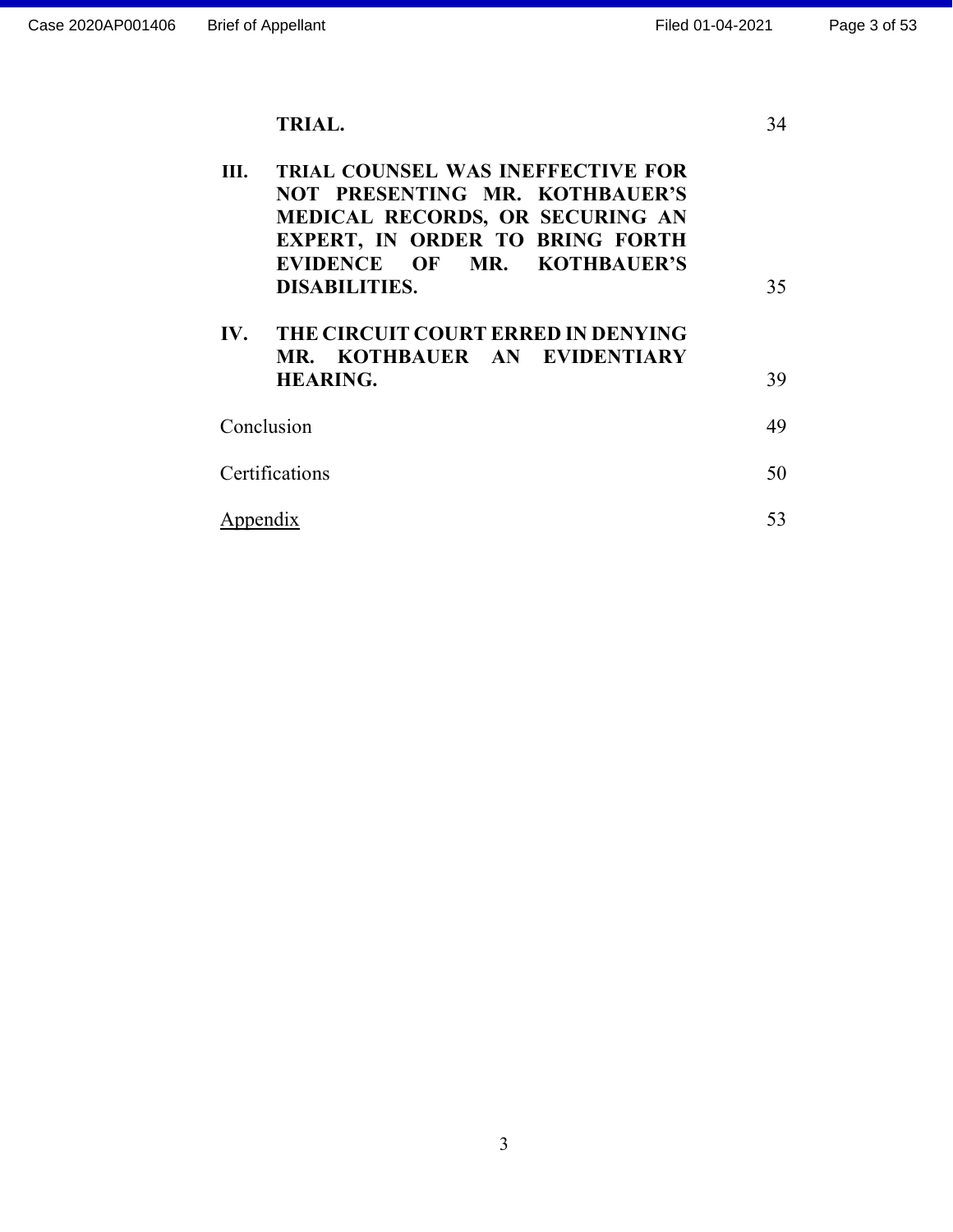| | | |
|---|---|---|
| | **TRIAL.** | 34 |
| **III.** | **TRIAL COUNSEL WAS INEFFECTIVE FOR NOT PRESENTING MR. KOTHBAUER'S MEDICAL RECORDS, OR SECURING AN EXPERT, IN ORDER TO BRING FORTH EVIDENCE OF MR. KOTHBAUER'S DISABILITIES.** | 35 |
| **IV.** | **THE CIRCUIT COURT ERRED IN DENYING MR. KOTHBAUER AN EVIDENTIARY HEARING.** | 39 |
| Conclusion | | 49 |
| Certifications | | 50 |
| Appendix | | 53 |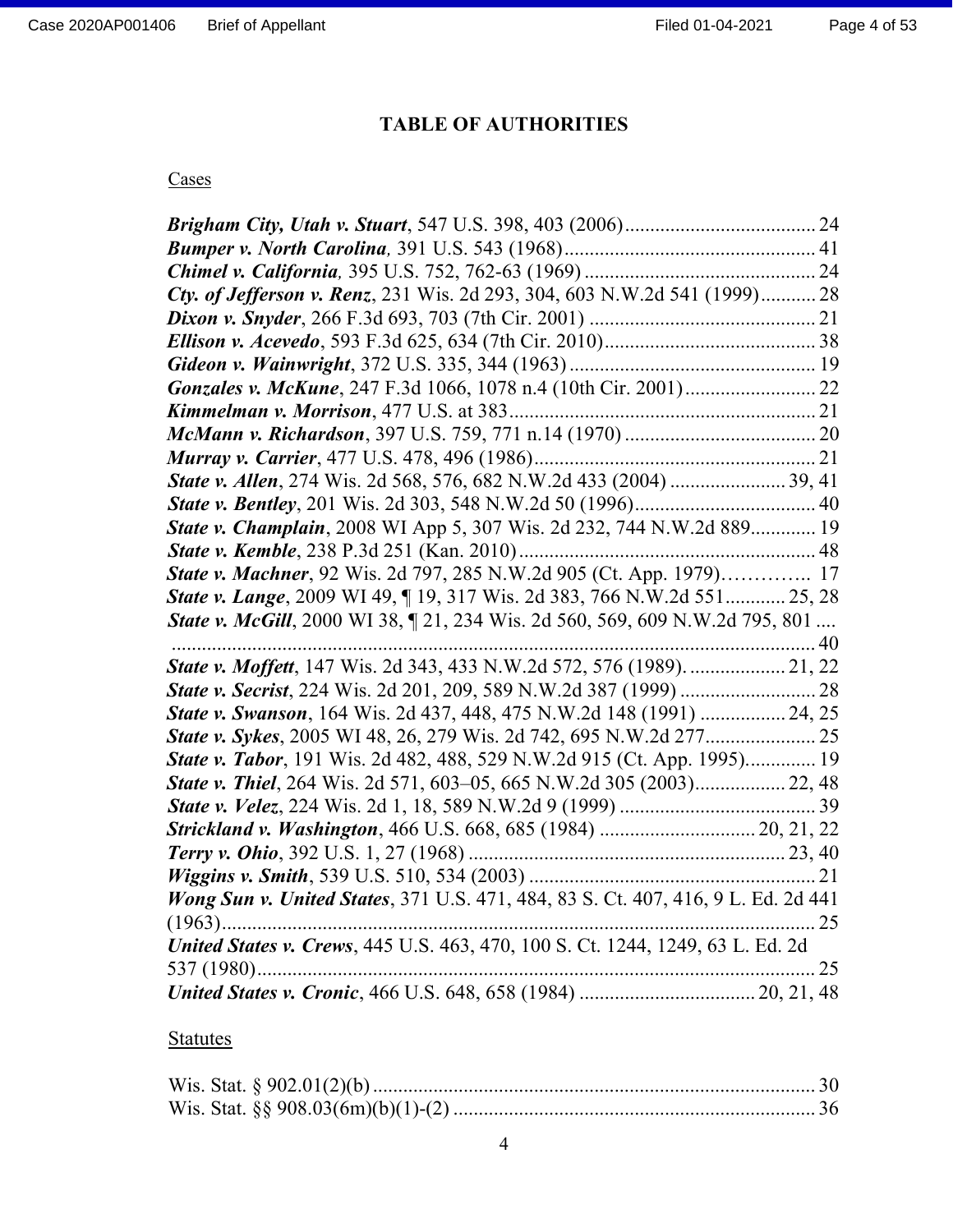## TABLE OF AUTHORITIES

Cases

***Brigham City, Utah v. Stuart***, 547 U.S. 398, 403 (2006)...................................... 24
***Bumper v. North Carolina,*** 391 U.S. 543 (1968).................................................. 41
***Chimel v. California,*** 395 U.S. 752, 762-63 (1969) ............................................. 24
***Cty. of Jefferson v. Renz***, 231 Wis. 2d 293, 304, 603 N.W.2d 541 (1999)........... 28
***Dixon v. Snyder***, 266 F.3d 693, 703 (7th Cir. 2001) ............................................ 21
***Ellison v. Acevedo***, 593 F.3d 625, 634 (7th Cir. 2010).......................................... 38
***Gideon v. Wainwright***, 372 U.S. 335, 344 (1963) ................................................. 19
***Gonzales v. McKune***, 247 F.3d 1066, 1078 n.4 (10th Cir. 2001) .......................... 22
***Kimmelman v. Morrison***, 477 U.S. at 383............................................................ 21
***McMann v. Richardson***, 397 U.S. 759, 771 n.14 (1970) ...................................... 20
***Murray v. Carrier***, 477 U.S. 478, 496 (1986)........................................................ 21
***State v. Allen***, 274 Wis. 2d 568, 576, 682 N.W.2d 433 (2004) ...................... 39, 41
***State v. Bentley***, 201 Wis. 2d 303, 548 N.W.2d 50 (1996).................................... 40
***State v. Champlain***, 2008 WI App 5, 307 Wis. 2d 232, 744 N.W.2d 889............ 19
***State v. Kemble***, 238 P.3d 251 (Kan. 2010)........................................................... 48
***State v. Machner***, 92 Wis. 2d 797, 285 N.W.2d 905 (Ct. App. 1979)………….. 17
***State v. Lange***, 2009 WI 49, ¶ 19, 317 Wis. 2d 383, 766 N.W.2d 551............ 25, 28
***State v. McGill***, 2000 WI 38, ¶ 21, 234 Wis. 2d 560, 569, 609 N.W.2d 795, 801 .... ................................................................................................................................ 40
***State v. Moffett***, 147 Wis. 2d 343, 433 N.W.2d 572, 576 (1989)................... 21, 22
***State v. Secrist***, 224 Wis. 2d 201, 209, 589 N.W.2d 387 (1999) ........................... 28
***State v. Swanson***, 164 Wis. 2d 437, 448, 475 N.W.2d 148 (1991) ................. 24, 25
***State v. Sykes***, 2005 WI 48, 26, 279 Wis. 2d 742, 695 N.W.2d 277...................... 25
***State v. Tabor***, 191 Wis. 2d 482, 488, 529 N.W.2d 915 (Ct. App. 1995).............. 19
***State v. Thiel***, 264 Wis. 2d 571, 603–05, 665 N.W.2d 305 (2003).................. 22, 48
***State v. Velez***, 224 Wis. 2d 1, 18, 589 N.W.2d 9 (1999) ....................................... 39
***Strickland v. Washington***, 466 U.S. 668, 685 (1984) ............................... 20, 21, 22
***Terry v. Ohio***, 392 U.S. 1, 27 (1968) ............................................................... 23, 40
***Wiggins v. Smith***, 539 U.S. 510, 534 (2003) ......................................................... 21
***Wong Sun v. United States***, 371 U.S. 471, 484, 83 S. Ct. 407, 416, 9 L. Ed. 2d 441 (1963)...................................................................................................................... 25
***United States v. Crews***, 445 U.S. 463, 470, 100 S. Ct. 1244, 1249, 63 L. Ed. 2d 537 (1980)............................................................................................................... 25
***United States v. Cronic***, 466 U.S. 648, 658 (1984) .................................. 20, 21, 48

Statutes

Wis. Stat. § 902.01(2)(b) ........................................................................................ 30
Wis. Stat. §§ 908.03(6m)(b)(1)-(2) ........................................................................ 36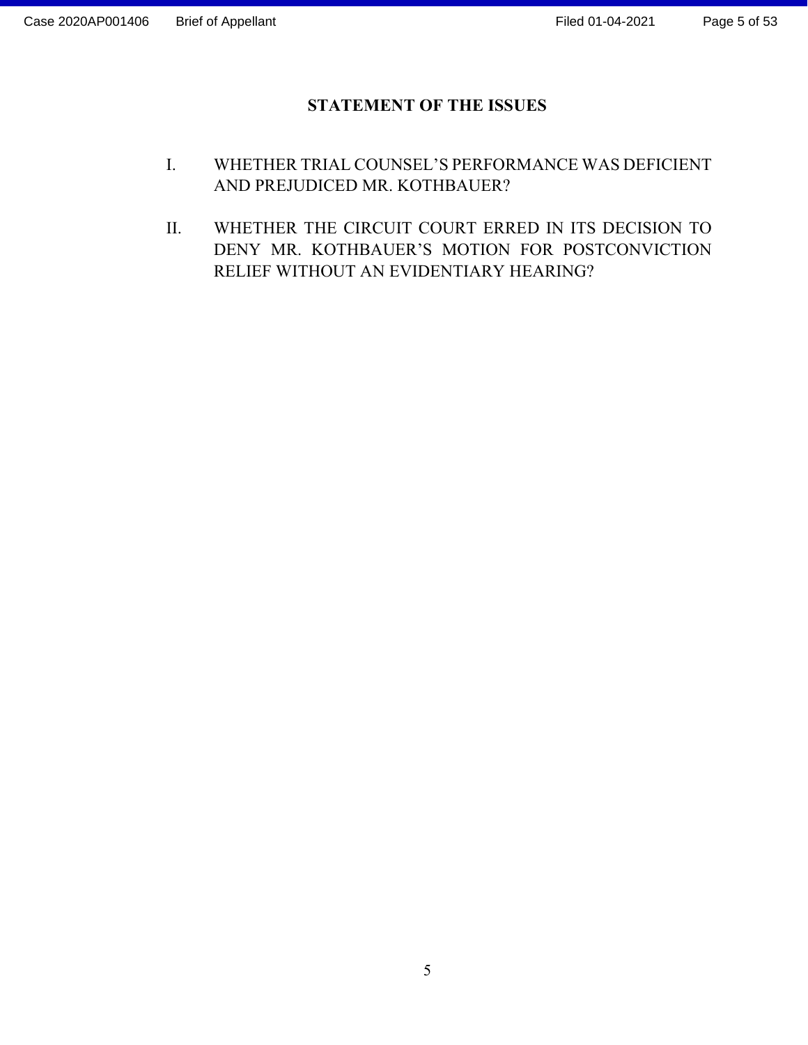## STATEMENT OF THE ISSUES

I. WHETHER TRIAL COUNSEL'S PERFORMANCE WAS DEFICIENT AND PREJUDICED MR. KOTHBAUER?

II. WHETHER THE CIRCUIT COURT ERRED IN ITS DECISION TO DENY MR. KOTHBAUER'S MOTION FOR POSTCONVICTION RELIEF WITHOUT AN EVIDENTIARY HEARING?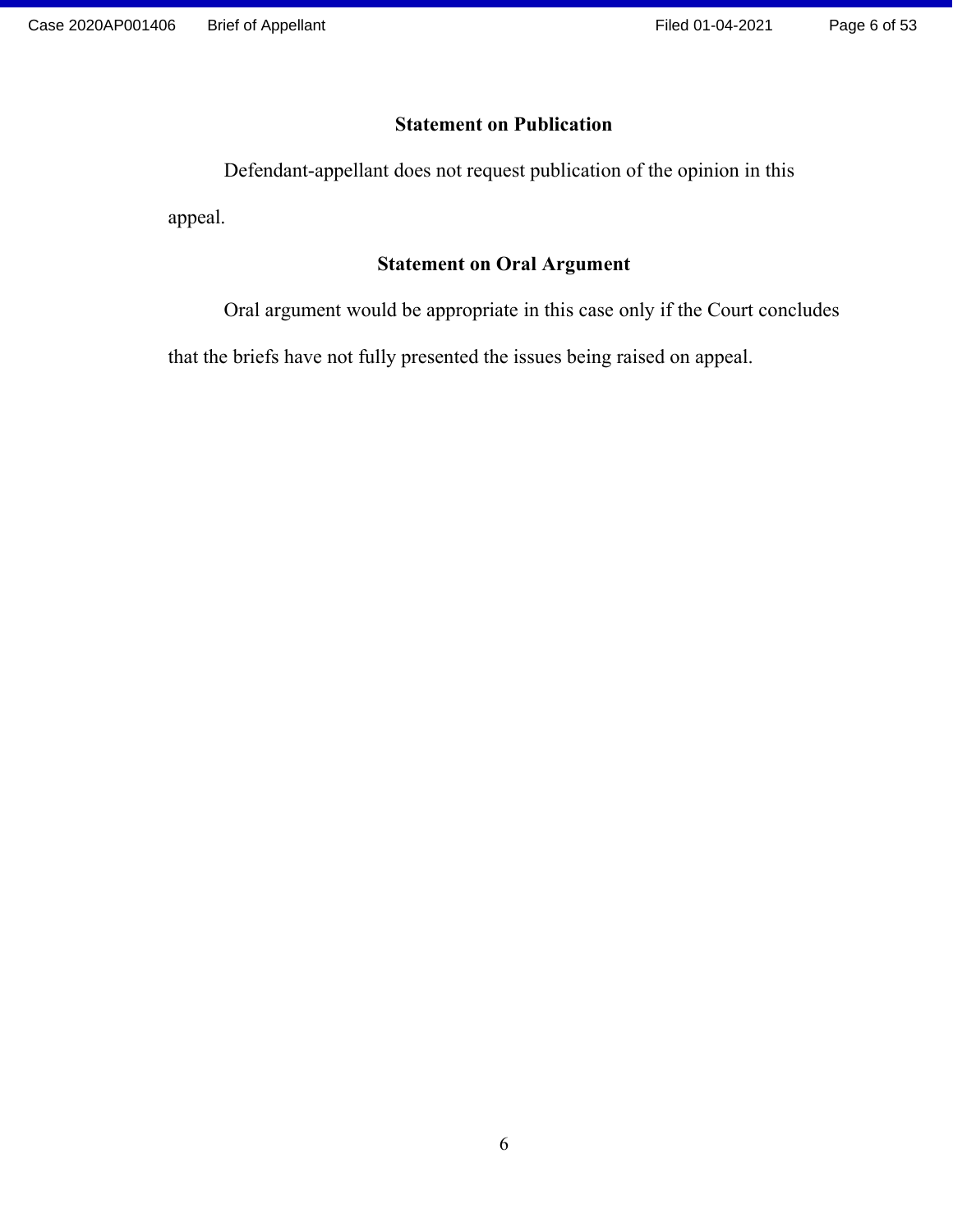## Statement on Publication

Defendant-appellant does not request publication of the opinion in this appeal.

## Statement on Oral Argument

Oral argument would be appropriate in this case only if the Court concludes that the briefs have not fully presented the issues being raised on appeal.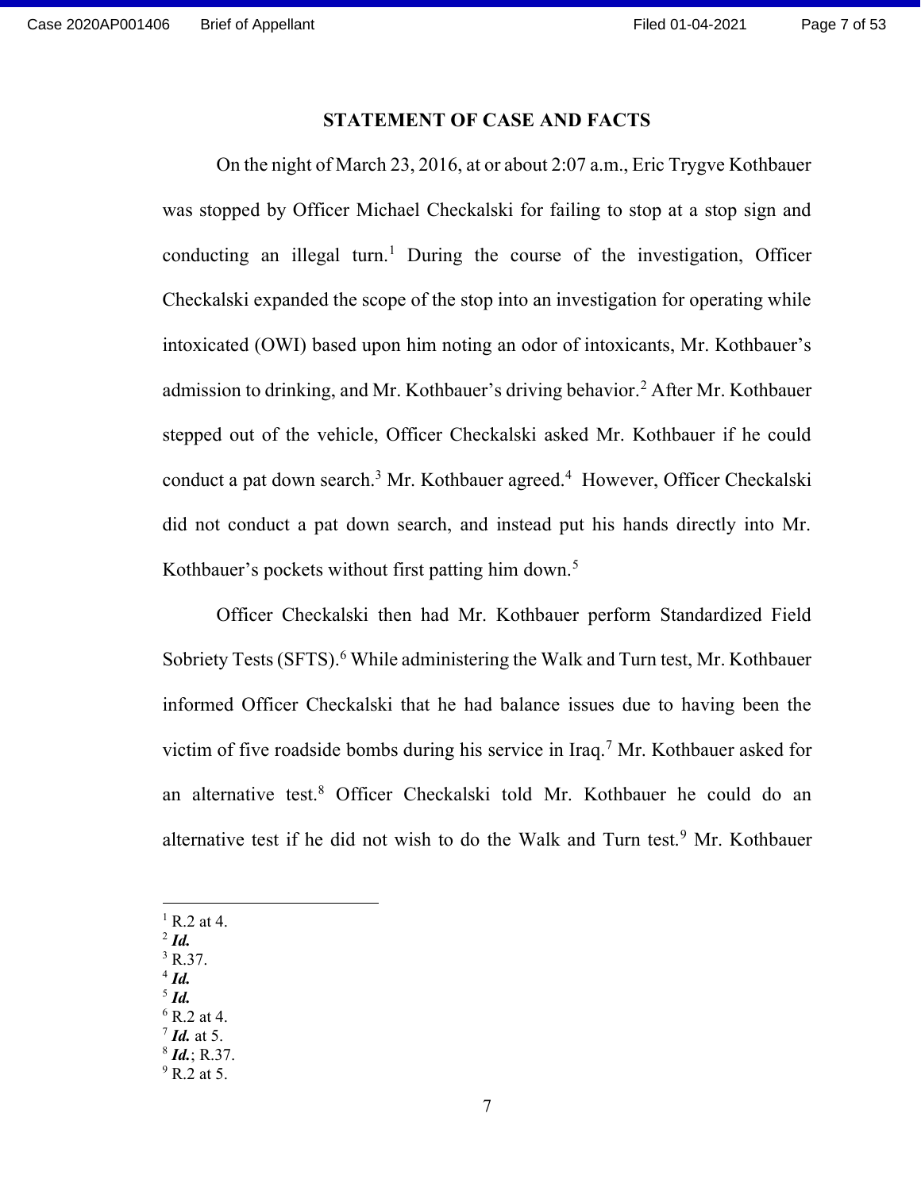## STATEMENT OF CASE AND FACTS

On the night of March 23, 2016, at or about 2:07 a.m., Eric Trygve Kothbauer was stopped by Officer Michael Checkalski for failing to stop at a stop sign and conducting an illegal turn.[1] During the course of the investigation, Officer Checkalski expanded the scope of the stop into an investigation for operating while intoxicated (OWI) based upon him noting an odor of intoxicants, Mr. Kothbauer's admission to drinking, and Mr. Kothbauer's driving behavior.[2] After Mr. Kothbauer stepped out of the vehicle, Officer Checkalski asked Mr. Kothbauer if he could conduct a pat down search.[3] Mr. Kothbauer agreed.[4] However, Officer Checkalski did not conduct a pat down search, and instead put his hands directly into Mr. Kothbauer's pockets without first patting him down.[5]

Officer Checkalski then had Mr. Kothbauer perform Standardized Field Sobriety Tests (SFTS).[6] While administering the Walk and Turn test, Mr. Kothbauer informed Officer Checkalski that he had balance issues due to having been the victim of five roadside bombs during his service in Iraq.[7] Mr. Kothbauer asked for an alternative test.[8] Officer Checkalski told Mr. Kothbauer he could do an alternative test if he did not wish to do the Walk and Turn test.[9] Mr. Kothbauer

---

[1] R.2 at 4.
[2] ***Id.***
[3] R.37.
[4] ***Id.***
[5] ***Id.***
[6] R.2 at 4.
[7] ***Id.*** at 5.
[8] ***Id.***; R.37.
[9] R.2 at 5.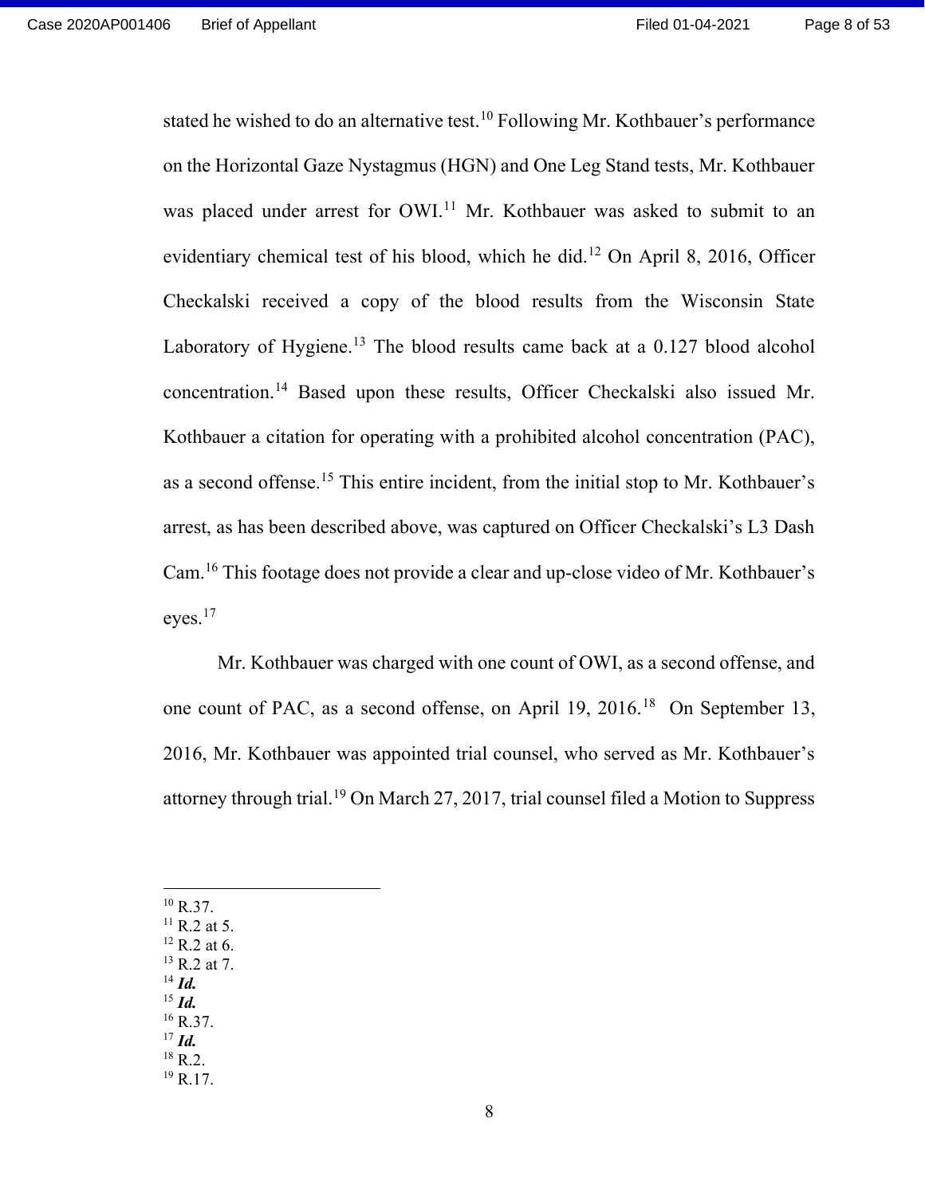stated he wished to do an alternative test.[10] Following Mr. Kothbauer's performance on the Horizontal Gaze Nystagmus (HGN) and One Leg Stand tests, Mr. Kothbauer was placed under arrest for OWI.[11] Mr. Kothbauer was asked to submit to an evidentiary chemical test of his blood, which he did.[12] On April 8, 2016, Officer Checkalski received a copy of the blood results from the Wisconsin State Laboratory of Hygiene.[13] The blood results came back at a 0.127 blood alcohol concentration.[14] Based upon these results, Officer Checkalski also issued Mr. Kothbauer a citation for operating with a prohibited alcohol concentration (PAC), as a second offense.[15] This entire incident, from the initial stop to Mr. Kothbauer's arrest, as has been described above, was captured on Officer Checkalski's L3 Dash Cam.[16] This footage does not provide a clear and up-close video of Mr. Kothbauer's eyes.[17]

Mr. Kothbauer was charged with one count of OWI, as a second offense, and one count of PAC, as a second offense, on April 19, 2016.[18] On September 13, 2016, Mr. Kothbauer was appointed trial counsel, who served as Mr. Kothbauer's attorney through trial.[19] On March 27, 2017, trial counsel filed a Motion to Suppress

---

[10] R.37.
[11] R.2 at 5.
[12] R.2 at 6.
[13] R.2 at 7.
[14] ***Id.***
[15] ***Id.***
[16] R.37.
[17] ***Id.***
[18] R.2.
[19] R.17.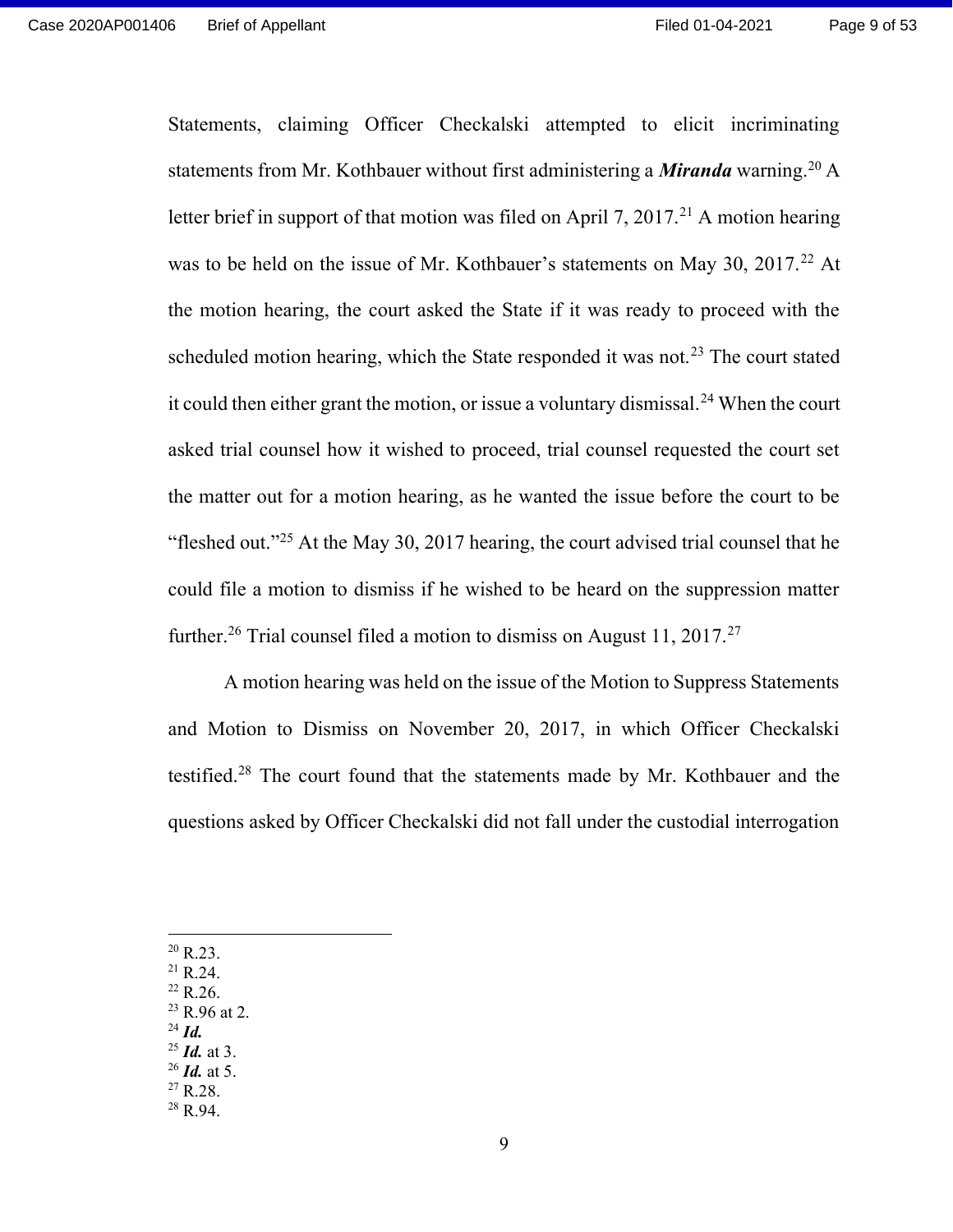Statements, claiming Officer Checkalski attempted to elicit incriminating statements from Mr. Kothbauer without first administering a ***Miranda*** warning.[20] A letter brief in support of that motion was filed on April 7, 2017.[21] A motion hearing was to be held on the issue of Mr. Kothbauer's statements on May 30, 2017.[22] At the motion hearing, the court asked the State if it was ready to proceed with the scheduled motion hearing, which the State responded it was not.[23] The court stated it could then either grant the motion, or issue a voluntary dismissal.[24] When the court asked trial counsel how it wished to proceed, trial counsel requested the court set the matter out for a motion hearing, as he wanted the issue before the court to be "fleshed out."[25] At the May 30, 2017 hearing, the court advised trial counsel that he could file a motion to dismiss if he wished to be heard on the suppression matter further.[26] Trial counsel filed a motion to dismiss on August 11, 2017.[27]

A motion hearing was held on the issue of the Motion to Suppress Statements and Motion to Dismiss on November 20, 2017, in which Officer Checkalski testified.[28] The court found that the statements made by Mr. Kothbauer and the questions asked by Officer Checkalski did not fall under the custodial interrogation

---

[20] R.23.
[21] R.24.
[22] R.26.
[23] R.96 at 2.
[24] ***Id.***
[25] ***Id.*** at 3.
[26] ***Id.*** at 5.
[27] R.28.
[28] R.94.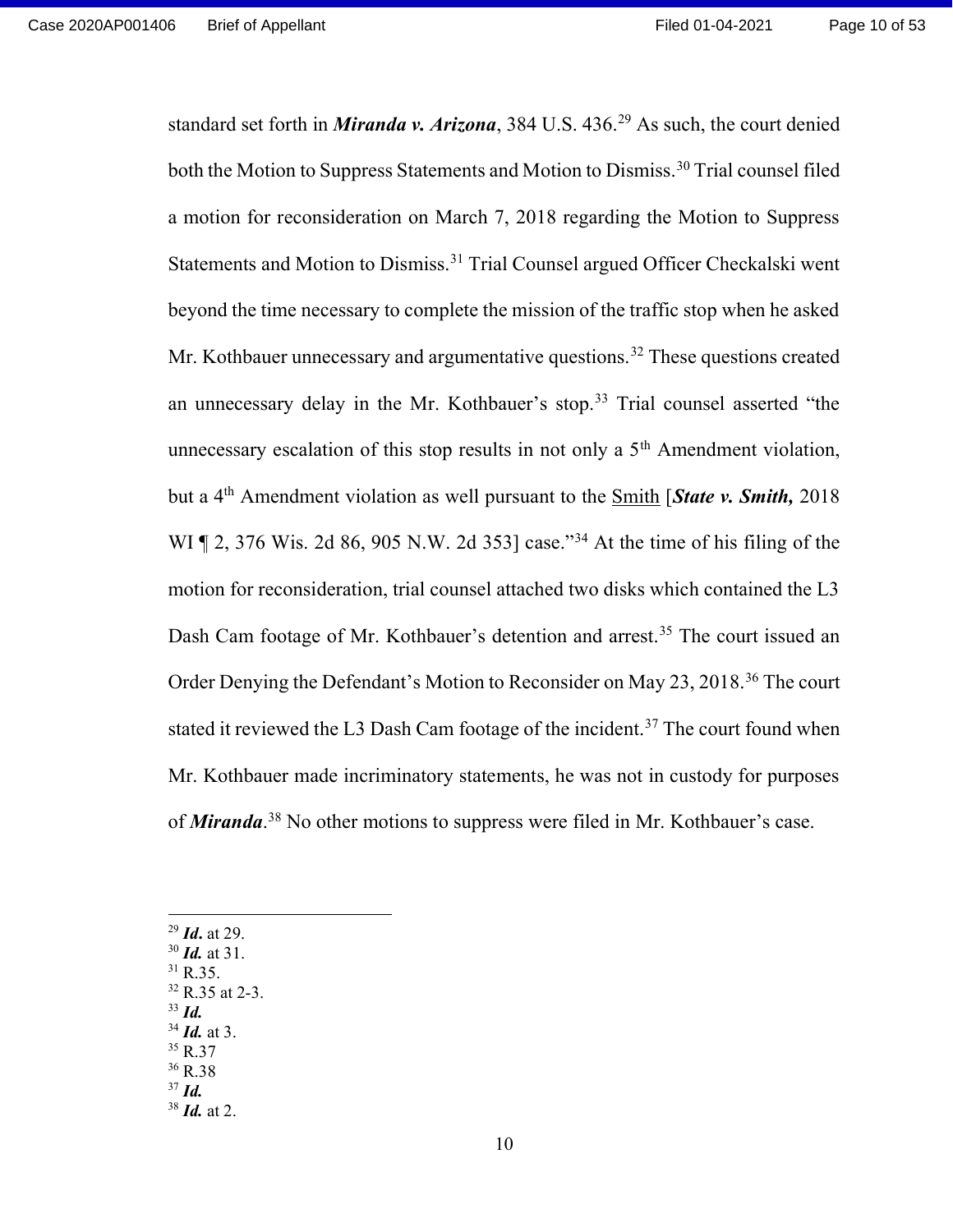standard set forth in ***Miranda v. Arizona***, 384 U.S. 436.[29] As such, the court denied both the Motion to Suppress Statements and Motion to Dismiss.[30] Trial counsel filed a motion for reconsideration on March 7, 2018 regarding the Motion to Suppress Statements and Motion to Dismiss.[31] Trial Counsel argued Officer Checkalski went beyond the time necessary to complete the mission of the traffic stop when he asked Mr. Kothbauer unnecessary and argumentative questions.[32] These questions created an unnecessary delay in the Mr. Kothbauer's stop.[33] Trial counsel asserted "the unnecessary escalation of this stop results in not only a 5th Amendment violation, but a 4th Amendment violation as well pursuant to the Smith [***State v. Smith,*** 2018 WI ¶ 2, 376 Wis. 2d 86, 905 N.W. 2d 353] case."[34] At the time of his filing of the motion for reconsideration, trial counsel attached two disks which contained the L3 Dash Cam footage of Mr. Kothbauer's detention and arrest.[35] The court issued an Order Denying the Defendant's Motion to Reconsider on May 23, 2018.[36] The court stated it reviewed the L3 Dash Cam footage of the incident.[37] The court found when Mr. Kothbauer made incriminatory statements, he was not in custody for purposes of ***Miranda***.[38] No other motions to suppress were filed in Mr. Kothbauer's case.

---

[29] ***Id.*** at 29.
[30] ***Id.*** at 31.
[31] R.35.
[32] R.35 at 2-3.
[33] ***Id.***
[34] ***Id.*** at 3.
[35] R.37
[36] R.38
[37] ***Id.***
[38] ***Id.*** at 2.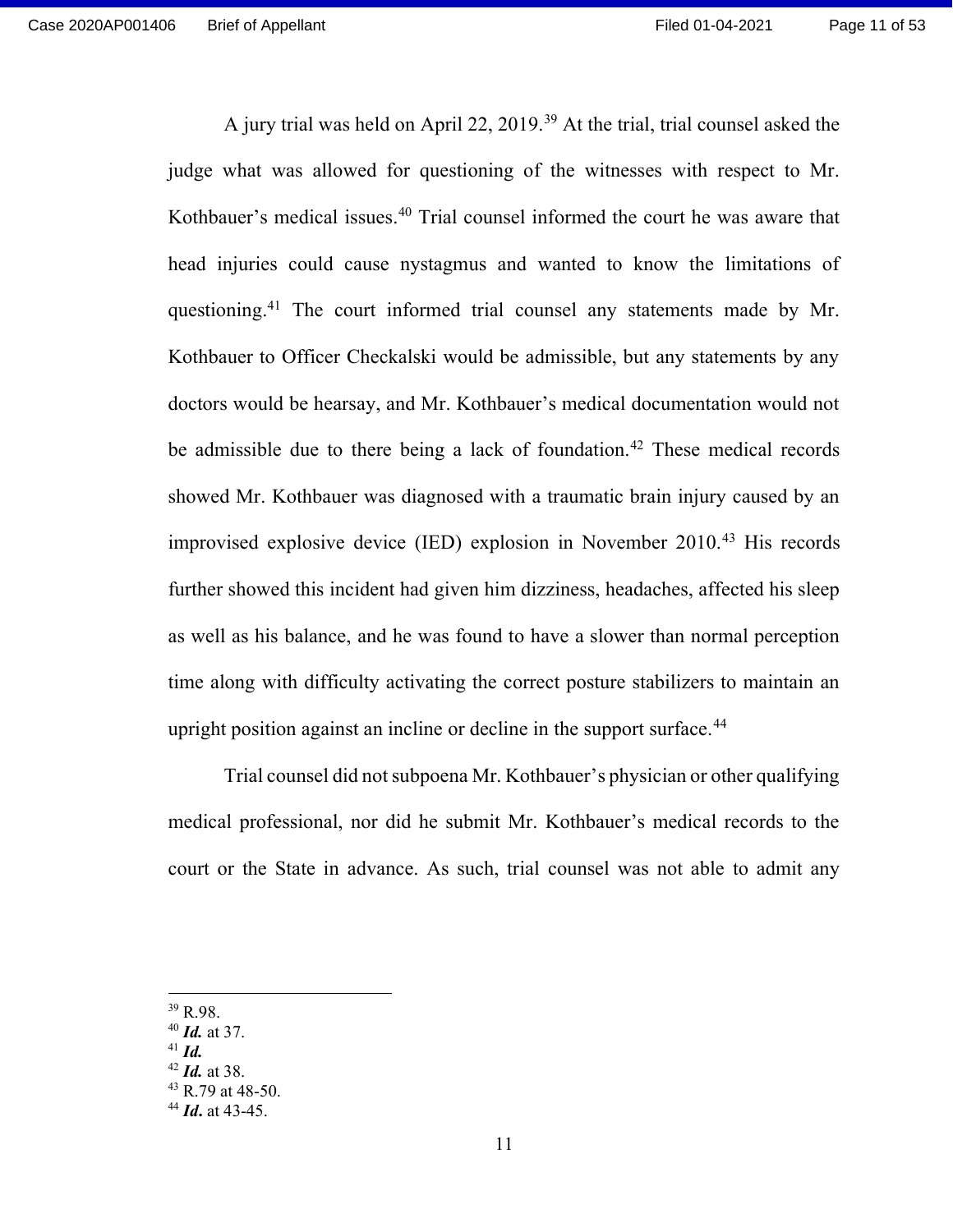A jury trial was held on April 22, 2019.[39] At the trial, trial counsel asked the judge what was allowed for questioning of the witnesses with respect to Mr. Kothbauer's medical issues.[40] Trial counsel informed the court he was aware that head injuries could cause nystagmus and wanted to know the limitations of questioning.[41] The court informed trial counsel any statements made by Mr. Kothbauer to Officer Checkalski would be admissible, but any statements by any doctors would be hearsay, and Mr. Kothbauer's medical documentation would not be admissible due to there being a lack of foundation.[42] These medical records showed Mr. Kothbauer was diagnosed with a traumatic brain injury caused by an improvised explosive device (IED) explosion in November 2010.[43] His records further showed this incident had given him dizziness, headaches, affected his sleep as well as his balance, and he was found to have a slower than normal perception time along with difficulty activating the correct posture stabilizers to maintain an upright position against an incline or decline in the support surface.[44]

Trial counsel did not subpoena Mr. Kothbauer's physician or other qualifying medical professional, nor did he submit Mr. Kothbauer's medical records to the court or the State in advance. As such, trial counsel was not able to admit any

---

[39] R.98.
[40] ***Id.*** at 37.
[41] ***Id.***
[42] ***Id.*** at 38.
[43] R.79 at 48-50.
[44] ***Id.*** at 43-45.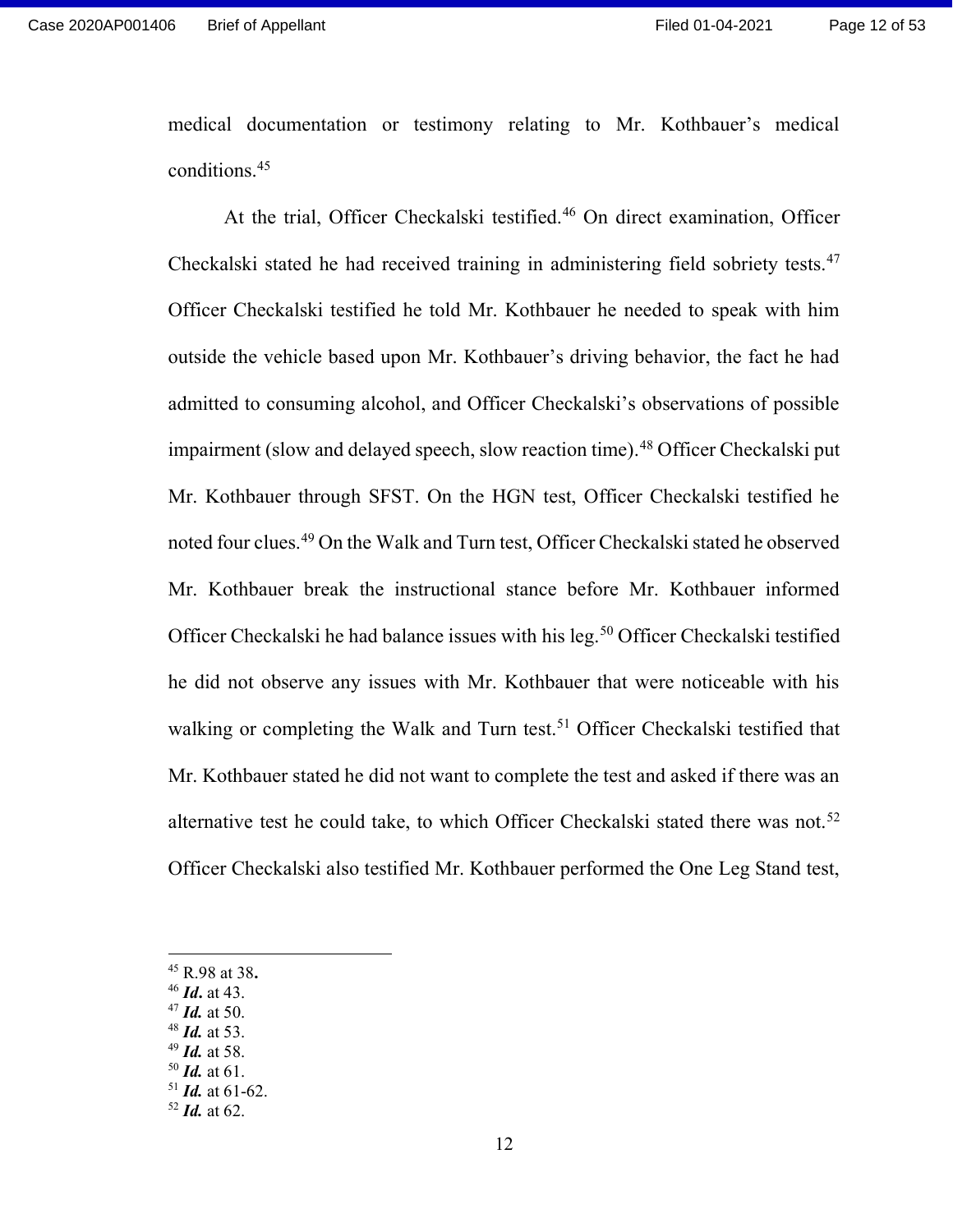medical documentation or testimony relating to Mr. Kothbauer's medical conditions.[45]

At the trial, Officer Checkalski testified.[46] On direct examination, Officer Checkalski stated he had received training in administering field sobriety tests.[47] Officer Checkalski testified he told Mr. Kothbauer he needed to speak with him outside the vehicle based upon Mr. Kothbauer's driving behavior, the fact he had admitted to consuming alcohol, and Officer Checkalski's observations of possible impairment (slow and delayed speech, slow reaction time).[48] Officer Checkalski put Mr. Kothbauer through SFST. On the HGN test, Officer Checkalski testified he noted four clues.[49] On the Walk and Turn test, Officer Checkalski stated he observed Mr. Kothbauer break the instructional stance before Mr. Kothbauer informed Officer Checkalski he had balance issues with his leg.[50] Officer Checkalski testified he did not observe any issues with Mr. Kothbauer that were noticeable with his walking or completing the Walk and Turn test.[51] Officer Checkalski testified that Mr. Kothbauer stated he did not want to complete the test and asked if there was an alternative test he could take, to which Officer Checkalski stated there was not.[52] Officer Checkalski also testified Mr. Kothbauer performed the One Leg Stand test,

---

[45] R.98 at 38.
[46] ***Id.*** at 43.
[47] ***Id.*** at 50.
[48] ***Id.*** at 53.
[49] ***Id.*** at 58.
[50] ***Id.*** at 61.
[51] ***Id.*** at 61-62.
[52] ***Id.*** at 62.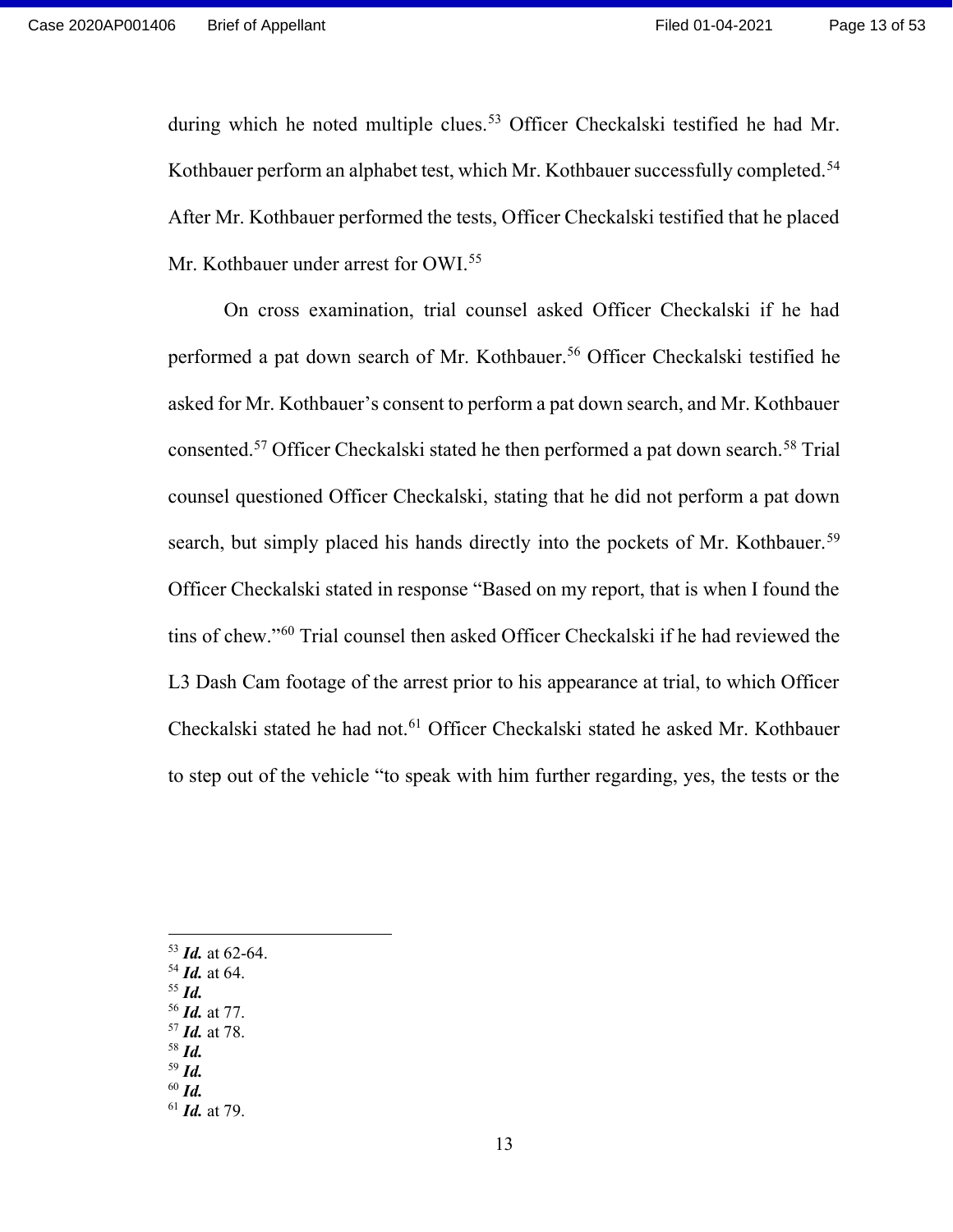during which he noted multiple clues.[53] Officer Checkalski testified he had Mr. Kothbauer perform an alphabet test, which Mr. Kothbauer successfully completed.[54] After Mr. Kothbauer performed the tests, Officer Checkalski testified that he placed Mr. Kothbauer under arrest for OWI.[55]

On cross examination, trial counsel asked Officer Checkalski if he had performed a pat down search of Mr. Kothbauer.[56] Officer Checkalski testified he asked for Mr. Kothbauer's consent to perform a pat down search, and Mr. Kothbauer consented.[57] Officer Checkalski stated he then performed a pat down search.[58] Trial counsel questioned Officer Checkalski, stating that he did not perform a pat down search, but simply placed his hands directly into the pockets of Mr. Kothbauer.[59] Officer Checkalski stated in response "Based on my report, that is when I found the tins of chew."[60] Trial counsel then asked Officer Checkalski if he had reviewed the L3 Dash Cam footage of the arrest prior to his appearance at trial, to which Officer Checkalski stated he had not.[61] Officer Checkalski stated he asked Mr. Kothbauer to step out of the vehicle "to speak with him further regarding, yes, the tests or the

---

[53] ***Id.*** at 62-64.
[54] ***Id.*** at 64.
[55] ***Id.***
[56] ***Id.*** at 77.
[57] ***Id.*** at 78.
[58] ***Id.***
[59] ***Id.***
[60] ***Id.***
[61] ***Id.*** at 79.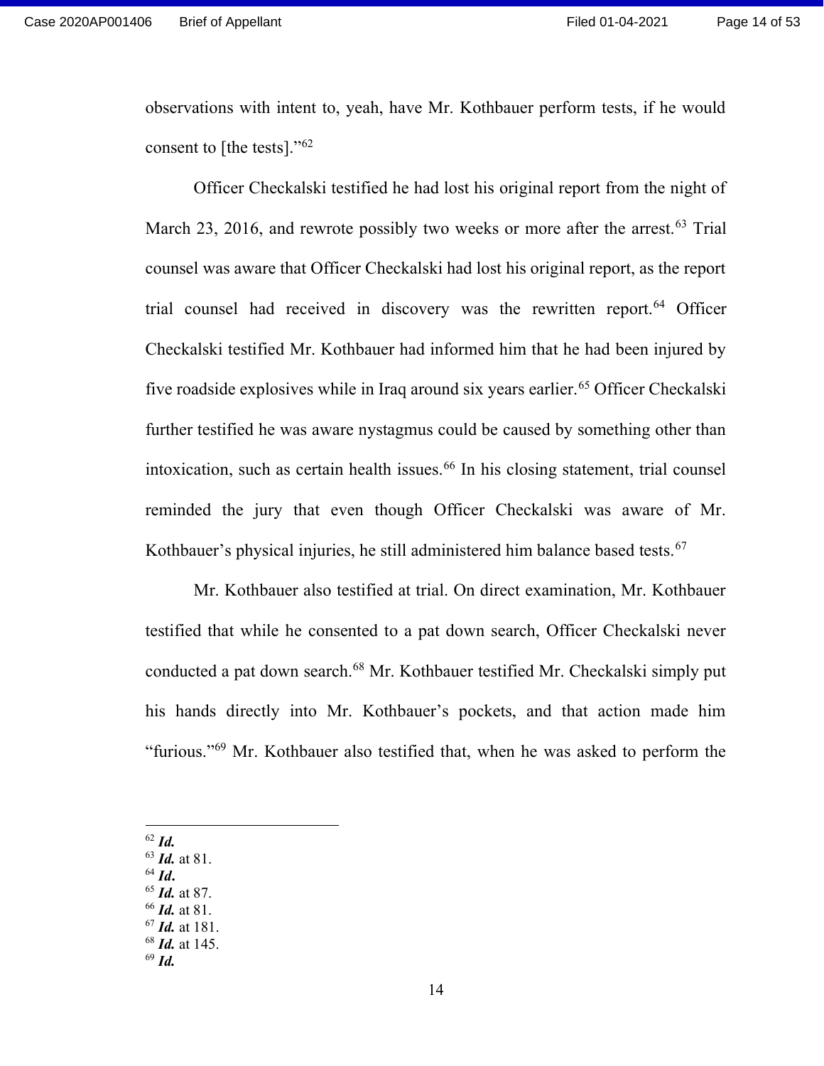observations with intent to, yeah, have Mr. Kothbauer perform tests, if he would consent to [the tests]."[62]

Officer Checkalski testified he had lost his original report from the night of March 23, 2016, and rewrote possibly two weeks or more after the arrest.[63] Trial counsel was aware that Officer Checkalski had lost his original report, as the report trial counsel had received in discovery was the rewritten report.[64] Officer Checkalski testified Mr. Kothbauer had informed him that he had been injured by five roadside explosives while in Iraq around six years earlier.[65] Officer Checkalski further testified he was aware nystagmus could be caused by something other than intoxication, such as certain health issues.[66] In his closing statement, trial counsel reminded the jury that even though Officer Checkalski was aware of Mr. Kothbauer's physical injuries, he still administered him balance based tests.[67]

Mr. Kothbauer also testified at trial. On direct examination, Mr. Kothbauer testified that while he consented to a pat down search, Officer Checkalski never conducted a pat down search.[68] Mr. Kothbauer testified Mr. Checkalski simply put his hands directly into Mr. Kothbauer's pockets, and that action made him "furious."[69] Mr. Kothbauer also testified that, when he was asked to perform the

---

[62] ***Id.***
[63] ***Id.*** at 81.
[64] ***Id***.
[65] ***Id.*** at 87.
[66] ***Id.*** at 81.
[67] ***Id.*** at 181.
[68] ***Id.*** at 145.
[69] ***Id.***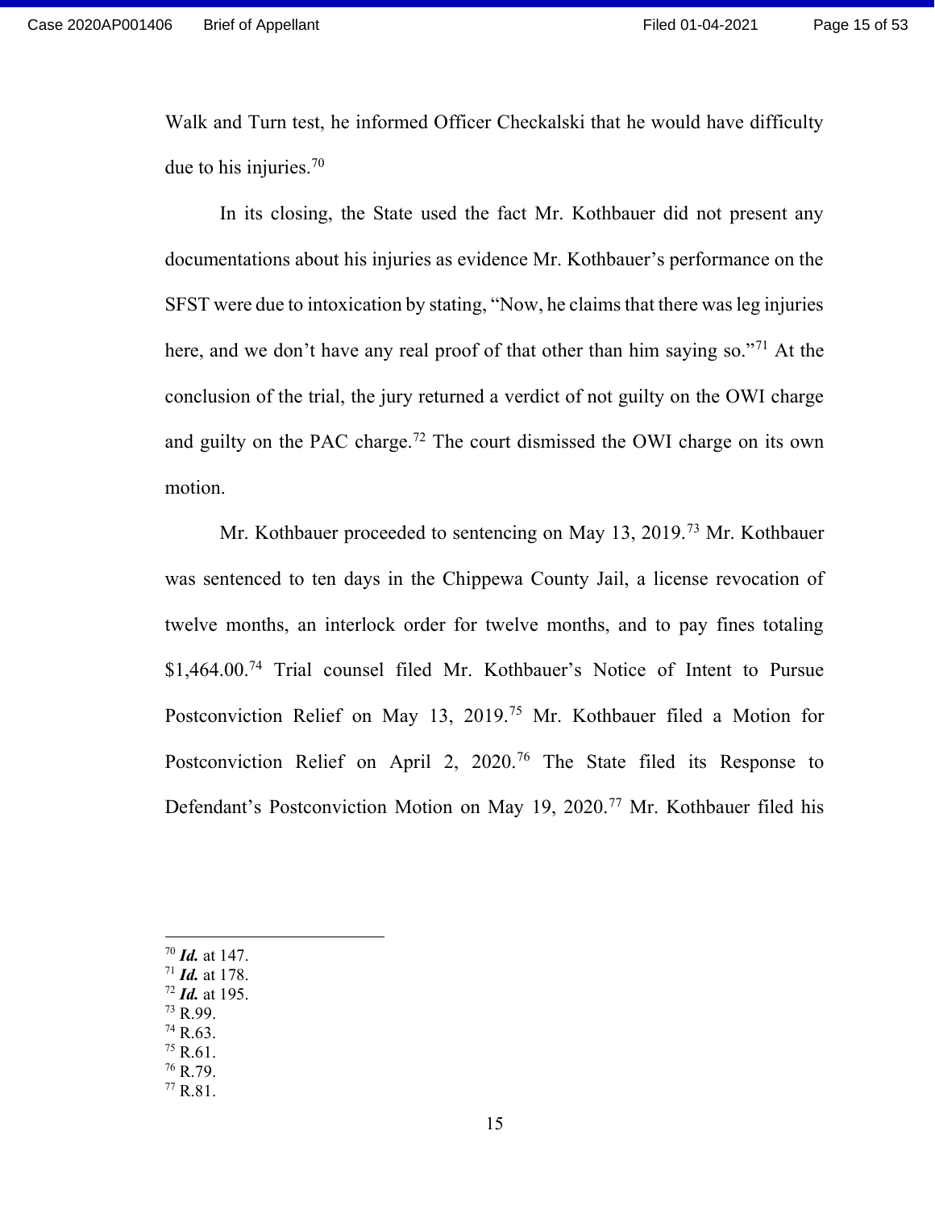Walk and Turn test, he informed Officer Checkalski that he would have difficulty due to his injuries.[70]

In its closing, the State used the fact Mr. Kothbauer did not present any documentations about his injuries as evidence Mr. Kothbauer's performance on the SFST were due to intoxication by stating, "Now, he claims that there was leg injuries here, and we don't have any real proof of that other than him saying so."[71] At the conclusion of the trial, the jury returned a verdict of not guilty on the OWI charge and guilty on the PAC charge.[72] The court dismissed the OWI charge on its own motion.

Mr. Kothbauer proceeded to sentencing on May 13, 2019.[73] Mr. Kothbauer was sentenced to ten days in the Chippewa County Jail, a license revocation of twelve months, an interlock order for twelve months, and to pay fines totaling $1,464.00.[74] Trial counsel filed Mr. Kothbauer's Notice of Intent to Pursue Postconviction Relief on May 13, 2019.[75] Mr. Kothbauer filed a Motion for Postconviction Relief on April 2, 2020.[76] The State filed its Response to Defendant's Postconviction Motion on May 19, 2020.[77] Mr. Kothbauer filed his

---

[70] ***Id.*** at 147.
[71] ***Id.*** at 178.
[72] ***Id.*** at 195.
[73] R.99.
[74] R.63.
[75] R.61.
[76] R.79.
[77] R.81.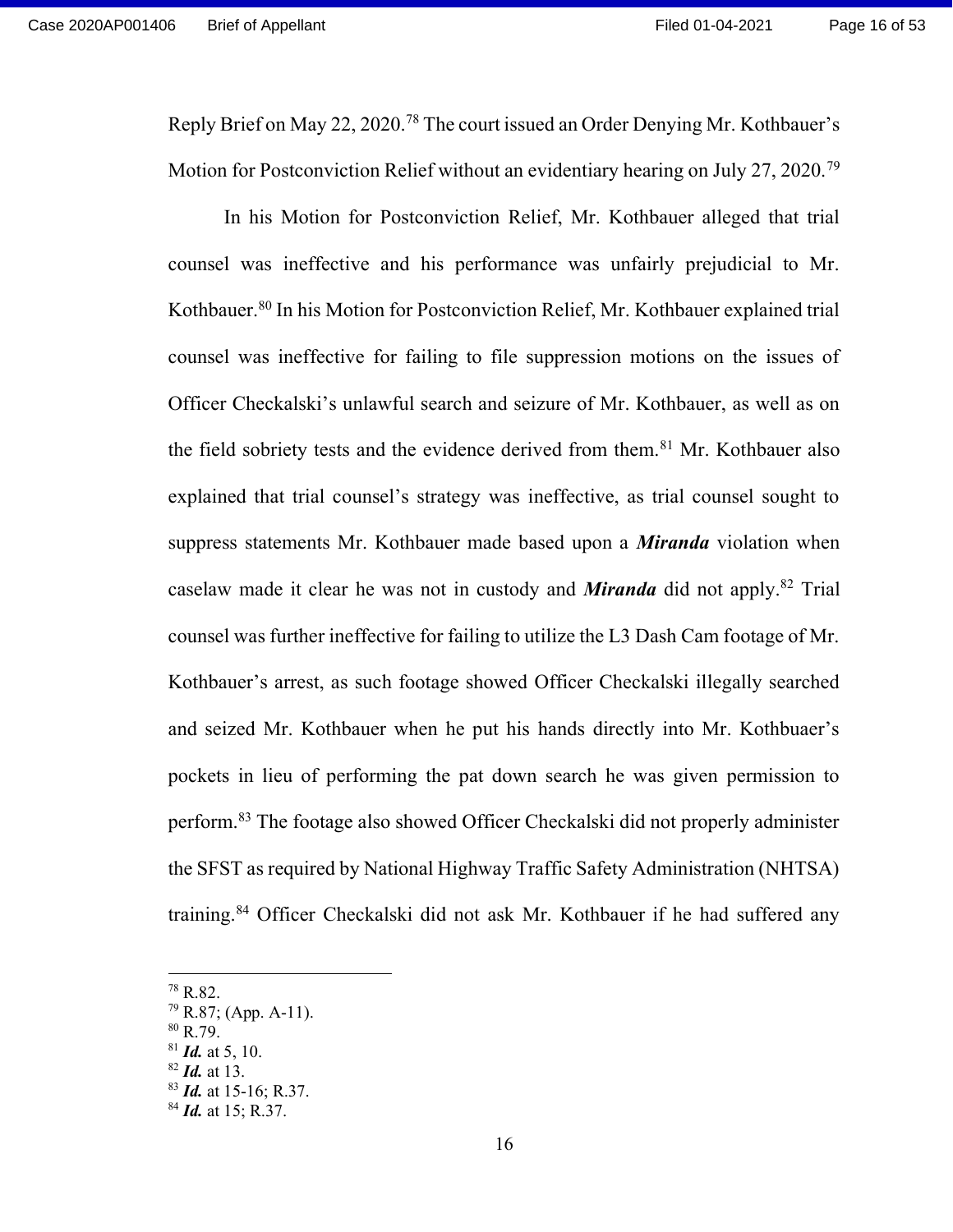Reply Brief on May 22, 2020.[78] The court issued an Order Denying Mr. Kothbauer's Motion for Postconviction Relief without an evidentiary hearing on July 27, 2020.[79]

In his Motion for Postconviction Relief, Mr. Kothbauer alleged that trial counsel was ineffective and his performance was unfairly prejudicial to Mr. Kothbauer.[80] In his Motion for Postconviction Relief, Mr. Kothbauer explained trial counsel was ineffective for failing to file suppression motions on the issues of Officer Checkalski's unlawful search and seizure of Mr. Kothbauer, as well as on the field sobriety tests and the evidence derived from them.[81] Mr. Kothbauer also explained that trial counsel's strategy was ineffective, as trial counsel sought to suppress statements Mr. Kothbauer made based upon a ***Miranda*** violation when caselaw made it clear he was not in custody and ***Miranda*** did not apply.[82] Trial counsel was further ineffective for failing to utilize the L3 Dash Cam footage of Mr. Kothbauer's arrest, as such footage showed Officer Checkalski illegally searched and seized Mr. Kothbauer when he put his hands directly into Mr. Kothbuaer's pockets in lieu of performing the pat down search he was given permission to perform.[83] The footage also showed Officer Checkalski did not properly administer the SFST as required by National Highway Traffic Safety Administration (NHTSA) training.[84] Officer Checkalski did not ask Mr. Kothbauer if he had suffered any

---

[78] R.82.
[79] R.87; (App. A-11).
[80] R.79.
[81] ***Id.*** at 5, 10.
[82] ***Id.*** at 13.
[83] ***Id.*** at 15-16; R.37.
[84] ***Id.*** at 15; R.37.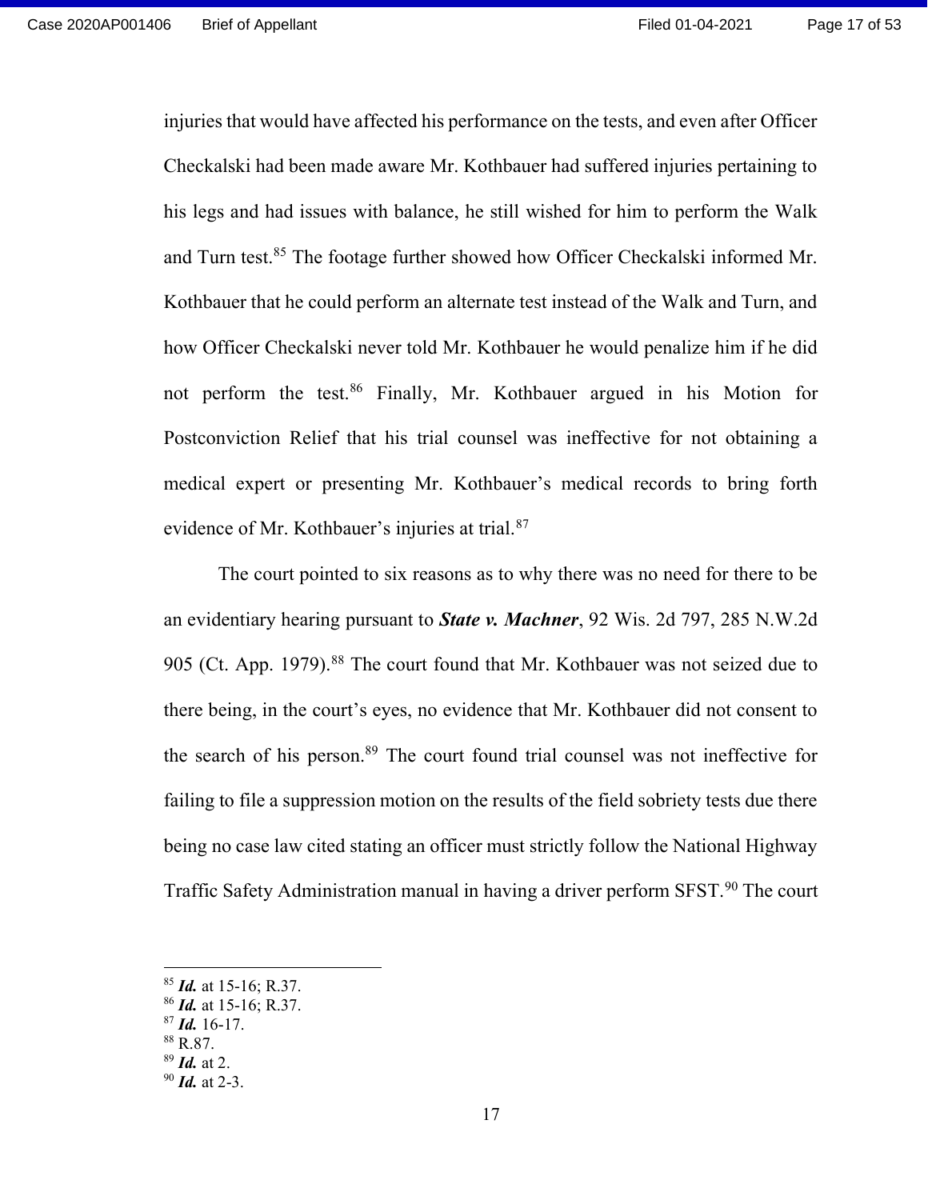injuries that would have affected his performance on the tests, and even after Officer Checkalski had been made aware Mr. Kothbauer had suffered injuries pertaining to his legs and had issues with balance, he still wished for him to perform the Walk and Turn test.[85] The footage further showed how Officer Checkalski informed Mr. Kothbauer that he could perform an alternate test instead of the Walk and Turn, and how Officer Checkalski never told Mr. Kothbauer he would penalize him if he did not perform the test.[86] Finally, Mr. Kothbauer argued in his Motion for Postconviction Relief that his trial counsel was ineffective for not obtaining a medical expert or presenting Mr. Kothbauer's medical records to bring forth evidence of Mr. Kothbauer's injuries at trial.[87]

The court pointed to six reasons as to why there was no need for there to be an evidentiary hearing pursuant to ***State v. Machner***, 92 Wis. 2d 797, 285 N.W.2d 905 (Ct. App. 1979).[88] The court found that Mr. Kothbauer was not seized due to there being, in the court's eyes, no evidence that Mr. Kothbauer did not consent to the search of his person.[89] The court found trial counsel was not ineffective for failing to file a suppression motion on the results of the field sobriety tests due there being no case law cited stating an officer must strictly follow the National Highway Traffic Safety Administration manual in having a driver perform SFST.[90] The court

---

[85] ***Id.*** at 15-16; R.37.
[86] ***Id.*** at 15-16; R.37.
[87] ***Id.*** 16-17.
[88] R.87.
[89] ***Id.*** at 2.
[90] ***Id.*** at 2-3.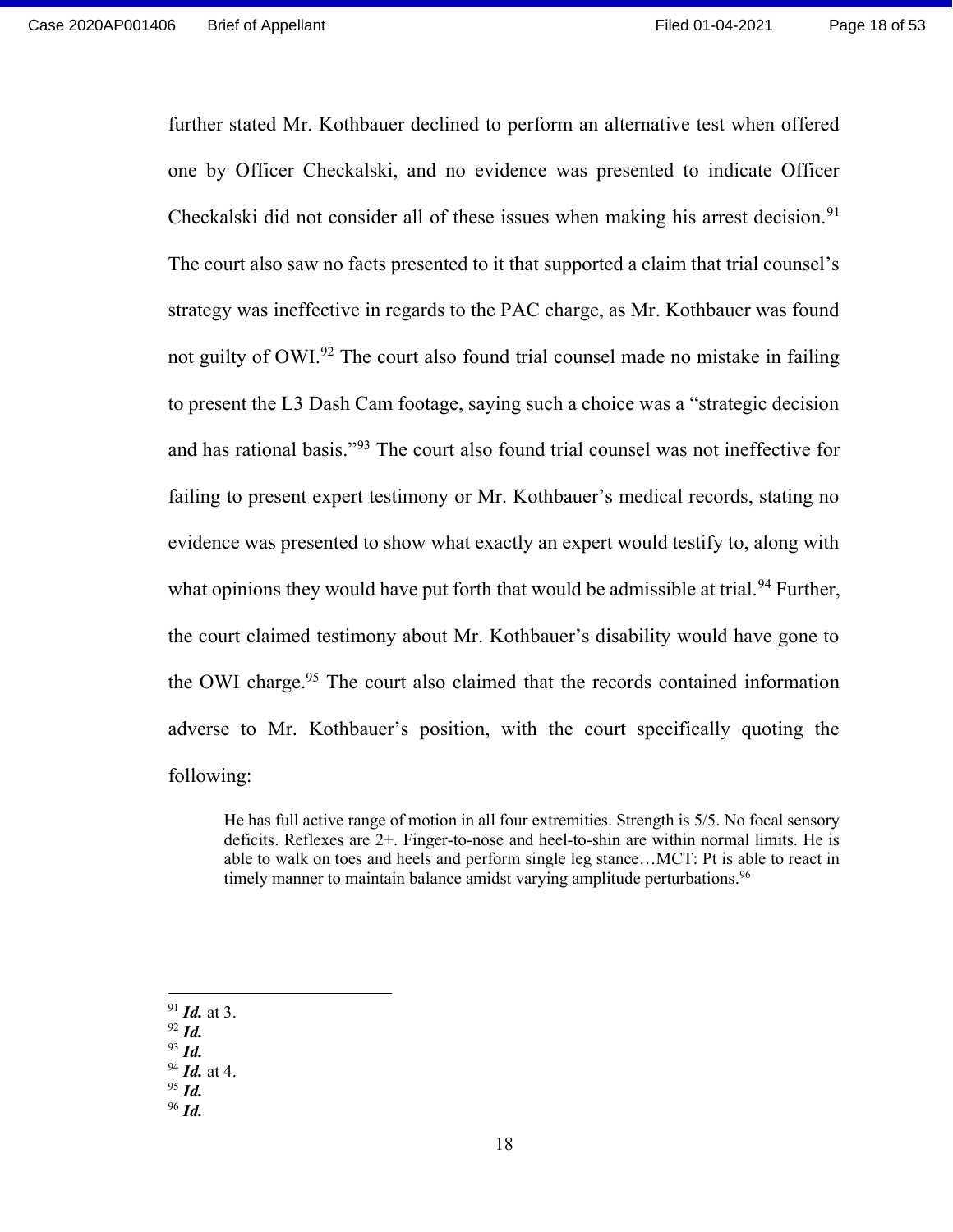further stated Mr. Kothbauer declined to perform an alternative test when offered one by Officer Checkalski, and no evidence was presented to indicate Officer Checkalski did not consider all of these issues when making his arrest decision.[91] The court also saw no facts presented to it that supported a claim that trial counsel's strategy was ineffective in regards to the PAC charge, as Mr. Kothbauer was found not guilty of OWI.[92] The court also found trial counsel made no mistake in failing to present the L3 Dash Cam footage, saying such a choice was a "strategic decision and has rational basis."[93] The court also found trial counsel was not ineffective for failing to present expert testimony or Mr. Kothbauer's medical records, stating no evidence was presented to show what exactly an expert would testify to, along with what opinions they would have put forth that would be admissible at trial.[94] Further, the court claimed testimony about Mr. Kothbauer's disability would have gone to the OWI charge.[95] The court also claimed that the records contained information adverse to Mr. Kothbauer's position, with the court specifically quoting the following:

> He has full active range of motion in all four extremities. Strength is 5/5. No focal sensory deficits. Reflexes are 2+. Finger-to-nose and heel-to-shin are within normal limits. He is able to walk on toes and heels and perform single leg stance…MCT: Pt is able to react in timely manner to maintain balance amidst varying amplitude perturbations.[96]

---

[91] ***Id.*** at 3.
[92] ***Id.***
[93] ***Id.***
[94] ***Id.*** at 4.
[95] ***Id.***
[96] ***Id.***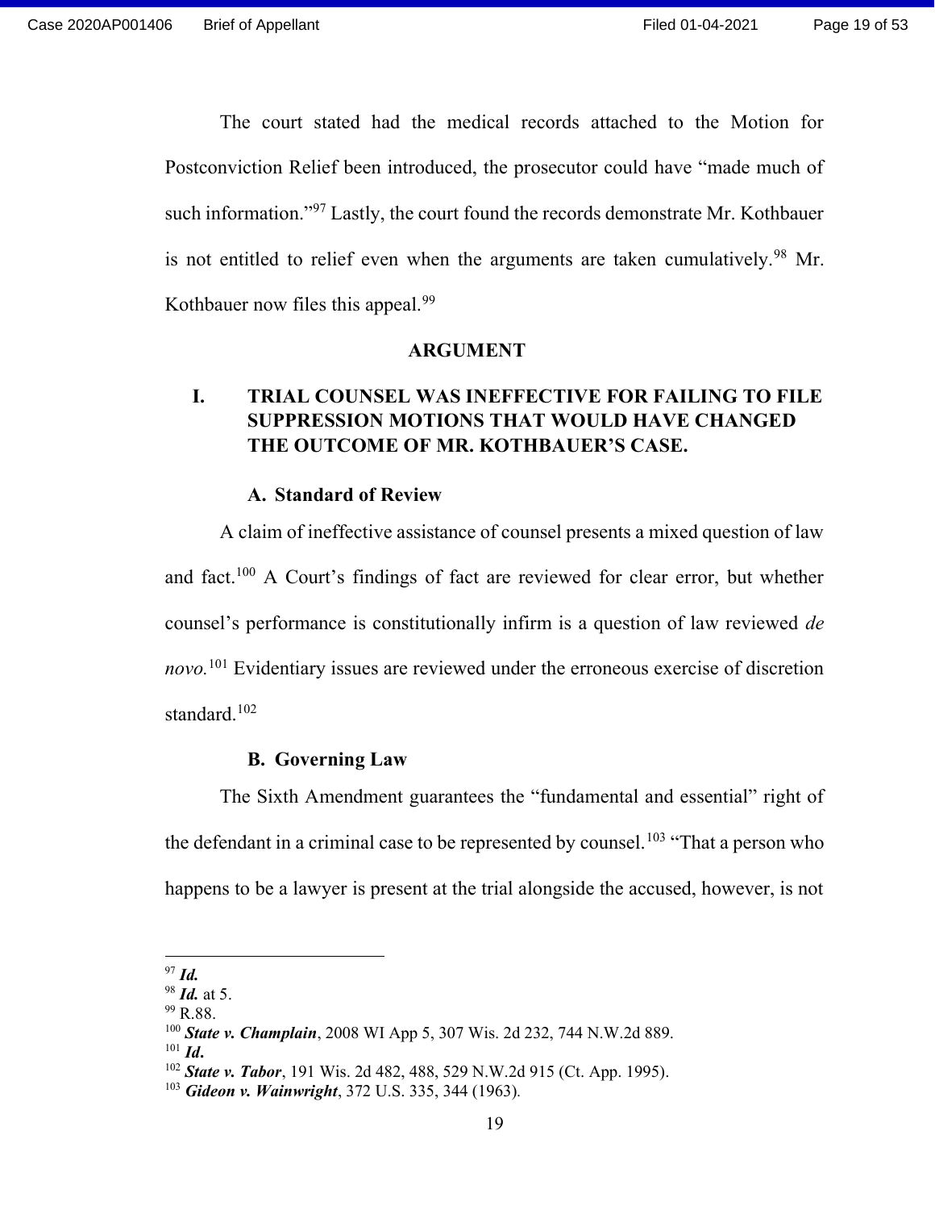The court stated had the medical records attached to the Motion for Postconviction Relief been introduced, the prosecutor could have "made much of such information."[97] Lastly, the court found the records demonstrate Mr. Kothbauer is not entitled to relief even when the arguments are taken cumulatively.[98] Mr. Kothbauer now files this appeal.[99]

## ARGUMENT

### I. TRIAL COUNSEL WAS INEFFECTIVE FOR FAILING TO FILE SUPPRESSION MOTIONS THAT WOULD HAVE CHANGED THE OUTCOME OF MR. KOTHBAUER'S CASE.

#### A. Standard of Review

A claim of ineffective assistance of counsel presents a mixed question of law and fact.[100] A Court's findings of fact are reviewed for clear error, but whether counsel's performance is constitutionally infirm is a question of law reviewed *de novo.*[101] Evidentiary issues are reviewed under the erroneous exercise of discretion standard.[102]

#### B. Governing Law

The Sixth Amendment guarantees the "fundamental and essential" right of the defendant in a criminal case to be represented by counsel.[103] "That a person who happens to be a lawyer is present at the trial alongside the accused, however, is not

---

[97] ***Id.***
[98] ***Id.*** at 5.
[99] R.88.
[100] ***State v. Champlain***, 2008 WI App 5, 307 Wis. 2d 232, 744 N.W.2d 889.
[101] ***Id.***
[102] ***State v. Tabor***, 191 Wis. 2d 482, 488, 529 N.W.2d 915 (Ct. App. 1995).
[103] ***Gideon v. Wainwright***, 372 U.S. 335, 344 (1963).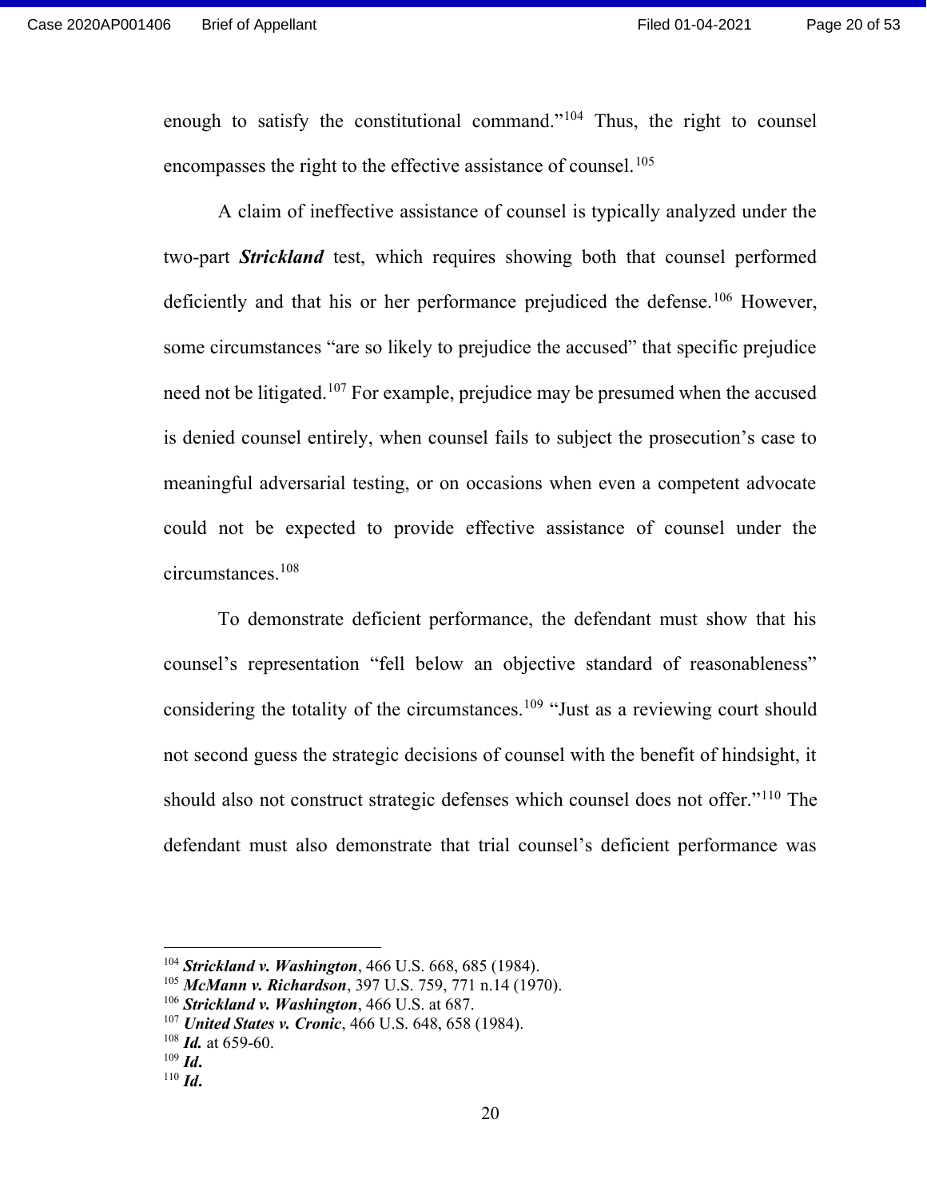enough to satisfy the constitutional command."[104] Thus, the right to counsel encompasses the right to the effective assistance of counsel.[105]

A claim of ineffective assistance of counsel is typically analyzed under the two-part ***Strickland*** test, which requires showing both that counsel performed deficiently and that his or her performance prejudiced the defense.[106] However, some circumstances "are so likely to prejudice the accused" that specific prejudice need not be litigated.[107] For example, prejudice may be presumed when the accused is denied counsel entirely, when counsel fails to subject the prosecution's case to meaningful adversarial testing, or on occasions when even a competent advocate could not be expected to provide effective assistance of counsel under the circumstances.[108]

To demonstrate deficient performance, the defendant must show that his counsel's representation "fell below an objective standard of reasonableness" considering the totality of the circumstances.[109] "Just as a reviewing court should not second guess the strategic decisions of counsel with the benefit of hindsight, it should also not construct strategic defenses which counsel does not offer."[110] The defendant must also demonstrate that trial counsel's deficient performance was

---

[104] ***Strickland v. Washington***, 466 U.S. 668, 685 (1984).
[105] ***McMann v. Richardson***, 397 U.S. 759, 771 n.14 (1970).
[106] ***Strickland v. Washington***, 466 U.S. at 687.
[107] ***United States v. Cronic***, 466 U.S. 648, 658 (1984).
[108] ***Id.*** at 659-60.
[109] ***Id.***
[110] ***Id.***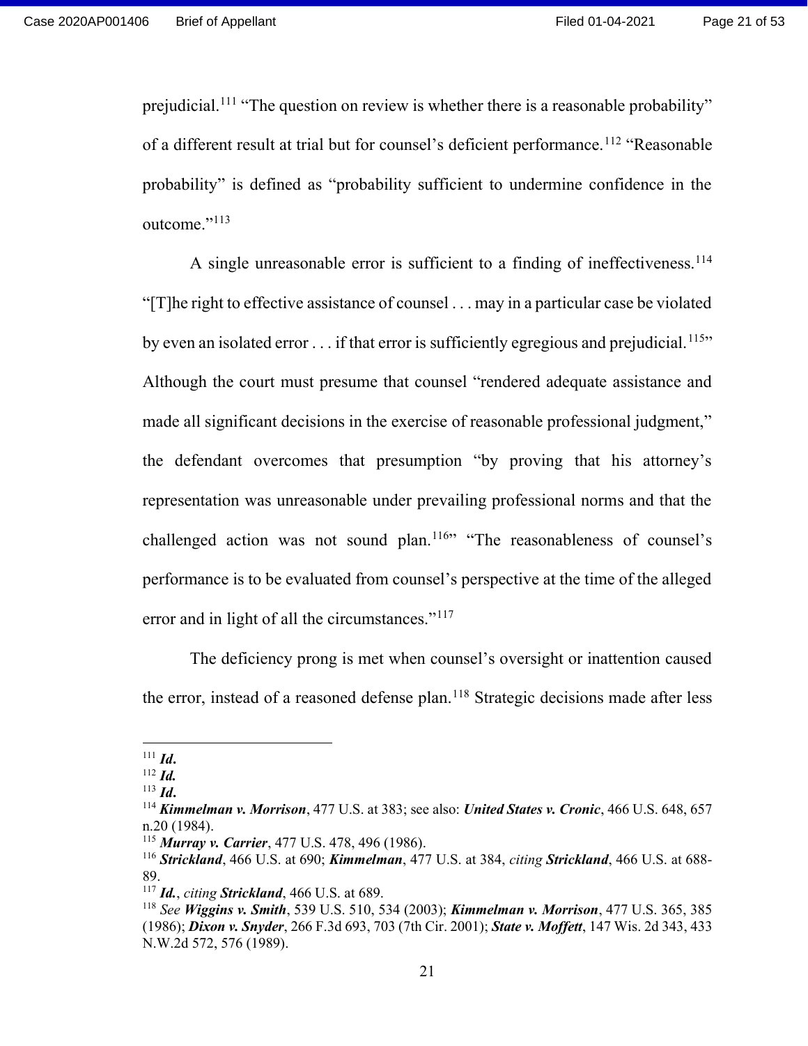prejudicial.[111] "The question on review is whether there is a reasonable probability" of a different result at trial but for counsel's deficient performance.[112] "Reasonable probability" is defined as "probability sufficient to undermine confidence in the outcome."[113]

A single unreasonable error is sufficient to a finding of ineffectiveness.[114] "[T]he right to effective assistance of counsel . . . may in a particular case be violated by even an isolated error . . . if that error is sufficiently egregious and prejudicial.[115]" Although the court must presume that counsel "rendered adequate assistance and made all significant decisions in the exercise of reasonable professional judgment," the defendant overcomes that presumption "by proving that his attorney's representation was unreasonable under prevailing professional norms and that the challenged action was not sound plan.[116]" "The reasonableness of counsel's performance is to be evaluated from counsel's perspective at the time of the alleged error and in light of all the circumstances."[117]

The deficiency prong is met when counsel's oversight or inattention caused the error, instead of a reasoned defense plan.[118] Strategic decisions made after less

---

[111] ***Id.***

[112] ***Id.***

[113] ***Id.***

[114] ***Kimmelman v. Morrison***, 477 U.S. at 383; see also: ***United States v. Cronic***, 466 U.S. 648, 657 n.20 (1984).

[115] ***Murray v. Carrier***, 477 U.S. 478, 496 (1986).

[116] ***Strickland***, 466 U.S. at 690; ***Kimmelman***, 477 U.S. at 384, *citing* ***Strickland***, 466 U.S. at 688-89.

[117] ***Id.***, *citing* ***Strickland***, 466 U.S. at 689.

[118] *See* ***Wiggins v. Smith***, 539 U.S. 510, 534 (2003); ***Kimmelman v. Morrison***, 477 U.S. 365, 385 (1986); ***Dixon v. Snyder***, 266 F.3d 693, 703 (7th Cir. 2001); ***State v. Moffett***, 147 Wis. 2d 343, 433 N.W.2d 572, 576 (1989).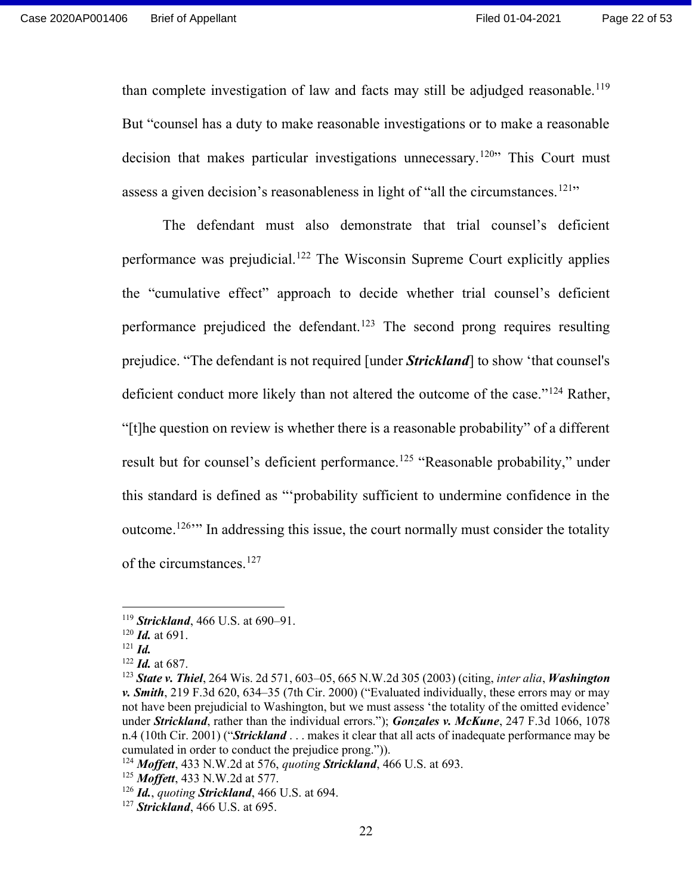than complete investigation of law and facts may still be adjudged reasonable.[119] But "counsel has a duty to make reasonable investigations or to make a reasonable decision that makes particular investigations unnecessary.[120]" This Court must assess a given decision's reasonableness in light of "all the circumstances.[121]"

The defendant must also demonstrate that trial counsel's deficient performance was prejudicial.[122] The Wisconsin Supreme Court explicitly applies the "cumulative effect" approach to decide whether trial counsel's deficient performance prejudiced the defendant.[123] The second prong requires resulting prejudice. "The defendant is not required [under ***Strickland***] to show 'that counsel's deficient conduct more likely than not altered the outcome of the case."[124] Rather, "[t]he question on review is whether there is a reasonable probability" of a different result but for counsel's deficient performance.[125] "Reasonable probability," under this standard is defined as "'probability sufficient to undermine confidence in the outcome.[126]'" In addressing this issue, the court normally must consider the totality of the circumstances.[127]

---

[119] ***Strickland***, 466 U.S. at 690–91.
[120] ***Id.*** at 691.
[121] ***Id.***
[122] ***Id.*** at 687.
[123] ***State v. Thiel***, 264 Wis. 2d 571, 603–05, 665 N.W.2d 305 (2003) (citing, *inter alia*, ***Washington v. Smith***, 219 F.3d 620, 634–35 (7th Cir. 2000) ("Evaluated individually, these errors may or may not have been prejudicial to Washington, but we must assess 'the totality of the omitted evidence' under ***Strickland***, rather than the individual errors."); ***Gonzales v. McKune***, 247 F.3d 1066, 1078 n.4 (10th Cir. 2001) ("***Strickland*** . . . makes it clear that all acts of inadequate performance may be cumulated in order to conduct the prejudice prong.")).
[124] ***Moffett***, 433 N.W.2d at 576, *quoting* ***Strickland***, 466 U.S. at 693.
[125] ***Moffett***, 433 N.W.2d at 577.
[126] ***Id.***, *quoting* ***Strickland***, 466 U.S. at 694.
[127] ***Strickland***, 466 U.S. at 695.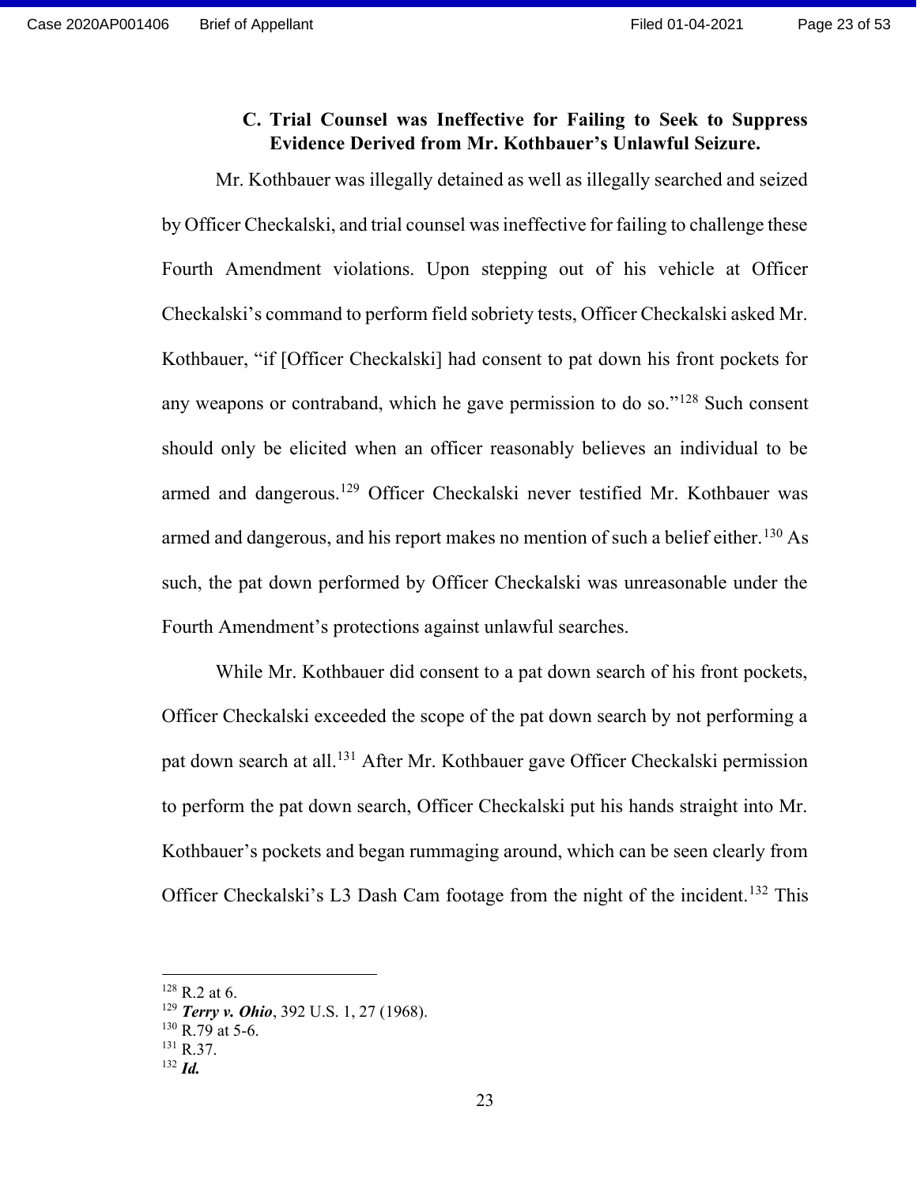### C. Trial Counsel was Ineffective for Failing to Seek to Suppress Evidence Derived from Mr. Kothbauer's Unlawful Seizure.

Mr. Kothbauer was illegally detained as well as illegally searched and seized by Officer Checkalski, and trial counsel was ineffective for failing to challenge these Fourth Amendment violations. Upon stepping out of his vehicle at Officer Checkalski's command to perform field sobriety tests, Officer Checkalski asked Mr. Kothbauer, "if [Officer Checkalski] had consent to pat down his front pockets for any weapons or contraband, which he gave permission to do so."[128] Such consent should only be elicited when an officer reasonably believes an individual to be armed and dangerous.[129] Officer Checkalski never testified Mr. Kothbauer was armed and dangerous, and his report makes no mention of such a belief either.[130] As such, the pat down performed by Officer Checkalski was unreasonable under the Fourth Amendment's protections against unlawful searches.

While Mr. Kothbauer did consent to a pat down search of his front pockets, Officer Checkalski exceeded the scope of the pat down search by not performing a pat down search at all.[131] After Mr. Kothbauer gave Officer Checkalski permission to perform the pat down search, Officer Checkalski put his hands straight into Mr. Kothbauer's pockets and began rummaging around, which can be seen clearly from Officer Checkalski's L3 Dash Cam footage from the night of the incident.[132] This

---

[128] R.2 at 6.

[129] ***Terry v. Ohio***, 392 U.S. 1, 27 (1968).

[130] R.79 at 5-6.

[131] R.37.

[132] ***Id.***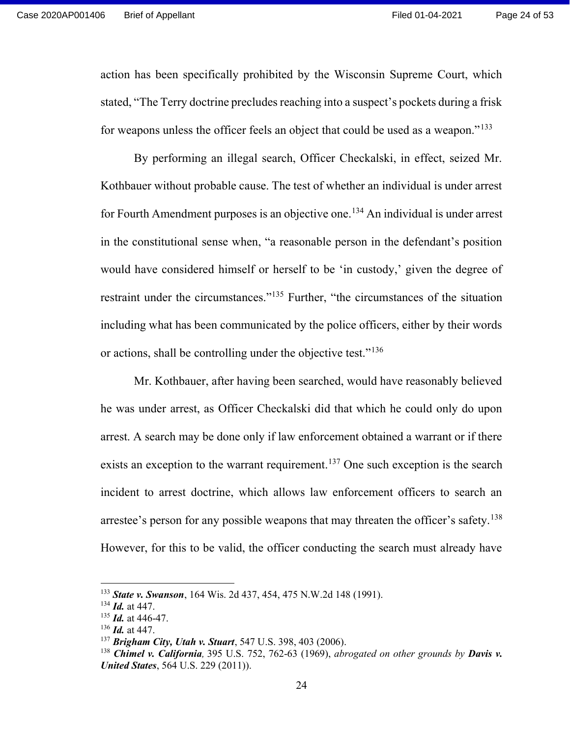action has been specifically prohibited by the Wisconsin Supreme Court, which stated, "The Terry doctrine precludes reaching into a suspect's pockets during a frisk for weapons unless the officer feels an object that could be used as a weapon."[133]

By performing an illegal search, Officer Checkalski, in effect, seized Mr. Kothbauer without probable cause. The test of whether an individual is under arrest for Fourth Amendment purposes is an objective one.[134] An individual is under arrest in the constitutional sense when, "a reasonable person in the defendant's position would have considered himself or herself to be 'in custody,' given the degree of restraint under the circumstances."[135] Further, "the circumstances of the situation including what has been communicated by the police officers, either by their words or actions, shall be controlling under the objective test."[136]

Mr. Kothbauer, after having been searched, would have reasonably believed he was under arrest, as Officer Checkalski did that which he could only do upon arrest. A search may be done only if law enforcement obtained a warrant or if there exists an exception to the warrant requirement.[137] One such exception is the search incident to arrest doctrine, which allows law enforcement officers to search an arrestee's person for any possible weapons that may threaten the officer's safety.[138] However, for this to be valid, the officer conducting the search must already have

---

[133] ***State v. Swanson***, 164 Wis. 2d 437, 454, 475 N.W.2d 148 (1991).
[134] ***Id.*** at 447.
[135] ***Id.*** at 446-47.
[136] ***Id.*** at 447.
[137] ***Brigham City, Utah v. Stuart***, 547 U.S. 398, 403 (2006).
[138] ***Chimel v. California,*** 395 U.S. 752, 762-63 (1969), *abrogated on other grounds by* ***Davis v. United States***, 564 U.S. 229 (2011)).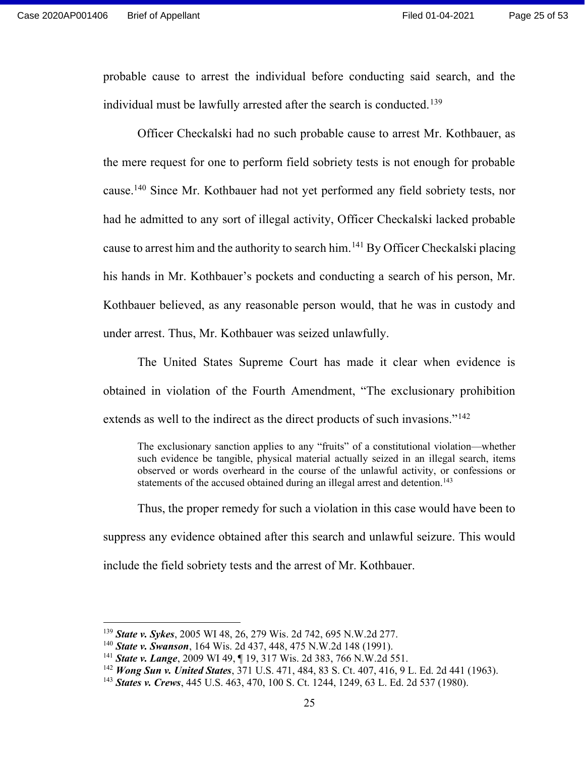probable cause to arrest the individual before conducting said search, and the individual must be lawfully arrested after the search is conducted.[139]

Officer Checkalski had no such probable cause to arrest Mr. Kothbauer, as the mere request for one to perform field sobriety tests is not enough for probable cause.[140] Since Mr. Kothbauer had not yet performed any field sobriety tests, nor had he admitted to any sort of illegal activity, Officer Checkalski lacked probable cause to arrest him and the authority to search him.[141] By Officer Checkalski placing his hands in Mr. Kothbauer's pockets and conducting a search of his person, Mr. Kothbauer believed, as any reasonable person would, that he was in custody and under arrest. Thus, Mr. Kothbauer was seized unlawfully.

The United States Supreme Court has made it clear when evidence is obtained in violation of the Fourth Amendment, "The exclusionary prohibition extends as well to the indirect as the direct products of such invasions."[142]

> The exclusionary sanction applies to any "fruits" of a constitutional violation—whether such evidence be tangible, physical material actually seized in an illegal search, items observed or words overheard in the course of the unlawful activity, or confessions or statements of the accused obtained during an illegal arrest and detention.[143]

Thus, the proper remedy for such a violation in this case would have been to suppress any evidence obtained after this search and unlawful seizure. This would include the field sobriety tests and the arrest of Mr. Kothbauer.

---

[139] ***State v. Sykes***, 2005 WI 48, 26, 279 Wis. 2d 742, 695 N.W.2d 277.
[140] ***State v. Swanson***, 164 Wis. 2d 437, 448, 475 N.W.2d 148 (1991).
[141] ***State v. Lange***, 2009 WI 49, ¶ 19, 317 Wis. 2d 383, 766 N.W.2d 551.
[142] ***Wong Sun v. United States***, 371 U.S. 471, 484, 83 S. Ct. 407, 416, 9 L. Ed. 2d 441 (1963).
[143] ***States v. Crews***, 445 U.S. 463, 470, 100 S. Ct. 1244, 1249, 63 L. Ed. 2d 537 (1980).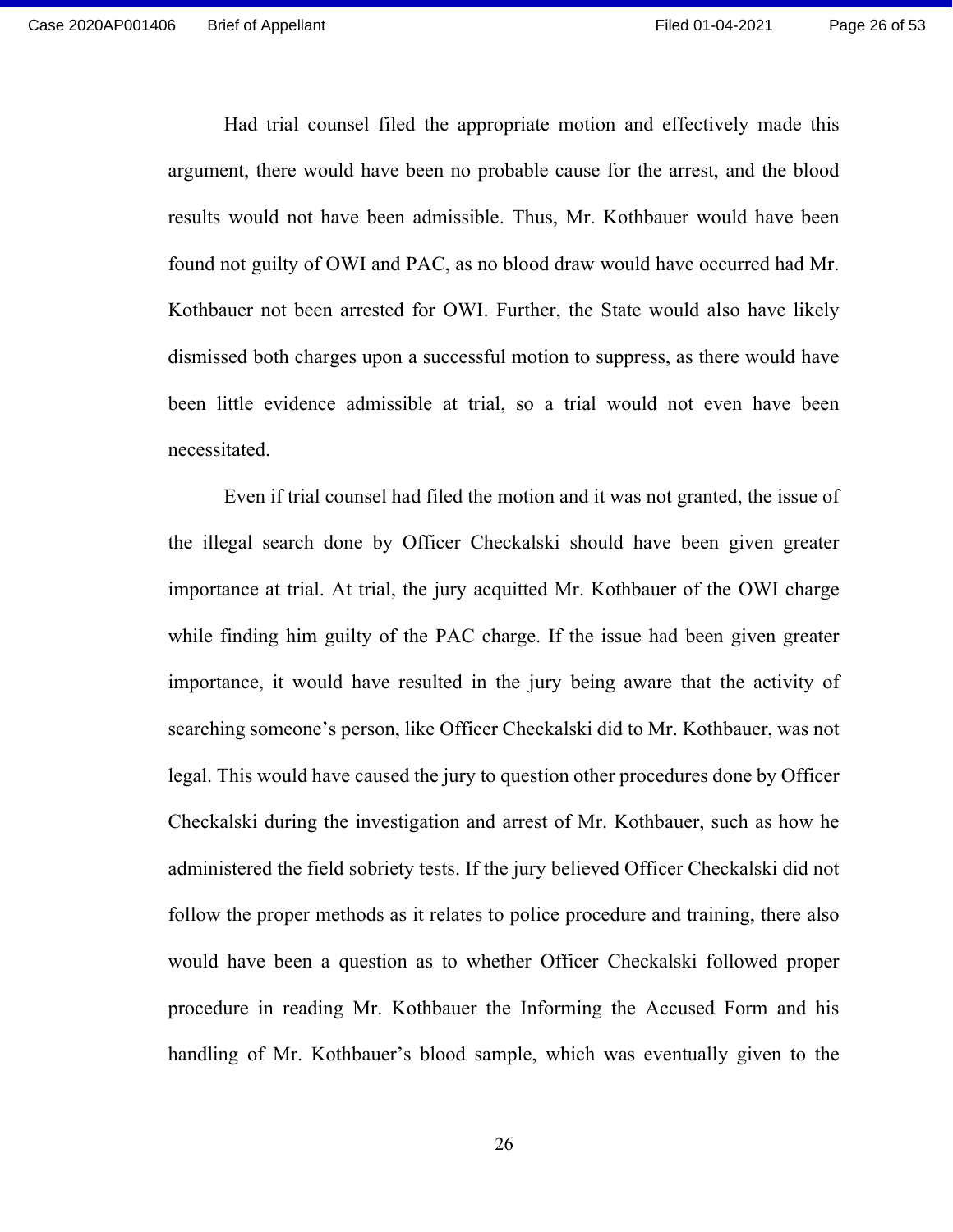Had trial counsel filed the appropriate motion and effectively made this argument, there would have been no probable cause for the arrest, and the blood results would not have been admissible. Thus, Mr. Kothbauer would have been found not guilty of OWI and PAC, as no blood draw would have occurred had Mr. Kothbauer not been arrested for OWI. Further, the State would also have likely dismissed both charges upon a successful motion to suppress, as there would have been little evidence admissible at trial, so a trial would not even have been necessitated.

Even if trial counsel had filed the motion and it was not granted, the issue of the illegal search done by Officer Checkalski should have been given greater importance at trial. At trial, the jury acquitted Mr. Kothbauer of the OWI charge while finding him guilty of the PAC charge. If the issue had been given greater importance, it would have resulted in the jury being aware that the activity of searching someone's person, like Officer Checkalski did to Mr. Kothbauer, was not legal. This would have caused the jury to question other procedures done by Officer Checkalski during the investigation and arrest of Mr. Kothbauer, such as how he administered the field sobriety tests. If the jury believed Officer Checkalski did not follow the proper methods as it relates to police procedure and training, there also would have been a question as to whether Officer Checkalski followed proper procedure in reading Mr. Kothbauer the Informing the Accused Form and his handling of Mr. Kothbauer's blood sample, which was eventually given to the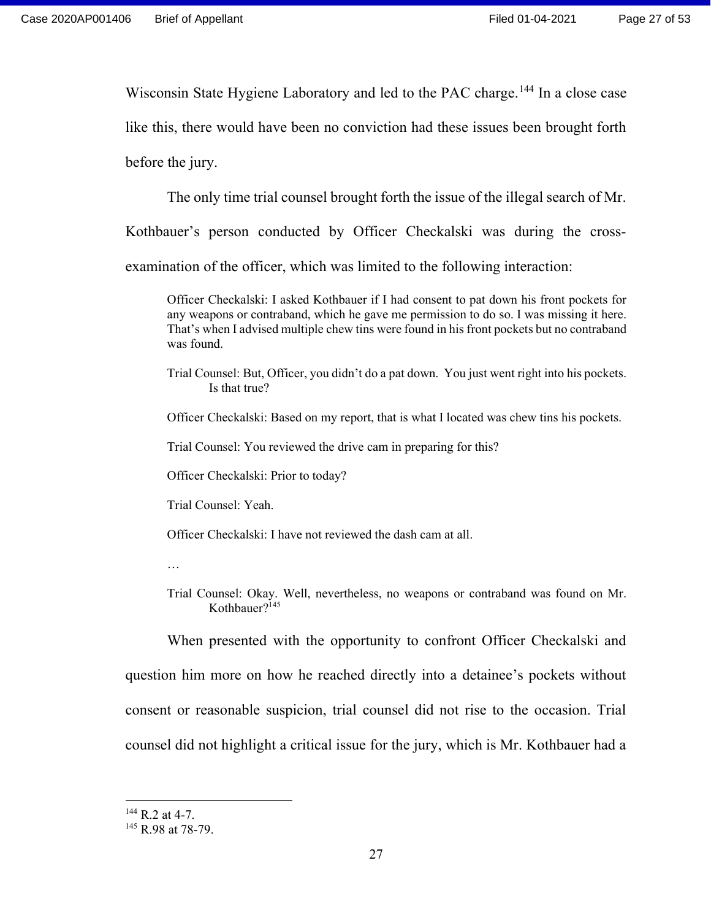Wisconsin State Hygiene Laboratory and led to the PAC charge.[144] In a close case like this, there would have been no conviction had these issues been brought forth before the jury.

The only time trial counsel brought forth the issue of the illegal search of Mr. Kothbauer's person conducted by Officer Checkalski was during the cross-examination of the officer, which was limited to the following interaction:

> Officer Checkalski: I asked Kothbauer if I had consent to pat down his front pockets for any weapons or contraband, which he gave me permission to do so. I was missing it here. That's when I advised multiple chew tins were found in his front pockets but no contraband was found.
>
> Trial Counsel: But, Officer, you didn't do a pat down. You just went right into his pockets. Is that true?
>
> Officer Checkalski: Based on my report, that is what I located was chew tins his pockets.
>
> Trial Counsel: You reviewed the drive cam in preparing for this?
>
> Officer Checkalski: Prior to today?
>
> Trial Counsel: Yeah.
>
> Officer Checkalski: I have not reviewed the dash cam at all.
>
> …
>
> Trial Counsel: Okay. Well, nevertheless, no weapons or contraband was found on Mr. Kothbauer?[145]

When presented with the opportunity to confront Officer Checkalski and question him more on how he reached directly into a detainee's pockets without consent or reasonable suspicion, trial counsel did not rise to the occasion. Trial counsel did not highlight a critical issue for the jury, which is Mr. Kothbauer had a

---

[144] R.2 at 4-7.

[145] R.98 at 78-79.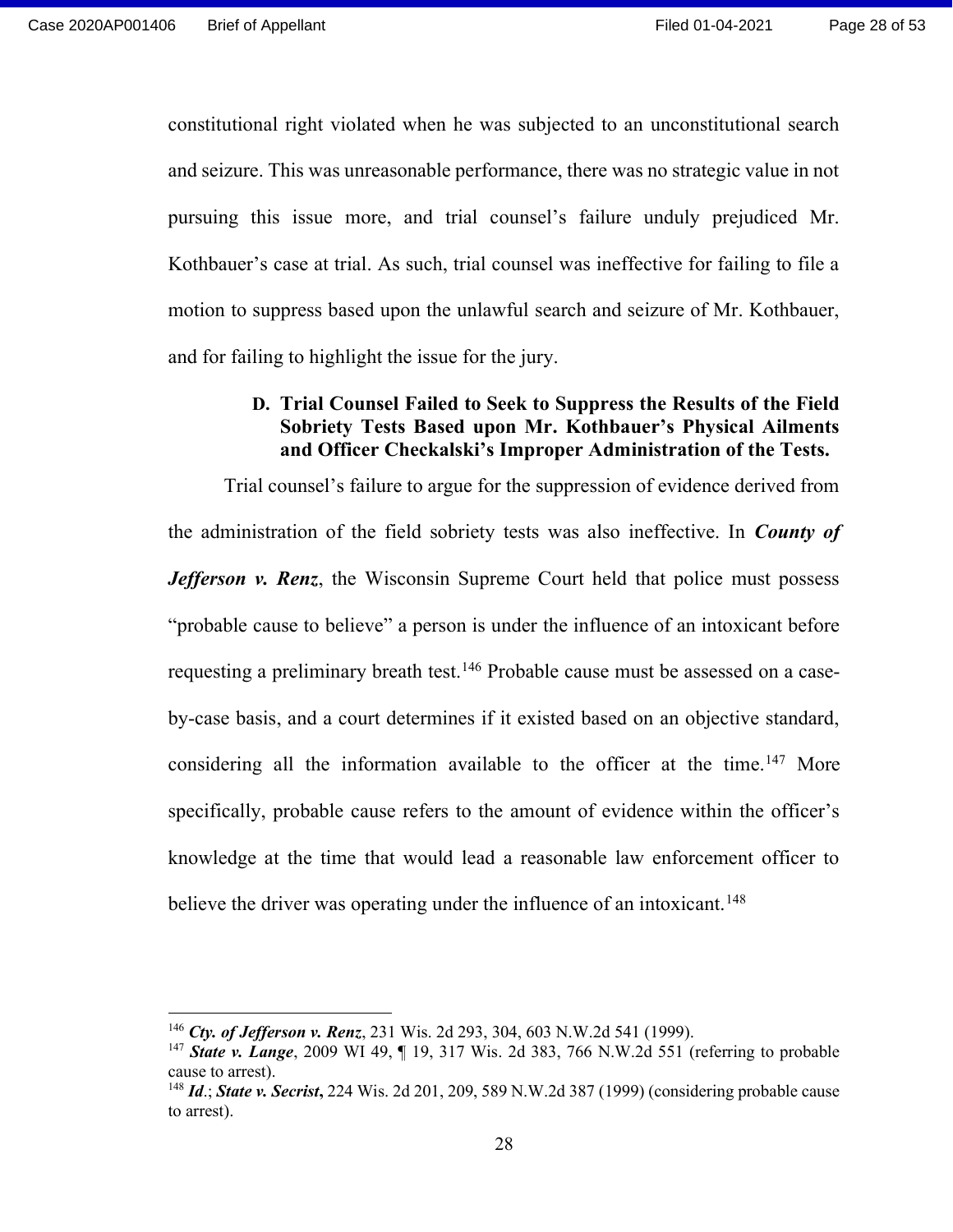constitutional right violated when he was subjected to an unconstitutional search and seizure. This was unreasonable performance, there was no strategic value in not pursuing this issue more, and trial counsel's failure unduly prejudiced Mr. Kothbauer's case at trial. As such, trial counsel was ineffective for failing to file a motion to suppress based upon the unlawful search and seizure of Mr. Kothbauer, and for failing to highlight the issue for the jury.

### D. Trial Counsel Failed to Seek to Suppress the Results of the Field Sobriety Tests Based upon Mr. Kothbauer's Physical Ailments and Officer Checkalski's Improper Administration of the Tests.

Trial counsel's failure to argue for the suppression of evidence derived from the administration of the field sobriety tests was also ineffective. In ***County of Jefferson v. Renz***, the Wisconsin Supreme Court held that police must possess "probable cause to believe" a person is under the influence of an intoxicant before requesting a preliminary breath test.[146] Probable cause must be assessed on a case-by-case basis, and a court determines if it existed based on an objective standard, considering all the information available to the officer at the time.[147] More specifically, probable cause refers to the amount of evidence within the officer's knowledge at the time that would lead a reasonable law enforcement officer to believe the driver was operating under the influence of an intoxicant.[148]

---

[146] ***Cty. of Jefferson v. Renz***, 231 Wis. 2d 293, 304, 603 N.W.2d 541 (1999).

[147] ***State v. Lange***, 2009 WI 49, ¶ 19, 317 Wis. 2d 383, 766 N.W.2d 551 (referring to probable cause to arrest).

[148] ***Id***.; ***State v. Secrist***, 224 Wis. 2d 201, 209, 589 N.W.2d 387 (1999) (considering probable cause to arrest).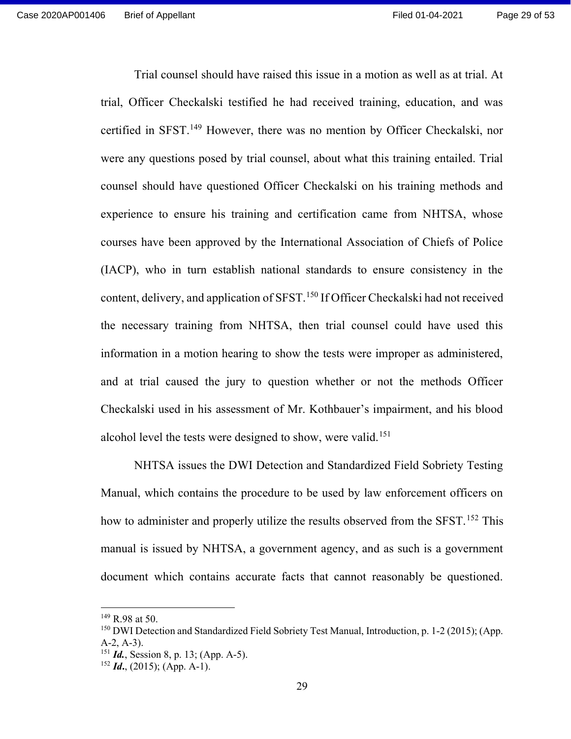Trial counsel should have raised this issue in a motion as well as at trial. At trial, Officer Checkalski testified he had received training, education, and was certified in SFST.[149] However, there was no mention by Officer Checkalski, nor were any questions posed by trial counsel, about what this training entailed. Trial counsel should have questioned Officer Checkalski on his training methods and experience to ensure his training and certification came from NHTSA, whose courses have been approved by the International Association of Chiefs of Police (IACP), who in turn establish national standards to ensure consistency in the content, delivery, and application of SFST.[150] If Officer Checkalski had not received the necessary training from NHTSA, then trial counsel could have used this information in a motion hearing to show the tests were improper as administered, and at trial caused the jury to question whether or not the methods Officer Checkalski used in his assessment of Mr. Kothbauer's impairment, and his blood alcohol level the tests were designed to show, were valid.[151]

NHTSA issues the DWI Detection and Standardized Field Sobriety Testing Manual, which contains the procedure to be used by law enforcement officers on how to administer and properly utilize the results observed from the SFST.[152] This manual is issued by NHTSA, a government agency, and as such is a government document which contains accurate facts that cannot reasonably be questioned.

---

[149] R.98 at 50.

[150] DWI Detection and Standardized Field Sobriety Test Manual, Introduction, p. 1-2 (2015); (App. A-2, A-3).

[151] ***Id.***, Session 8, p. 13; (App. A-5).

[152] ***Id.***, (2015); (App. A-1).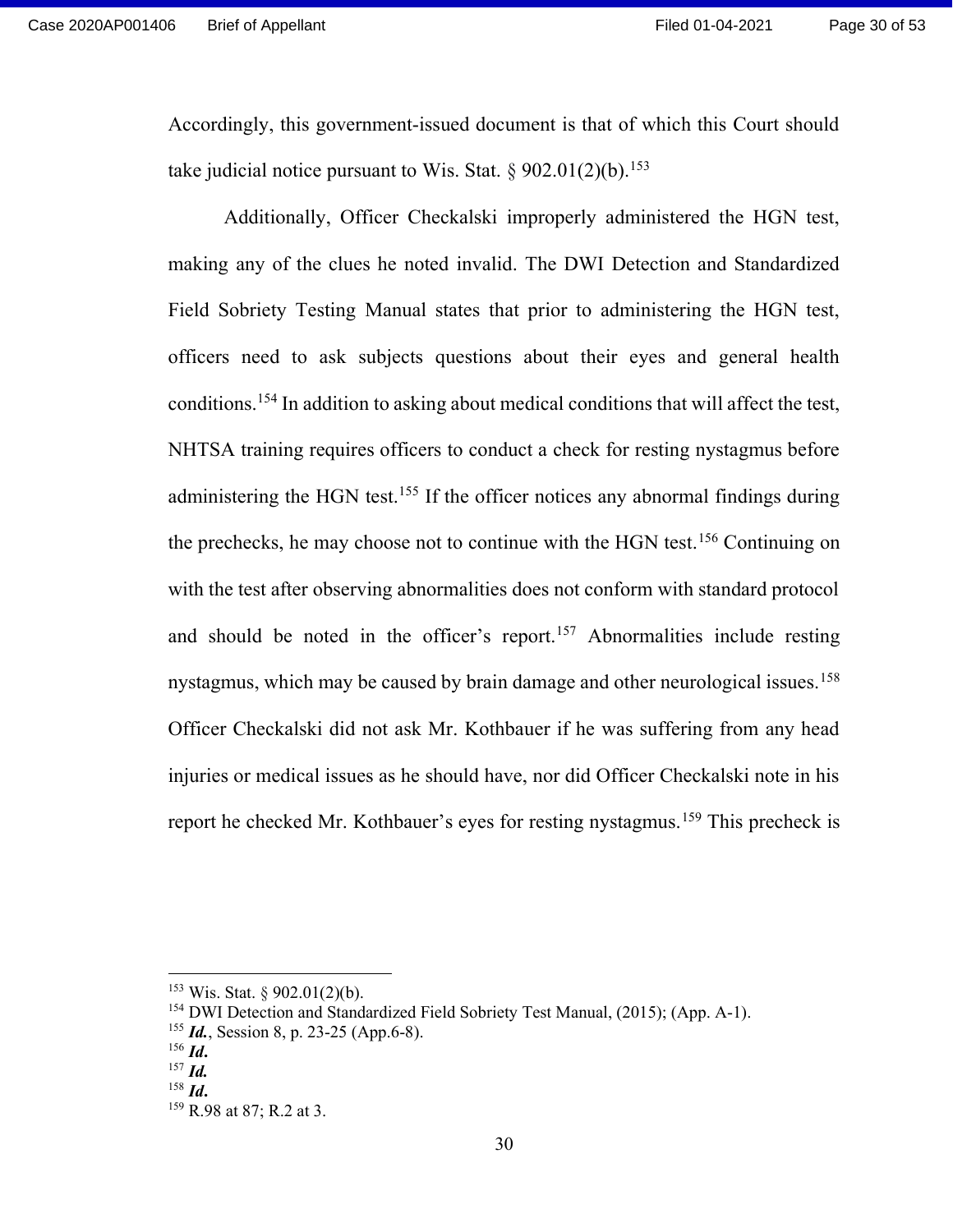Accordingly, this government-issued document is that of which this Court should take judicial notice pursuant to Wis. Stat. § 902.01(2)(b).[153]

Additionally, Officer Checkalski improperly administered the HGN test, making any of the clues he noted invalid. The DWI Detection and Standardized Field Sobriety Testing Manual states that prior to administering the HGN test, officers need to ask subjects questions about their eyes and general health conditions.[154] In addition to asking about medical conditions that will affect the test, NHTSA training requires officers to conduct a check for resting nystagmus before administering the HGN test.[155] If the officer notices any abnormal findings during the prechecks, he may choose not to continue with the HGN test.[156] Continuing on with the test after observing abnormalities does not conform with standard protocol and should be noted in the officer's report.[157] Abnormalities include resting nystagmus, which may be caused by brain damage and other neurological issues.[158] Officer Checkalski did not ask Mr. Kothbauer if he was suffering from any head injuries or medical issues as he should have, nor did Officer Checkalski note in his report he checked Mr. Kothbauer's eyes for resting nystagmus.[159] This precheck is

---

[153] Wis. Stat. § 902.01(2)(b).

[154] DWI Detection and Standardized Field Sobriety Test Manual, (2015); (App. A-1).

[155] ***Id.***, Session 8, p. 23-25 (App.6-8).

[156] ***Id.***

[157] ***Id.***

[158] ***Id.***

[159] R.98 at 87; R.2 at 3.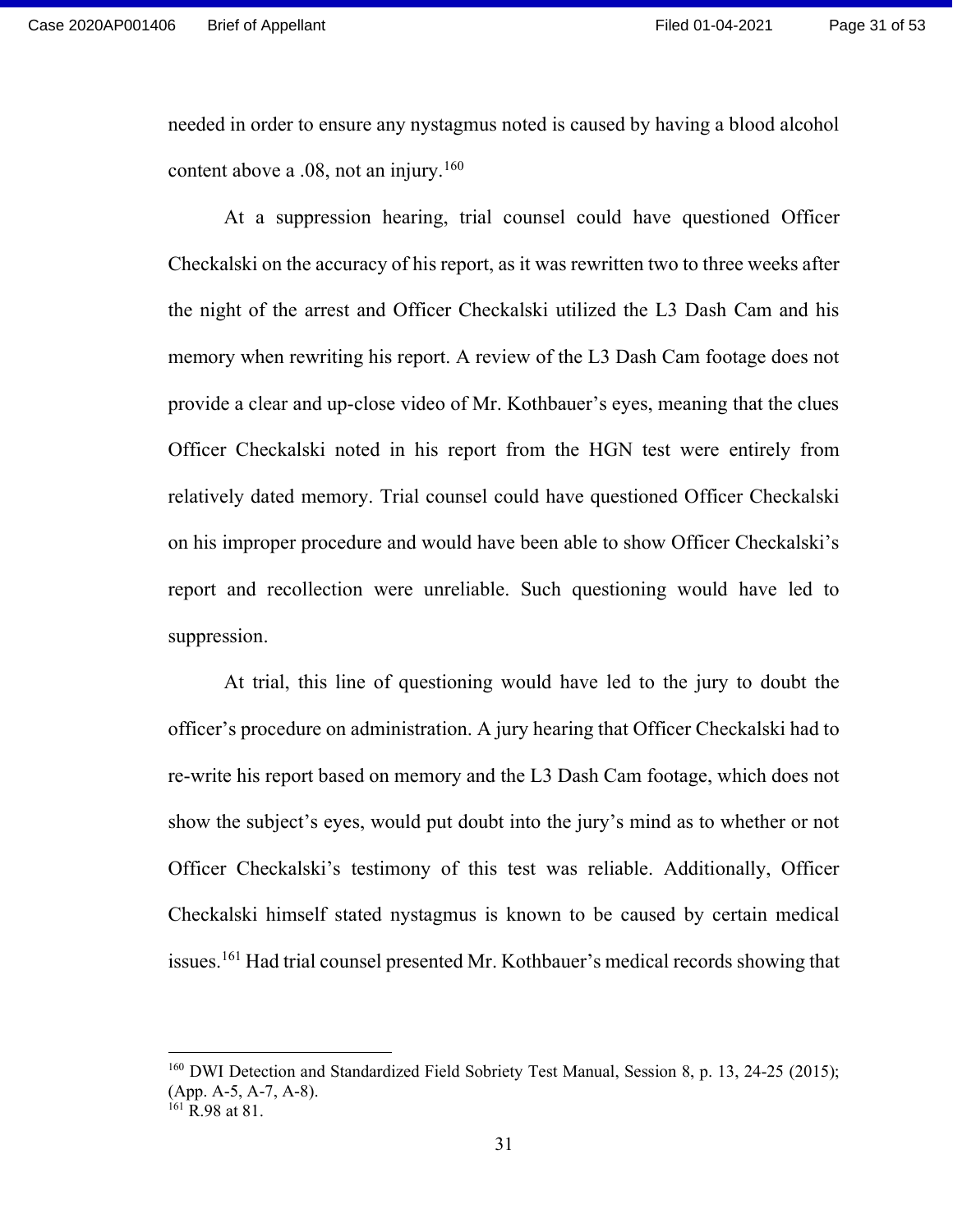needed in order to ensure any nystagmus noted is caused by having a blood alcohol content above a .08, not an injury.[160]

At a suppression hearing, trial counsel could have questioned Officer Checkalski on the accuracy of his report, as it was rewritten two to three weeks after the night of the arrest and Officer Checkalski utilized the L3 Dash Cam and his memory when rewriting his report. A review of the L3 Dash Cam footage does not provide a clear and up-close video of Mr. Kothbauer's eyes, meaning that the clues Officer Checkalski noted in his report from the HGN test were entirely from relatively dated memory. Trial counsel could have questioned Officer Checkalski on his improper procedure and would have been able to show Officer Checkalski's report and recollection were unreliable. Such questioning would have led to suppression.

At trial, this line of questioning would have led to the jury to doubt the officer's procedure on administration. A jury hearing that Officer Checkalski had to re-write his report based on memory and the L3 Dash Cam footage, which does not show the subject's eyes, would put doubt into the jury's mind as to whether or not Officer Checkalski's testimony of this test was reliable. Additionally, Officer Checkalski himself stated nystagmus is known to be caused by certain medical issues.[161] Had trial counsel presented Mr. Kothbauer's medical records showing that

---

[160] DWI Detection and Standardized Field Sobriety Test Manual, Session 8, p. 13, 24-25 (2015); (App. A-5, A-7, A-8).

[161] R.98 at 81.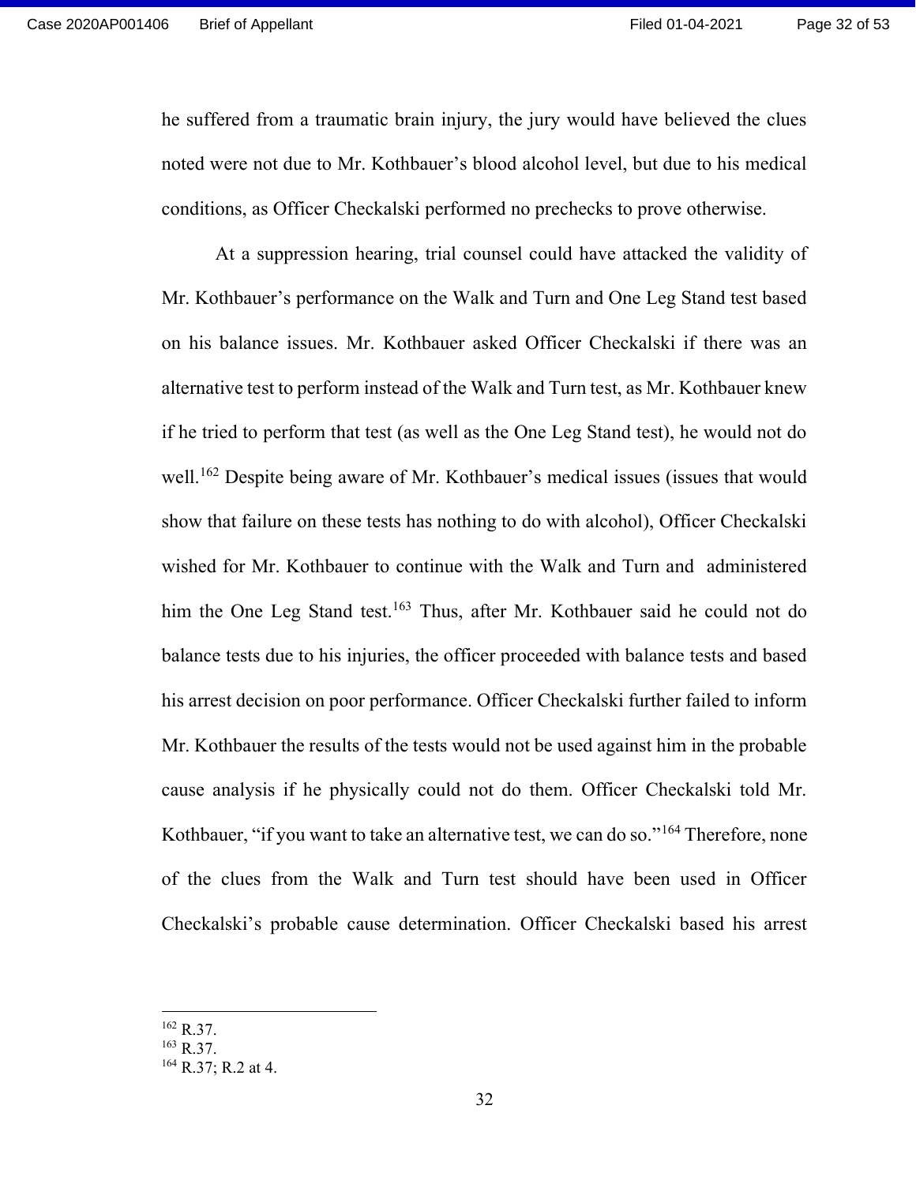he suffered from a traumatic brain injury, the jury would have believed the clues noted were not due to Mr. Kothbauer's blood alcohol level, but due to his medical conditions, as Officer Checkalski performed no prechecks to prove otherwise.

At a suppression hearing, trial counsel could have attacked the validity of Mr. Kothbauer's performance on the Walk and Turn and One Leg Stand test based on his balance issues. Mr. Kothbauer asked Officer Checkalski if there was an alternative test to perform instead of the Walk and Turn test, as Mr. Kothbauer knew if he tried to perform that test (as well as the One Leg Stand test), he would not do well.[162] Despite being aware of Mr. Kothbauer's medical issues (issues that would show that failure on these tests has nothing to do with alcohol), Officer Checkalski wished for Mr. Kothbauer to continue with the Walk and Turn and administered him the One Leg Stand test.[163] Thus, after Mr. Kothbauer said he could not do balance tests due to his injuries, the officer proceeded with balance tests and based his arrest decision on poor performance. Officer Checkalski further failed to inform Mr. Kothbauer the results of the tests would not be used against him in the probable cause analysis if he physically could not do them. Officer Checkalski told Mr. Kothbauer, "if you want to take an alternative test, we can do so."[164] Therefore, none of the clues from the Walk and Turn test should have been used in Officer Checkalski's probable cause determination. Officer Checkalski based his arrest

---

[162] R.37.
[163] R.37.
[164] R.37; R.2 at 4.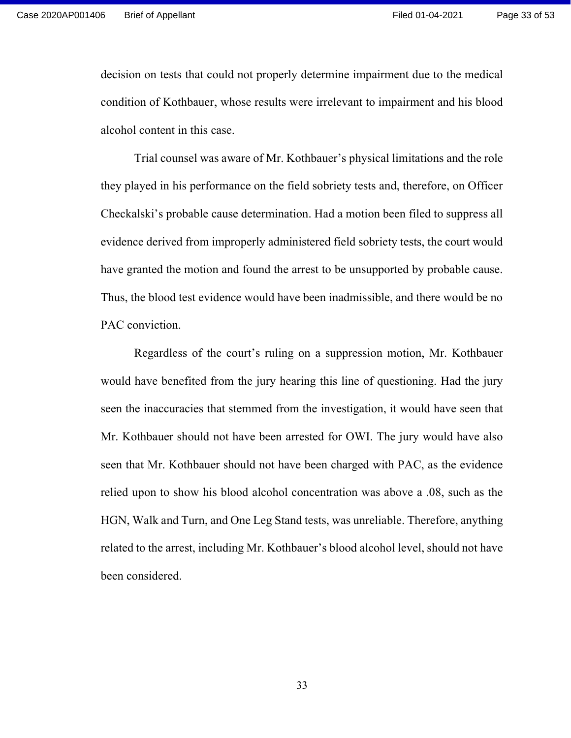decision on tests that could not properly determine impairment due to the medical condition of Kothbauer, whose results were irrelevant to impairment and his blood alcohol content in this case.

Trial counsel was aware of Mr. Kothbauer's physical limitations and the role they played in his performance on the field sobriety tests and, therefore, on Officer Checkalski's probable cause determination. Had a motion been filed to suppress all evidence derived from improperly administered field sobriety tests, the court would have granted the motion and found the arrest to be unsupported by probable cause. Thus, the blood test evidence would have been inadmissible, and there would be no PAC conviction.

Regardless of the court's ruling on a suppression motion, Mr. Kothbauer would have benefited from the jury hearing this line of questioning. Had the jury seen the inaccuracies that stemmed from the investigation, it would have seen that Mr. Kothbauer should not have been arrested for OWI. The jury would have also seen that Mr. Kothbauer should not have been charged with PAC, as the evidence relied upon to show his blood alcohol concentration was above a .08, such as the HGN, Walk and Turn, and One Leg Stand tests, was unreliable. Therefore, anything related to the arrest, including Mr. Kothbauer's blood alcohol level, should not have been considered.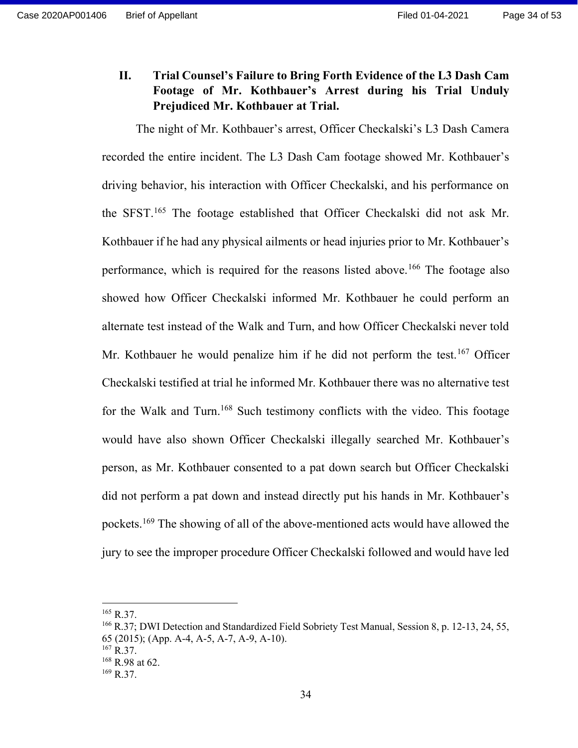## II. Trial Counsel's Failure to Bring Forth Evidence of the L3 Dash Cam Footage of Mr. Kothbauer's Arrest during his Trial Unduly Prejudiced Mr. Kothbauer at Trial.

The night of Mr. Kothbauer's arrest, Officer Checkalski's L3 Dash Camera recorded the entire incident. The L3 Dash Cam footage showed Mr. Kothbauer's driving behavior, his interaction with Officer Checkalski, and his performance on the SFST.[165] The footage established that Officer Checkalski did not ask Mr. Kothbauer if he had any physical ailments or head injuries prior to Mr. Kothbauer's performance, which is required for the reasons listed above.[166] The footage also showed how Officer Checkalski informed Mr. Kothbauer he could perform an alternate test instead of the Walk and Turn, and how Officer Checkalski never told Mr. Kothbauer he would penalize him if he did not perform the test.[167] Officer Checkalski testified at trial he informed Mr. Kothbauer there was no alternative test for the Walk and Turn.[168] Such testimony conflicts with the video. This footage would have also shown Officer Checkalski illegally searched Mr. Kothbauer's person, as Mr. Kothbauer consented to a pat down search but Officer Checkalski did not perform a pat down and instead directly put his hands in Mr. Kothbauer's pockets.[169] The showing of all of the above-mentioned acts would have allowed the jury to see the improper procedure Officer Checkalski followed and would have led

---

[165] R.37.

[166] R.37; DWI Detection and Standardized Field Sobriety Test Manual, Session 8, p. 12-13, 24, 55, 65 (2015); (App. A-4, A-5, A-7, A-9, A-10).

[167] R.37.

[168] R.98 at 62.

[169] R.37.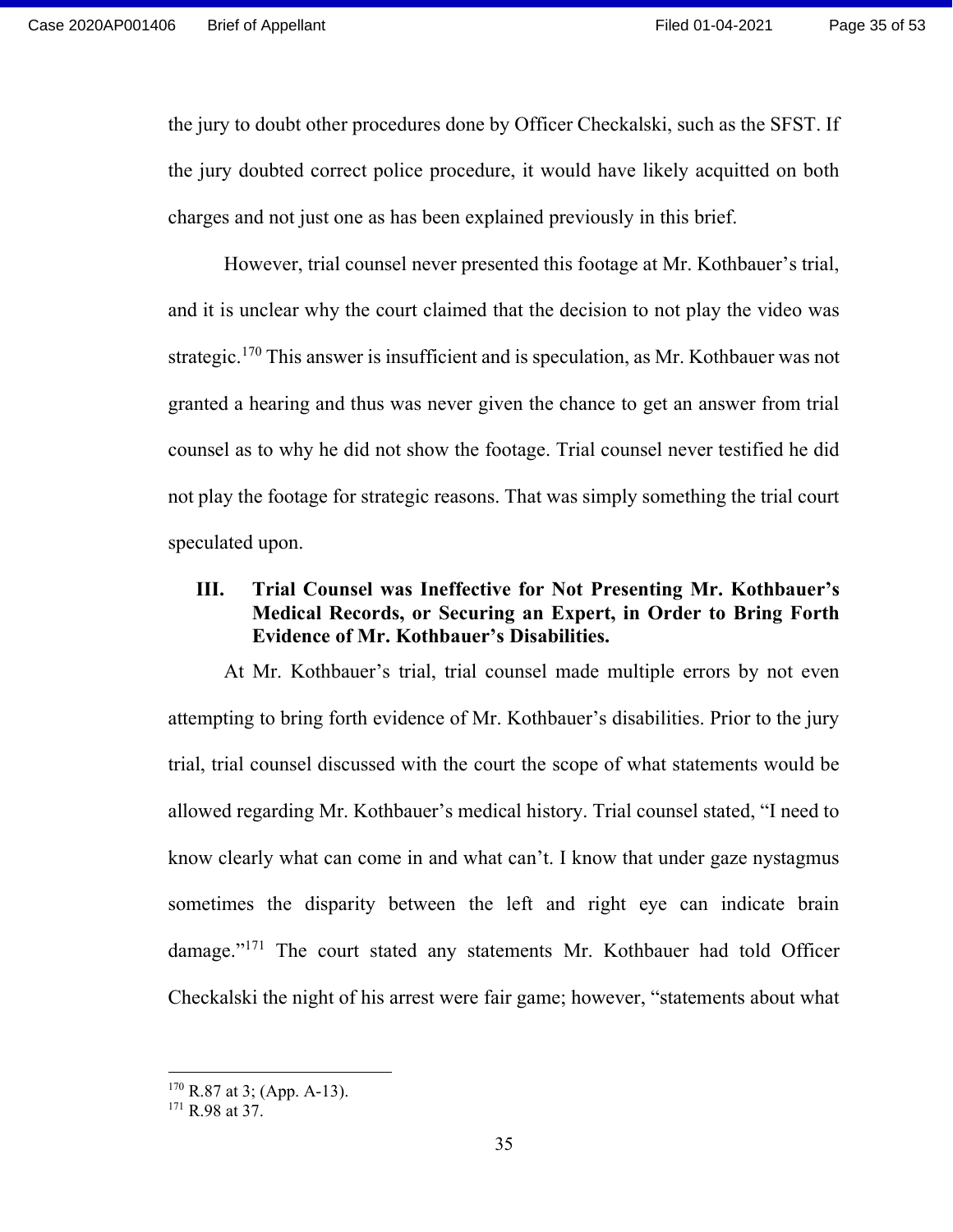the jury to doubt other procedures done by Officer Checkalski, such as the SFST. If the jury doubted correct police procedure, it would have likely acquitted on both charges and not just one as has been explained previously in this brief.

However, trial counsel never presented this footage at Mr. Kothbauer's trial, and it is unclear why the court claimed that the decision to not play the video was strategic.[170] This answer is insufficient and is speculation, as Mr. Kothbauer was not granted a hearing and thus was never given the chance to get an answer from trial counsel as to why he did not show the footage. Trial counsel never testified he did not play the footage for strategic reasons. That was simply something the trial court speculated upon.

### III. Trial Counsel was Ineffective for Not Presenting Mr. Kothbauer's Medical Records, or Securing an Expert, in Order to Bring Forth Evidence of Mr. Kothbauer's Disabilities.

At Mr. Kothbauer's trial, trial counsel made multiple errors by not even attempting to bring forth evidence of Mr. Kothbauer's disabilities. Prior to the jury trial, trial counsel discussed with the court the scope of what statements would be allowed regarding Mr. Kothbauer's medical history. Trial counsel stated, "I need to know clearly what can come in and what can't. I know that under gaze nystagmus sometimes the disparity between the left and right eye can indicate brain damage."[171] The court stated any statements Mr. Kothbauer had told Officer Checkalski the night of his arrest were fair game; however, "statements about what

---

[170] R.87 at 3; (App. A-13).

[171] R.98 at 37.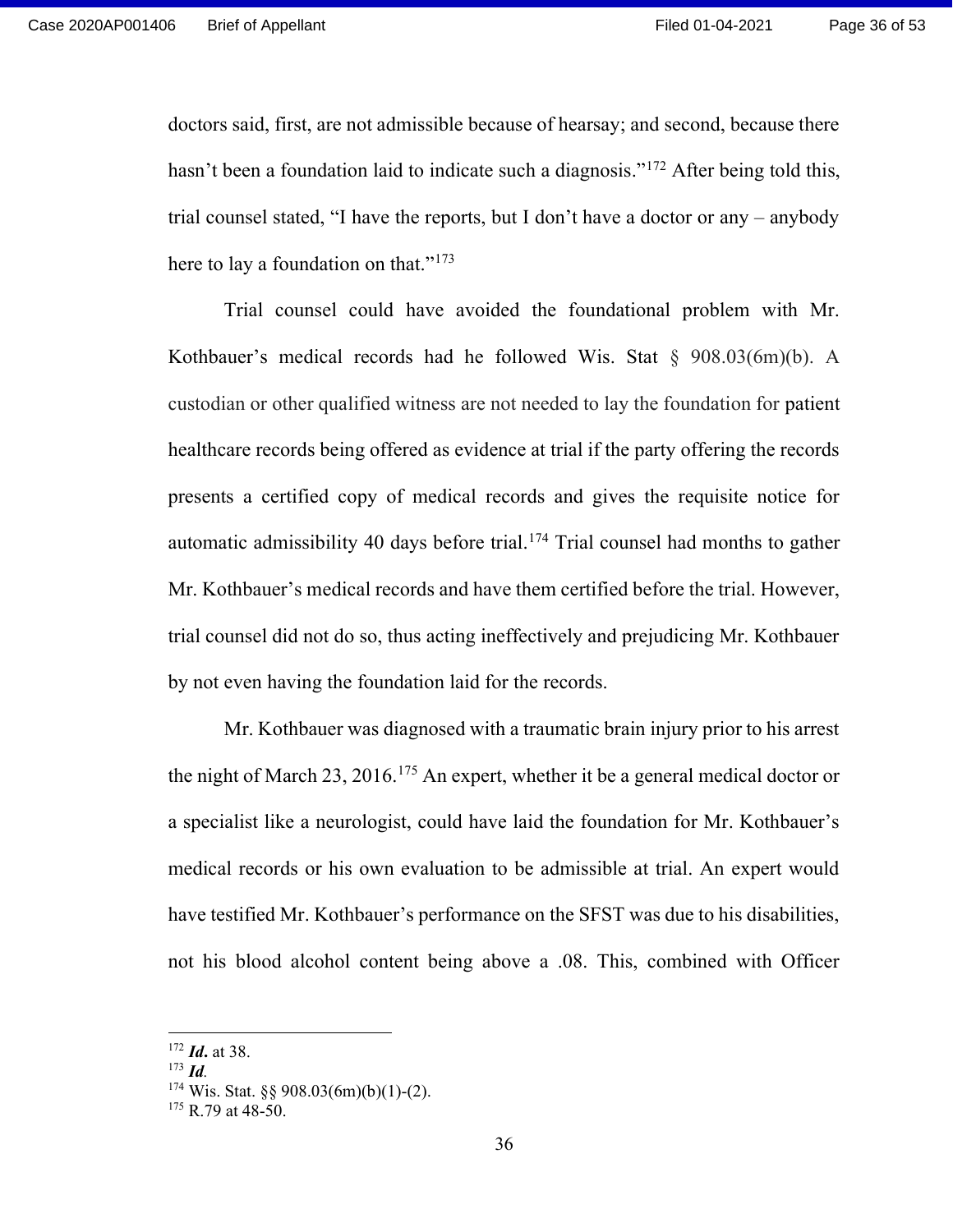doctors said, first, are not admissible because of hearsay; and second, because there hasn't been a foundation laid to indicate such a diagnosis."[172] After being told this, trial counsel stated, "I have the reports, but I don't have a doctor or any – anybody here to lay a foundation on that."[173]

Trial counsel could have avoided the foundational problem with Mr. Kothbauer's medical records had he followed Wis. Stat § 908.03(6m)(b). A custodian or other qualified witness are not needed to lay the foundation for patient healthcare records being offered as evidence at trial if the party offering the records presents a certified copy of medical records and gives the requisite notice for automatic admissibility 40 days before trial.[174] Trial counsel had months to gather Mr. Kothbauer's medical records and have them certified before the trial. However, trial counsel did not do so, thus acting ineffectively and prejudicing Mr. Kothbauer by not even having the foundation laid for the records.

Mr. Kothbauer was diagnosed with a traumatic brain injury prior to his arrest the night of March 23, 2016.[175] An expert, whether it be a general medical doctor or a specialist like a neurologist, could have laid the foundation for Mr. Kothbauer's medical records or his own evaluation to be admissible at trial. An expert would have testified Mr. Kothbauer's performance on the SFST was due to his disabilities, not his blood alcohol content being above a .08. This, combined with Officer

---

[172] ***Id.*** at 38.
[173] ***Id.***
[174] Wis. Stat. §§ 908.03(6m)(b)(1)-(2).
[175] R.79 at 48-50.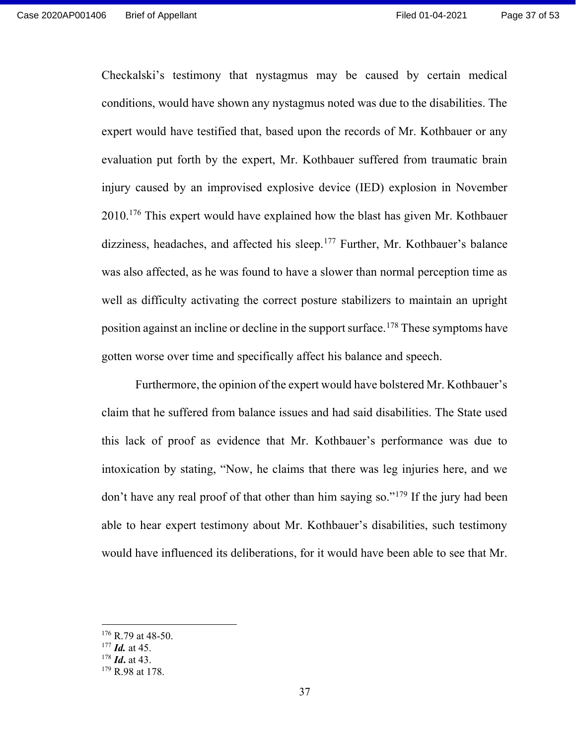Checkalski's testimony that nystagmus may be caused by certain medical conditions, would have shown any nystagmus noted was due to the disabilities. The expert would have testified that, based upon the records of Mr. Kothbauer or any evaluation put forth by the expert, Mr. Kothbauer suffered from traumatic brain injury caused by an improvised explosive device (IED) explosion in November 2010.[176] This expert would have explained how the blast has given Mr. Kothbauer dizziness, headaches, and affected his sleep.[177] Further, Mr. Kothbauer's balance was also affected, as he was found to have a slower than normal perception time as well as difficulty activating the correct posture stabilizers to maintain an upright position against an incline or decline in the support surface.[178] These symptoms have gotten worse over time and specifically affect his balance and speech.

Furthermore, the opinion of the expert would have bolstered Mr. Kothbauer's claim that he suffered from balance issues and had said disabilities. The State used this lack of proof as evidence that Mr. Kothbauer's performance was due to intoxication by stating, "Now, he claims that there was leg injuries here, and we don't have any real proof of that other than him saying so."[179] If the jury had been able to hear expert testimony about Mr. Kothbauer's disabilities, such testimony would have influenced its deliberations, for it would have been able to see that Mr.

---

[176] R.79 at 48-50.

[177] ***Id.*** at 45.

[178] ***Id***. at 43.

[179] R.98 at 178.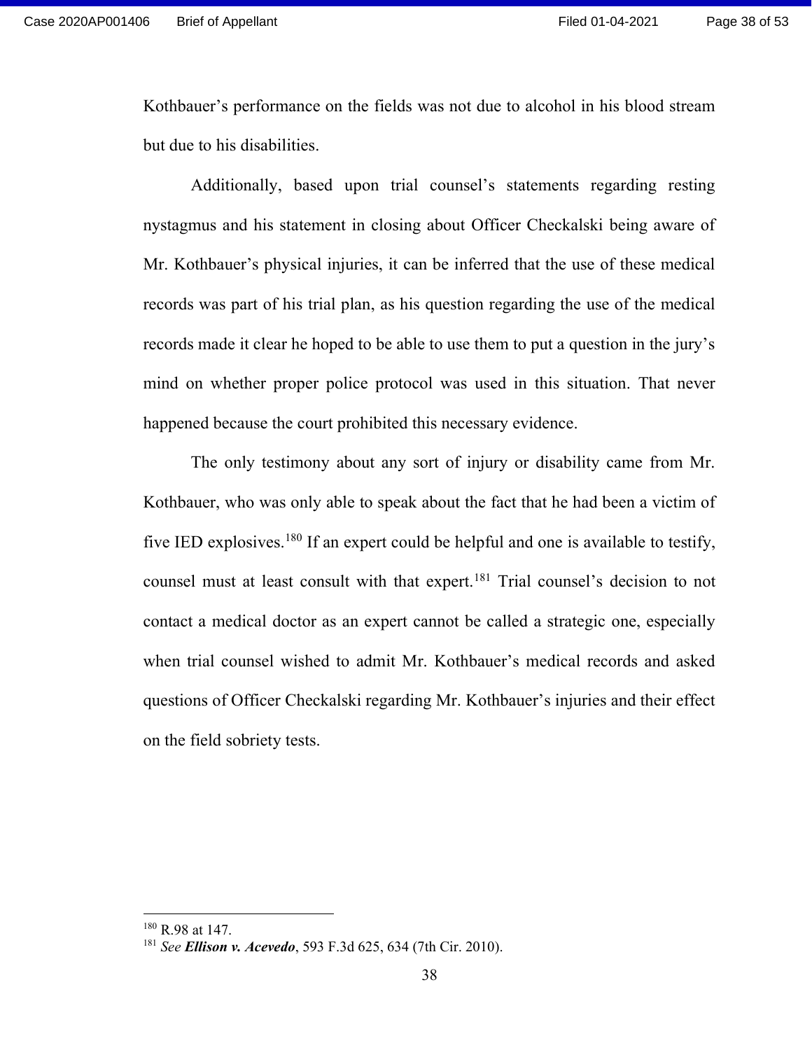Kothbauer's performance on the fields was not due to alcohol in his blood stream but due to his disabilities.

Additionally, based upon trial counsel's statements regarding resting nystagmus and his statement in closing about Officer Checkalski being aware of Mr. Kothbauer's physical injuries, it can be inferred that the use of these medical records was part of his trial plan, as his question regarding the use of the medical records made it clear he hoped to be able to use them to put a question in the jury's mind on whether proper police protocol was used in this situation. That never happened because the court prohibited this necessary evidence.

The only testimony about any sort of injury or disability came from Mr. Kothbauer, who was only able to speak about the fact that he had been a victim of five IED explosives.[180] If an expert could be helpful and one is available to testify, counsel must at least consult with that expert.[181] Trial counsel's decision to not contact a medical doctor as an expert cannot be called a strategic one, especially when trial counsel wished to admit Mr. Kothbauer's medical records and asked questions of Officer Checkalski regarding Mr. Kothbauer's injuries and their effect on the field sobriety tests.

---

[180] R.98 at 147.

[181] *See* ***Ellison v. Acevedo***, 593 F.3d 625, 634 (7th Cir. 2010).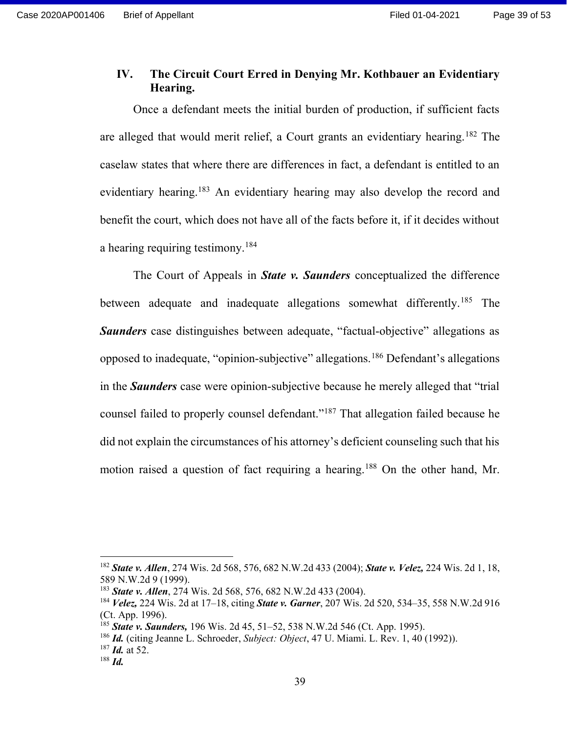## IV. The Circuit Court Erred in Denying Mr. Kothbauer an Evidentiary Hearing.

Once a defendant meets the initial burden of production, if sufficient facts are alleged that would merit relief, a Court grants an evidentiary hearing.[182] The caselaw states that where there are differences in fact, a defendant is entitled to an evidentiary hearing.[183] An evidentiary hearing may also develop the record and benefit the court, which does not have all of the facts before it, if it decides without a hearing requiring testimony.[184]

The Court of Appeals in ***State v. Saunders*** conceptualized the difference between adequate and inadequate allegations somewhat differently.[185] The ***Saunders*** case distinguishes between adequate, "factual-objective" allegations as opposed to inadequate, "opinion-subjective" allegations.[186] Defendant's allegations in the ***Saunders*** case were opinion-subjective because he merely alleged that "trial counsel failed to properly counsel defendant."[187] That allegation failed because he did not explain the circumstances of his attorney's deficient counseling such that his motion raised a question of fact requiring a hearing.[188] On the other hand, Mr.

---

[182] ***State v. Allen***, 274 Wis. 2d 568, 576, 682 N.W.2d 433 (2004); ***State v. Velez,*** 224 Wis. 2d 1, 18, 589 N.W.2d 9 (1999).

[183] ***State v. Allen***, 274 Wis. 2d 568, 576, 682 N.W.2d 433 (2004).

[184] ***Velez,*** 224 Wis. 2d at 17–18, citing ***State v. Garner***, 207 Wis. 2d 520, 534–35, 558 N.W.2d 916 (Ct. App. 1996).

[185] ***State v. Saunders,*** 196 Wis. 2d 45, 51–52, 538 N.W.2d 546 (Ct. App. 1995).

[186] ***Id.*** (citing Jeanne L. Schroeder, *Subject: Object*, 47 U. Miami. L. Rev. 1, 40 (1992)).

[187] ***Id.*** at 52.

[188] ***Id.***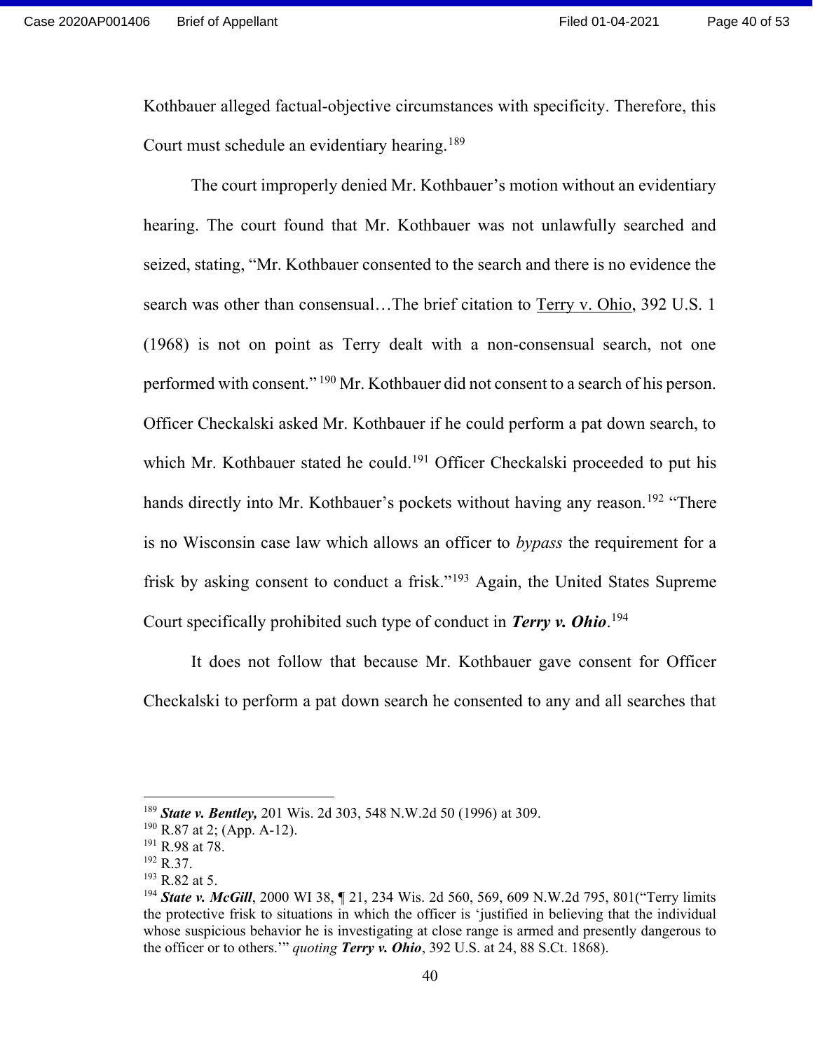Kothbauer alleged factual-objective circumstances with specificity. Therefore, this Court must schedule an evidentiary hearing.[189]

The court improperly denied Mr. Kothbauer's motion without an evidentiary hearing. The court found that Mr. Kothbauer was not unlawfully searched and seized, stating, "Mr. Kothbauer consented to the search and there is no evidence the search was other than consensual…The brief citation to Terry v. Ohio, 392 U.S. 1 (1968) is not on point as Terry dealt with a non-consensual search, not one performed with consent." [190] Mr. Kothbauer did not consent to a search of his person. Officer Checkalski asked Mr. Kothbauer if he could perform a pat down search, to which Mr. Kothbauer stated he could.[191] Officer Checkalski proceeded to put his hands directly into Mr. Kothbauer's pockets without having any reason.[192] "There is no Wisconsin case law which allows an officer to *bypass* the requirement for a frisk by asking consent to conduct a frisk."[193] Again, the United States Supreme Court specifically prohibited such type of conduct in ***Terry v. Ohio***.[194]

It does not follow that because Mr. Kothbauer gave consent for Officer Checkalski to perform a pat down search he consented to any and all searches that

---

[189] ***State v. Bentley,*** 201 Wis. 2d 303, 548 N.W.2d 50 (1996) at 309.
[190] R.87 at 2; (App. A-12).
[191] R.98 at 78.
[192] R.37.
[193] R.82 at 5.
[194] ***State v. McGill***, 2000 WI 38, ¶ 21, 234 Wis. 2d 560, 569, 609 N.W.2d 795, 801("Terry limits the protective frisk to situations in which the officer is 'justified in believing that the individual whose suspicious behavior he is investigating at close range is armed and presently dangerous to the officer or to others.'" *quoting* ***Terry v. Ohio***, 392 U.S. at 24, 88 S.Ct. 1868).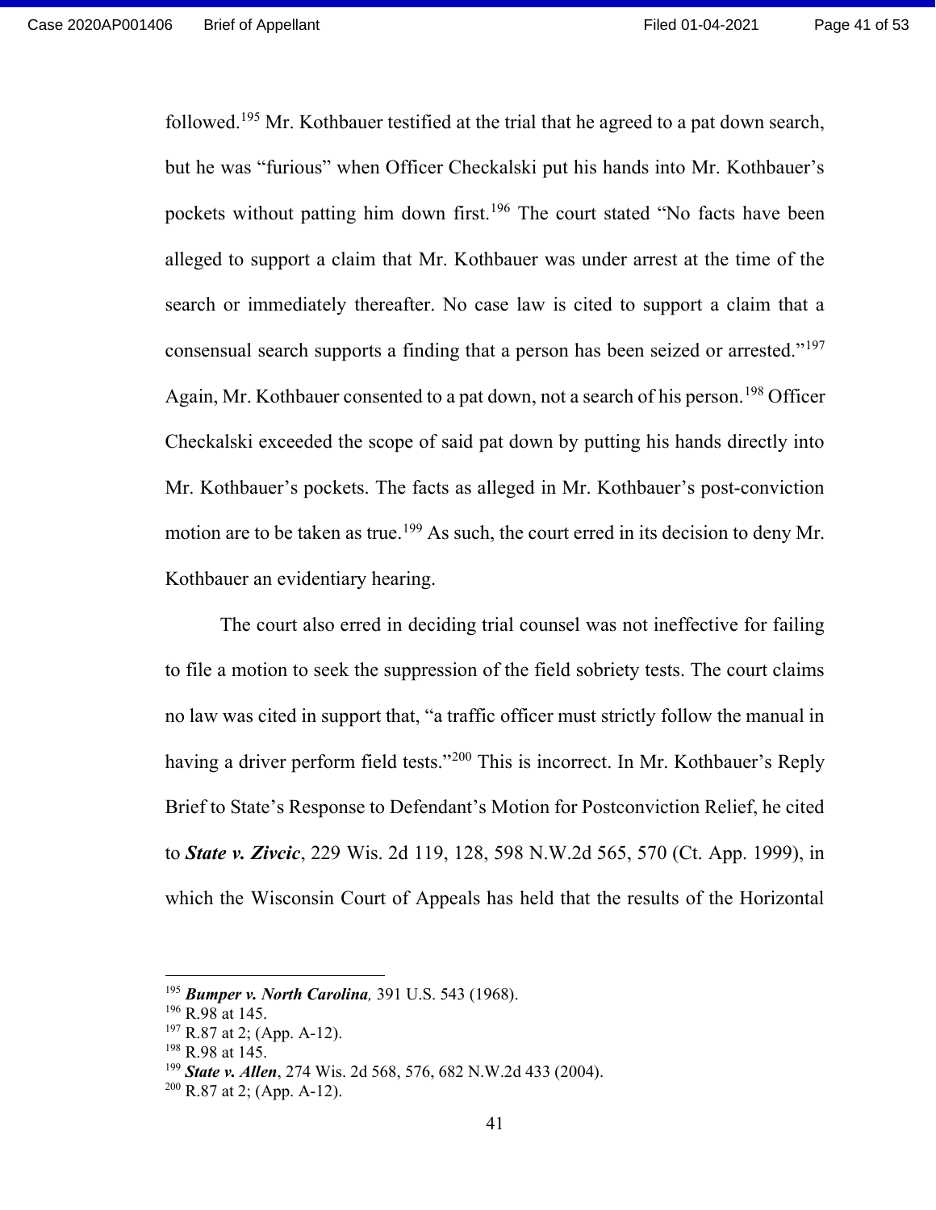followed.[195] Mr. Kothbauer testified at the trial that he agreed to a pat down search, but he was "furious" when Officer Checkalski put his hands into Mr. Kothbauer's pockets without patting him down first.[196] The court stated "No facts have been alleged to support a claim that Mr. Kothbauer was under arrest at the time of the search or immediately thereafter. No case law is cited to support a claim that a consensual search supports a finding that a person has been seized or arrested."[197] Again, Mr. Kothbauer consented to a pat down, not a search of his person.[198] Officer Checkalski exceeded the scope of said pat down by putting his hands directly into Mr. Kothbauer's pockets. The facts as alleged in Mr. Kothbauer's post-conviction motion are to be taken as true.[199] As such, the court erred in its decision to deny Mr. Kothbauer an evidentiary hearing.

The court also erred in deciding trial counsel was not ineffective for failing to file a motion to seek the suppression of the field sobriety tests. The court claims no law was cited in support that, "a traffic officer must strictly follow the manual in having a driver perform field tests."[200] This is incorrect. In Mr. Kothbauer's Reply Brief to State's Response to Defendant's Motion for Postconviction Relief, he cited to ***State v. Zivcic***, 229 Wis. 2d 119, 128, 598 N.W.2d 565, 570 (Ct. App. 1999), in which the Wisconsin Court of Appeals has held that the results of the Horizontal

---

[195] ***Bumper v. North Carolina****,* 391 U.S. 543 (1968).
[196] R.98 at 145.
[197] R.87 at 2; (App. A-12).
[198] R.98 at 145.
[199] ***State v. Allen***, 274 Wis. 2d 568, 576, 682 N.W.2d 433 (2004).
[200] R.87 at 2; (App. A-12).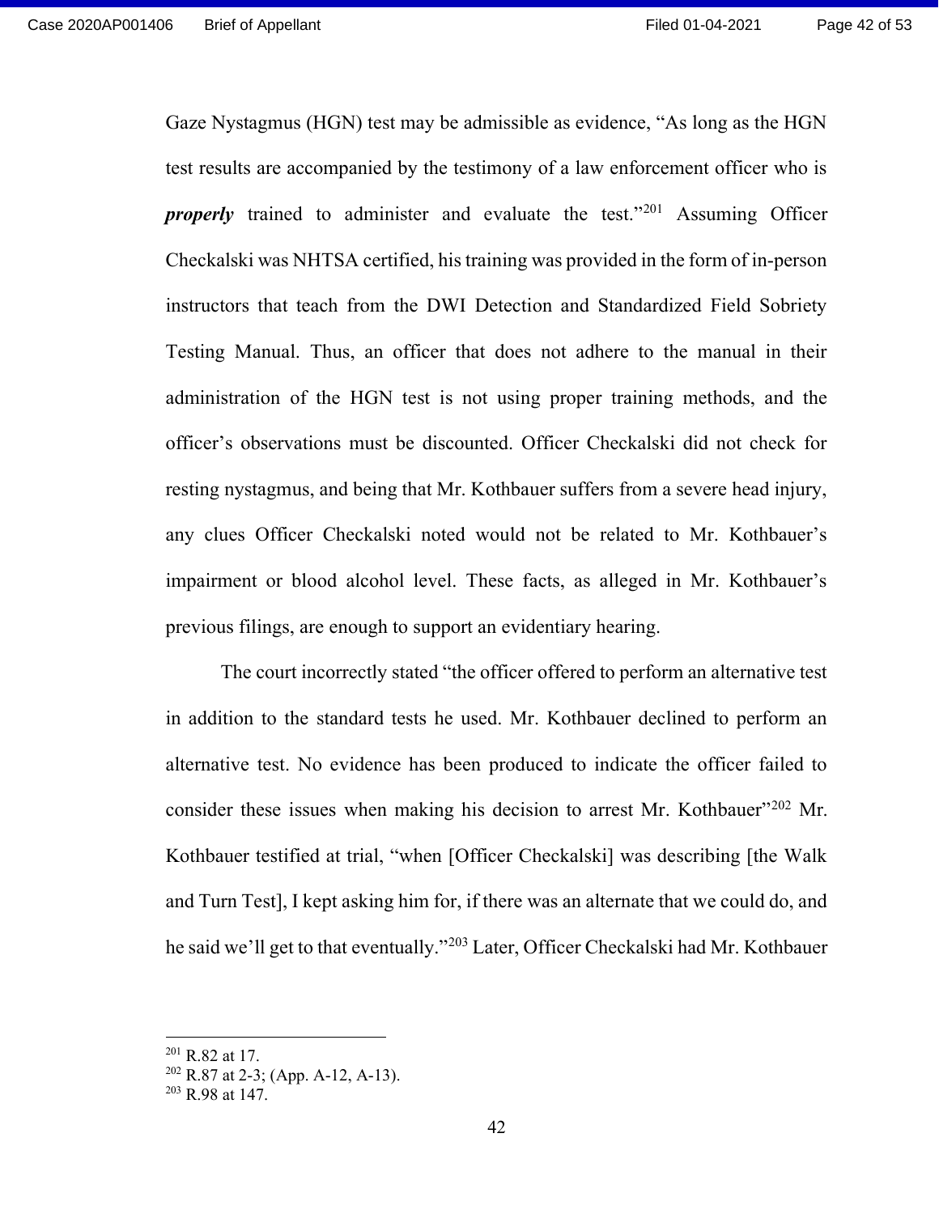Gaze Nystagmus (HGN) test may be admissible as evidence, "As long as the HGN test results are accompanied by the testimony of a law enforcement officer who is ***properly*** trained to administer and evaluate the test."[201] Assuming Officer Checkalski was NHTSA certified, his training was provided in the form of in-person instructors that teach from the DWI Detection and Standardized Field Sobriety Testing Manual. Thus, an officer that does not adhere to the manual in their administration of the HGN test is not using proper training methods, and the officer's observations must be discounted. Officer Checkalski did not check for resting nystagmus, and being that Mr. Kothbauer suffers from a severe head injury, any clues Officer Checkalski noted would not be related to Mr. Kothbauer's impairment or blood alcohol level. These facts, as alleged in Mr. Kothbauer's previous filings, are enough to support an evidentiary hearing.

The court incorrectly stated "the officer offered to perform an alternative test in addition to the standard tests he used. Mr. Kothbauer declined to perform an alternative test. No evidence has been produced to indicate the officer failed to consider these issues when making his decision to arrest Mr. Kothbauer"[202] Mr. Kothbauer testified at trial, "when [Officer Checkalski] was describing [the Walk and Turn Test], I kept asking him for, if there was an alternate that we could do, and he said we'll get to that eventually."[203] Later, Officer Checkalski had Mr. Kothbauer

---

[201] R.82 at 17.
[202] R.87 at 2-3; (App. A-12, A-13).
[203] R.98 at 147.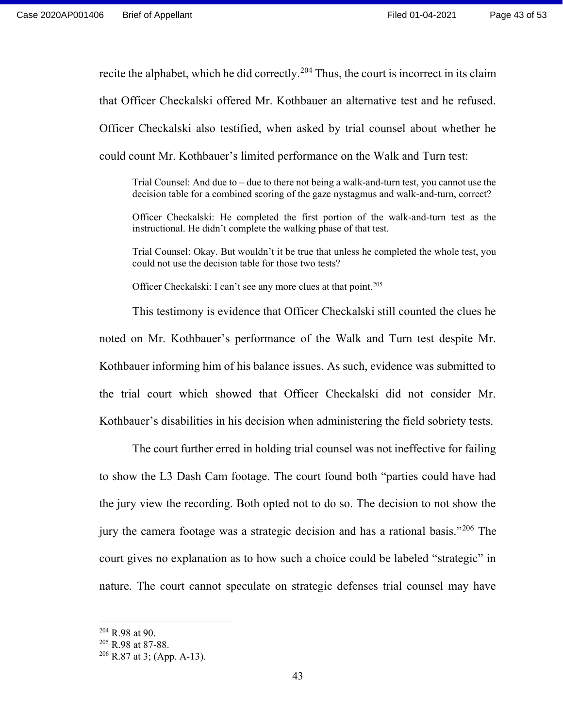recite the alphabet, which he did correctly.[204] Thus, the court is incorrect in its claim that Officer Checkalski offered Mr. Kothbauer an alternative test and he refused. Officer Checkalski also testified, when asked by trial counsel about whether he could count Mr. Kothbauer's limited performance on the Walk and Turn test:

> Trial Counsel: And due to – due to there not being a walk-and-turn test, you cannot use the decision table for a combined scoring of the gaze nystagmus and walk-and-turn, correct?
>
> Officer Checkalski: He completed the first portion of the walk-and-turn test as the instructional. He didn't complete the walking phase of that test.
>
> Trial Counsel: Okay. But wouldn't it be true that unless he completed the whole test, you could not use the decision table for those two tests?
>
> Officer Checkalski: I can't see any more clues at that point.[205]

This testimony is evidence that Officer Checkalski still counted the clues he noted on Mr. Kothbauer's performance of the Walk and Turn test despite Mr. Kothbauer informing him of his balance issues. As such, evidence was submitted to the trial court which showed that Officer Checkalski did not consider Mr. Kothbauer's disabilities in his decision when administering the field sobriety tests.

The court further erred in holding trial counsel was not ineffective for failing to show the L3 Dash Cam footage. The court found both "parties could have had the jury view the recording. Both opted not to do so. The decision to not show the jury the camera footage was a strategic decision and has a rational basis."[206] The court gives no explanation as to how such a choice could be labeled "strategic" in nature. The court cannot speculate on strategic defenses trial counsel may have

---

[204] R.98 at 90.

[205] R.98 at 87-88.

[206] R.87 at 3; (App. A-13).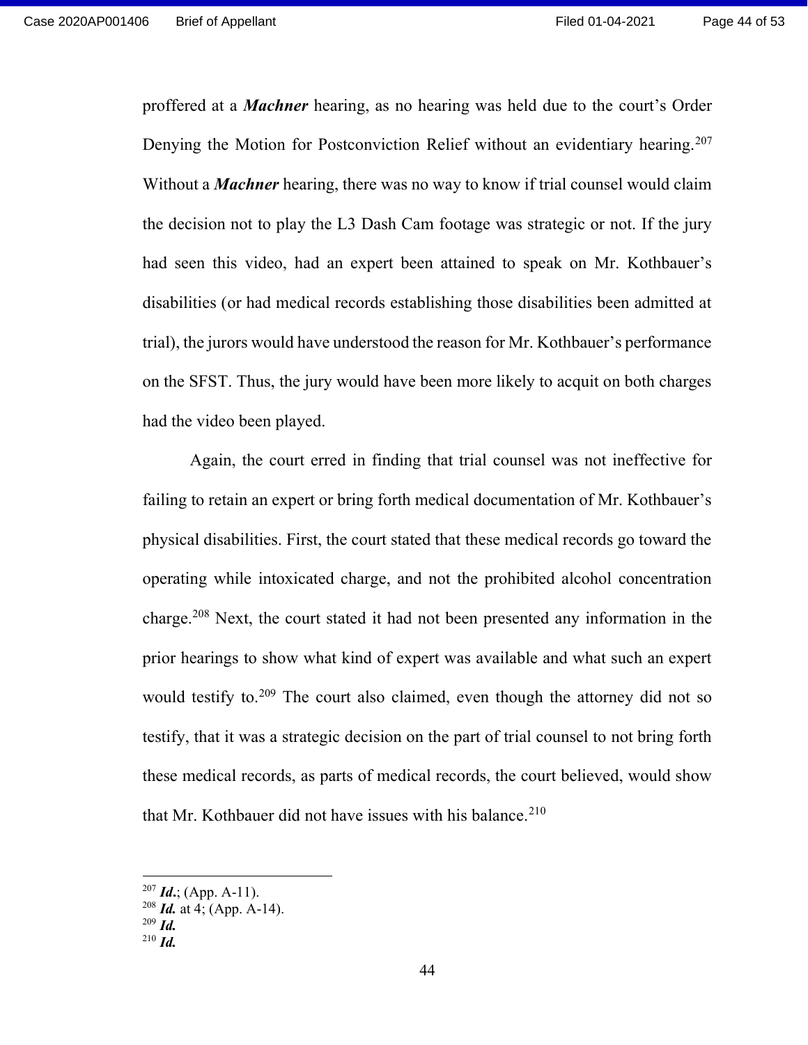proffered at a ***Machner*** hearing, as no hearing was held due to the court's Order Denying the Motion for Postconviction Relief without an evidentiary hearing.[207] Without a ***Machner*** hearing, there was no way to know if trial counsel would claim the decision not to play the L3 Dash Cam footage was strategic or not. If the jury had seen this video, had an expert been attained to speak on Mr. Kothbauer's disabilities (or had medical records establishing those disabilities been admitted at trial), the jurors would have understood the reason for Mr. Kothbauer's performance on the SFST. Thus, the jury would have been more likely to acquit on both charges had the video been played.

Again, the court erred in finding that trial counsel was not ineffective for failing to retain an expert or bring forth medical documentation of Mr. Kothbauer's physical disabilities. First, the court stated that these medical records go toward the operating while intoxicated charge, and not the prohibited alcohol concentration charge.[208] Next, the court stated it had not been presented any information in the prior hearings to show what kind of expert was available and what such an expert would testify to.[209] The court also claimed, even though the attorney did not so testify, that it was a strategic decision on the part of trial counsel to not bring forth these medical records, as parts of medical records, the court believed, would show that Mr. Kothbauer did not have issues with his balance.[210]

---

[207] ***Id.***; (App. A-11).
[208] ***Id.*** at 4; (App. A-14).
[209] ***Id.***
[210] ***Id.***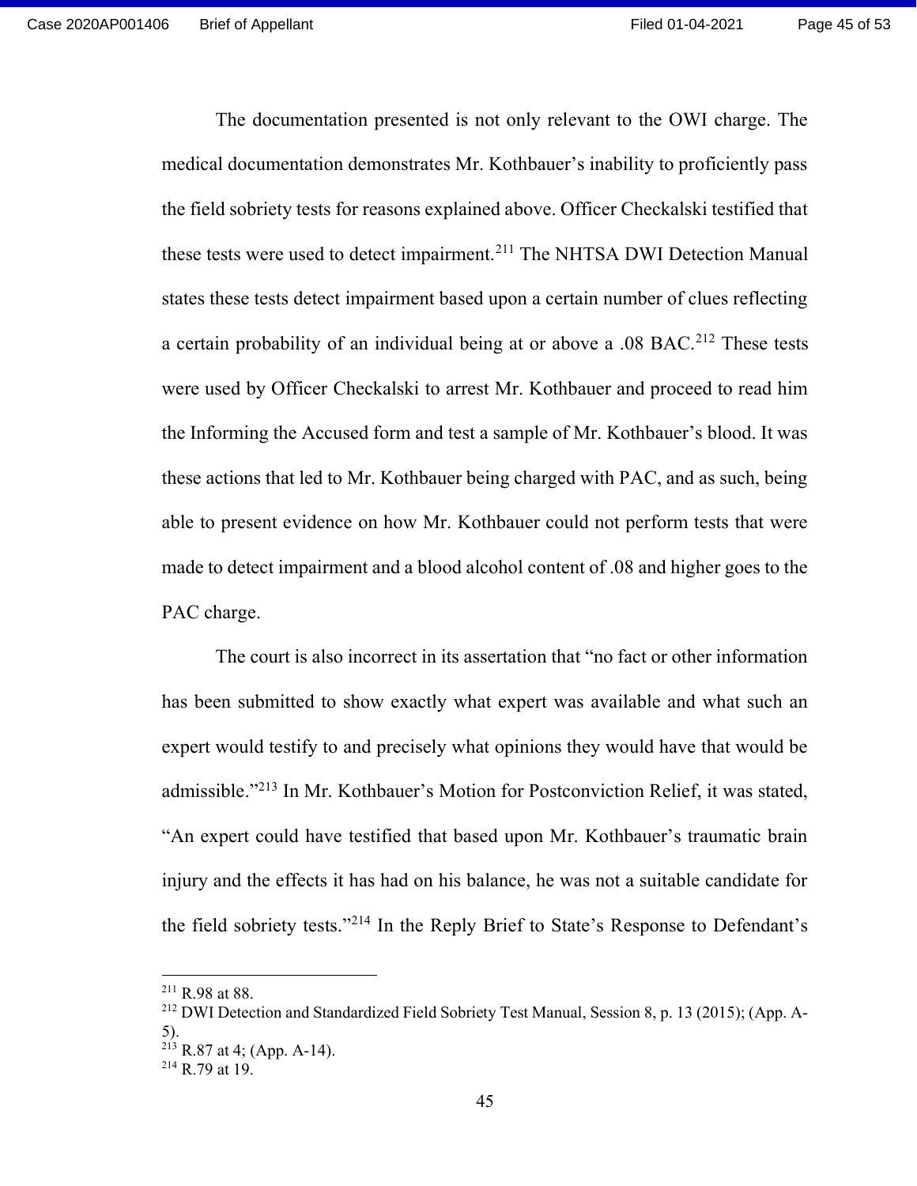The documentation presented is not only relevant to the OWI charge. The medical documentation demonstrates Mr. Kothbauer's inability to proficiently pass the field sobriety tests for reasons explained above. Officer Checkalski testified that these tests were used to detect impairment.[211] The NHTSA DWI Detection Manual states these tests detect impairment based upon a certain number of clues reflecting a certain probability of an individual being at or above a .08 BAC.[212] These tests were used by Officer Checkalski to arrest Mr. Kothbauer and proceed to read him the Informing the Accused form and test a sample of Mr. Kothbauer's blood. It was these actions that led to Mr. Kothbauer being charged with PAC, and as such, being able to present evidence on how Mr. Kothbauer could not perform tests that were made to detect impairment and a blood alcohol content of .08 and higher goes to the PAC charge.

The court is also incorrect in its assertion that "no fact or other information has been submitted to show exactly what expert was available and what such an expert would testify to and precisely what opinions they would have that would be admissible."[213] In Mr. Kothbauer's Motion for Postconviction Relief, it was stated, "An expert could have testified that based upon Mr. Kothbauer's traumatic brain injury and the effects it has had on his balance, he was not a suitable candidate for the field sobriety tests."[214] In the Reply Brief to State's Response to Defendant's

---

[211] R.98 at 88.

[212] DWI Detection and Standardized Field Sobriety Test Manual, Session 8, p. 13 (2015); (App. A-5).

[213] R.87 at 4; (App. A-14).

[214] R.79 at 19.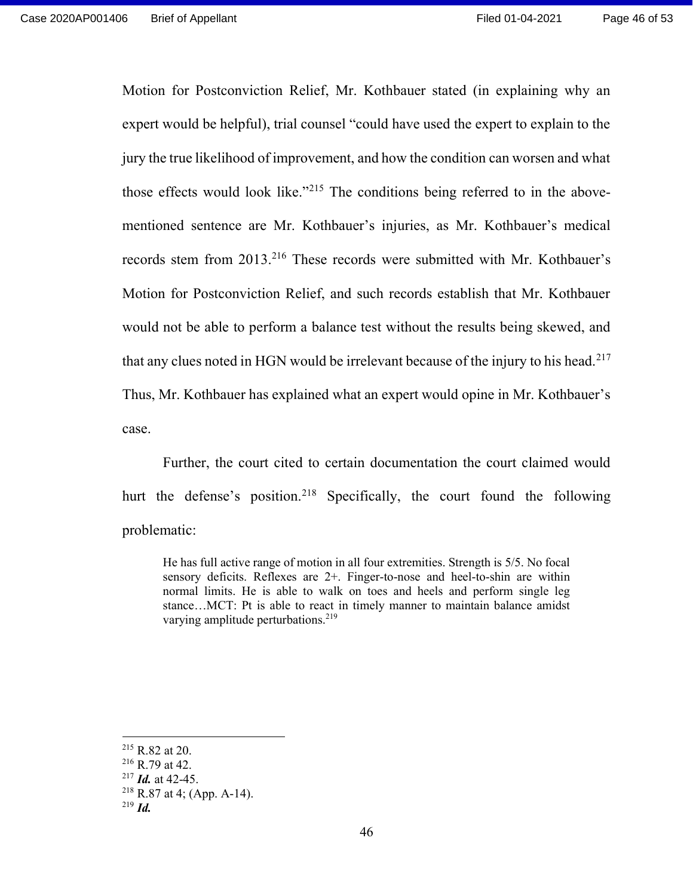Motion for Postconviction Relief, Mr. Kothbauer stated (in explaining why an expert would be helpful), trial counsel "could have used the expert to explain to the jury the true likelihood of improvement, and how the condition can worsen and what those effects would look like."[215] The conditions being referred to in the above-mentioned sentence are Mr. Kothbauer's injuries, as Mr. Kothbauer's medical records stem from 2013.[216] These records were submitted with Mr. Kothbauer's Motion for Postconviction Relief, and such records establish that Mr. Kothbauer would not be able to perform a balance test without the results being skewed, and that any clues noted in HGN would be irrelevant because of the injury to his head.[217] Thus, Mr. Kothbauer has explained what an expert would opine in Mr. Kothbauer's case.

Further, the court cited to certain documentation the court claimed would hurt the defense's position.[218] Specifically, the court found the following problematic:

> He has full active range of motion in all four extremities. Strength is 5/5. No focal sensory deficits. Reflexes are 2+. Finger-to-nose and heel-to-shin are within normal limits. He is able to walk on toes and heels and perform single leg stance…MCT: Pt is able to react in timely manner to maintain balance amidst varying amplitude perturbations.[219]

---

[215] R.82 at 20.
[216] R.79 at 42.
[217] ***Id.*** at 42-45.
[218] R.87 at 4; (App. A-14).
[219] ***Id.***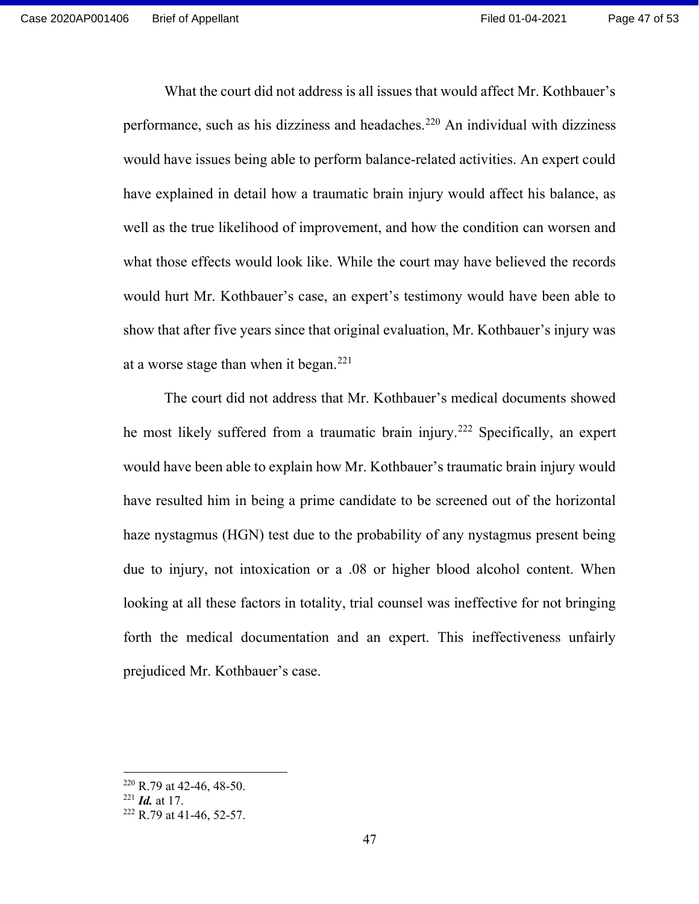What the court did not address is all issues that would affect Mr. Kothbauer's performance, such as his dizziness and headaches.[220] An individual with dizziness would have issues being able to perform balance-related activities. An expert could have explained in detail how a traumatic brain injury would affect his balance, as well as the true likelihood of improvement, and how the condition can worsen and what those effects would look like. While the court may have believed the records would hurt Mr. Kothbauer's case, an expert's testimony would have been able to show that after five years since that original evaluation, Mr. Kothbauer's injury was at a worse stage than when it began.[221]

The court did not address that Mr. Kothbauer's medical documents showed he most likely suffered from a traumatic brain injury.[222] Specifically, an expert would have been able to explain how Mr. Kothbauer's traumatic brain injury would have resulted him in being a prime candidate to be screened out of the horizontal haze nystagmus (HGN) test due to the probability of any nystagmus present being due to injury, not intoxication or a .08 or higher blood alcohol content. When looking at all these factors in totality, trial counsel was ineffective for not bringing forth the medical documentation and an expert. This ineffectiveness unfairly prejudiced Mr. Kothbauer's case.

---

[220] R.79 at 42-46, 48-50.

[221] ***Id.*** at 17.

[222] R.79 at 41-46, 52-57.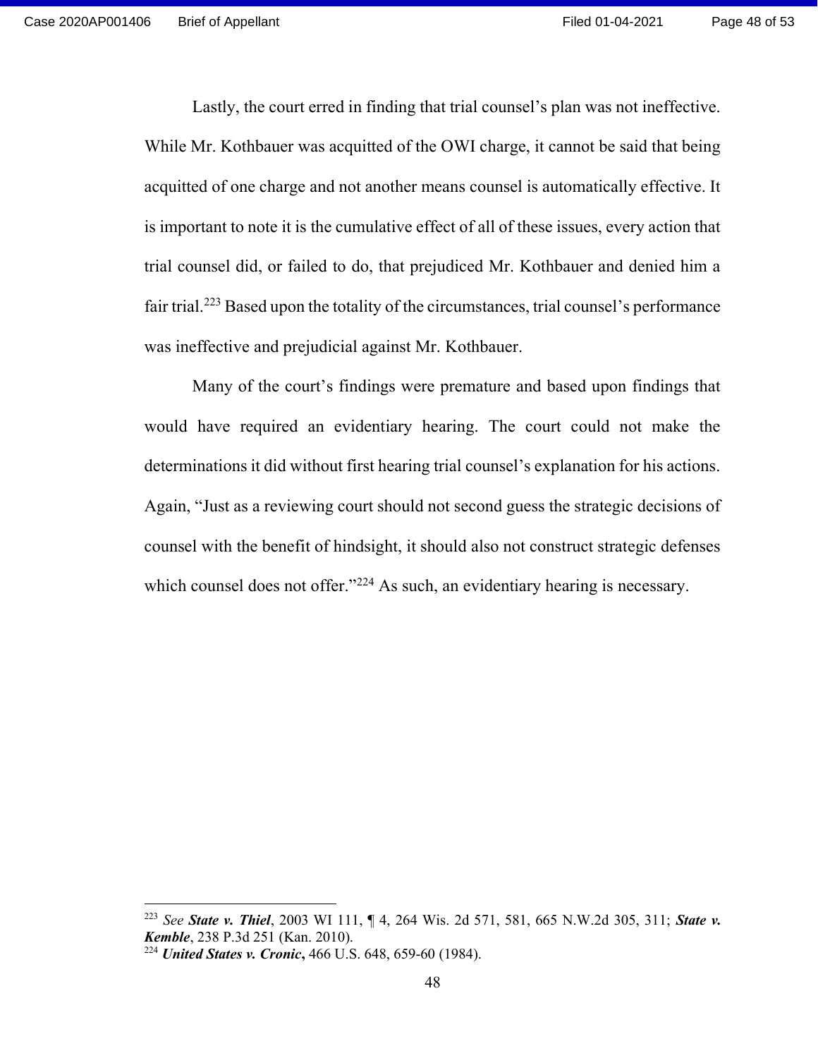Lastly, the court erred in finding that trial counsel's plan was not ineffective. While Mr. Kothbauer was acquitted of the OWI charge, it cannot be said that being acquitted of one charge and not another means counsel is automatically effective. It is important to note it is the cumulative effect of all of these issues, every action that trial counsel did, or failed to do, that prejudiced Mr. Kothbauer and denied him a fair trial.[223] Based upon the totality of the circumstances, trial counsel's performance was ineffective and prejudicial against Mr. Kothbauer.

Many of the court's findings were premature and based upon findings that would have required an evidentiary hearing. The court could not make the determinations it did without first hearing trial counsel's explanation for his actions. Again, "Just as a reviewing court should not second guess the strategic decisions of counsel with the benefit of hindsight, it should also not construct strategic defenses which counsel does not offer."[224] As such, an evidentiary hearing is necessary.

---

[223] *See* ***State v. Thiel***, 2003 WI 111, ¶ 4, 264 Wis. 2d 571, 581, 665 N.W.2d 305, 311; ***State v. Kemble***, 238 P.3d 251 (Kan. 2010).

[224] ***United States v. Cronic*,** 466 U.S. 648, 659-60 (1984).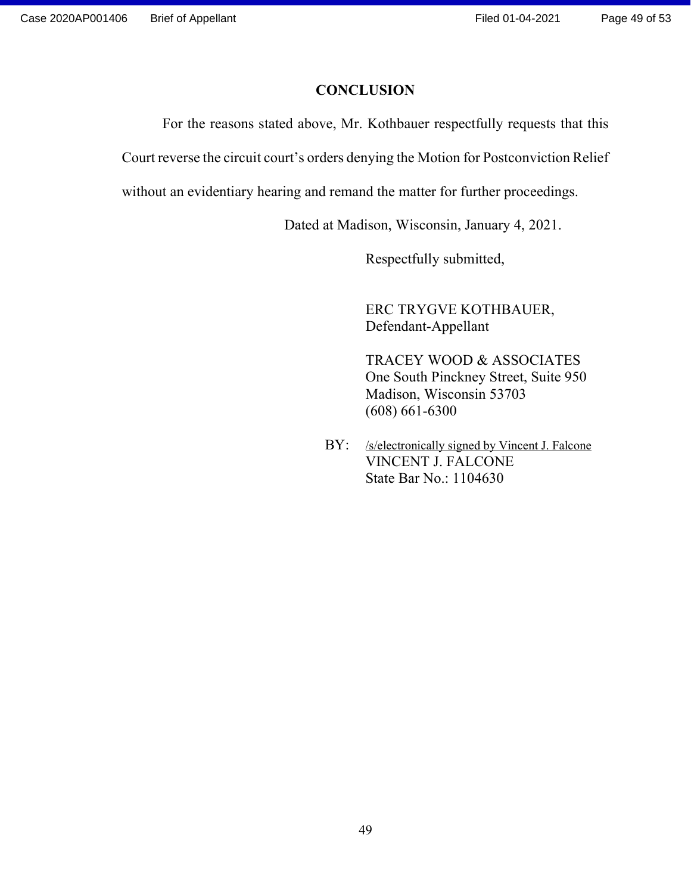## CONCLUSION

For the reasons stated above, Mr. Kothbauer respectfully requests that this Court reverse the circuit court's orders denying the Motion for Postconviction Relief without an evidentiary hearing and remand the matter for further proceedings.

Dated at Madison, Wisconsin, January 4, 2021.

Respectfully submitted,

ERC TRYGVE KOTHBAUER,
Defendant-Appellant

TRACEY WOOD & ASSOCIATES
One South Pinckney Street, Suite 950
Madison, Wisconsin 53703
(608) 661-6300

BY: /s/electronically signed by Vincent J. Falcone
VINCENT J. FALCONE
State Bar No.: 1104630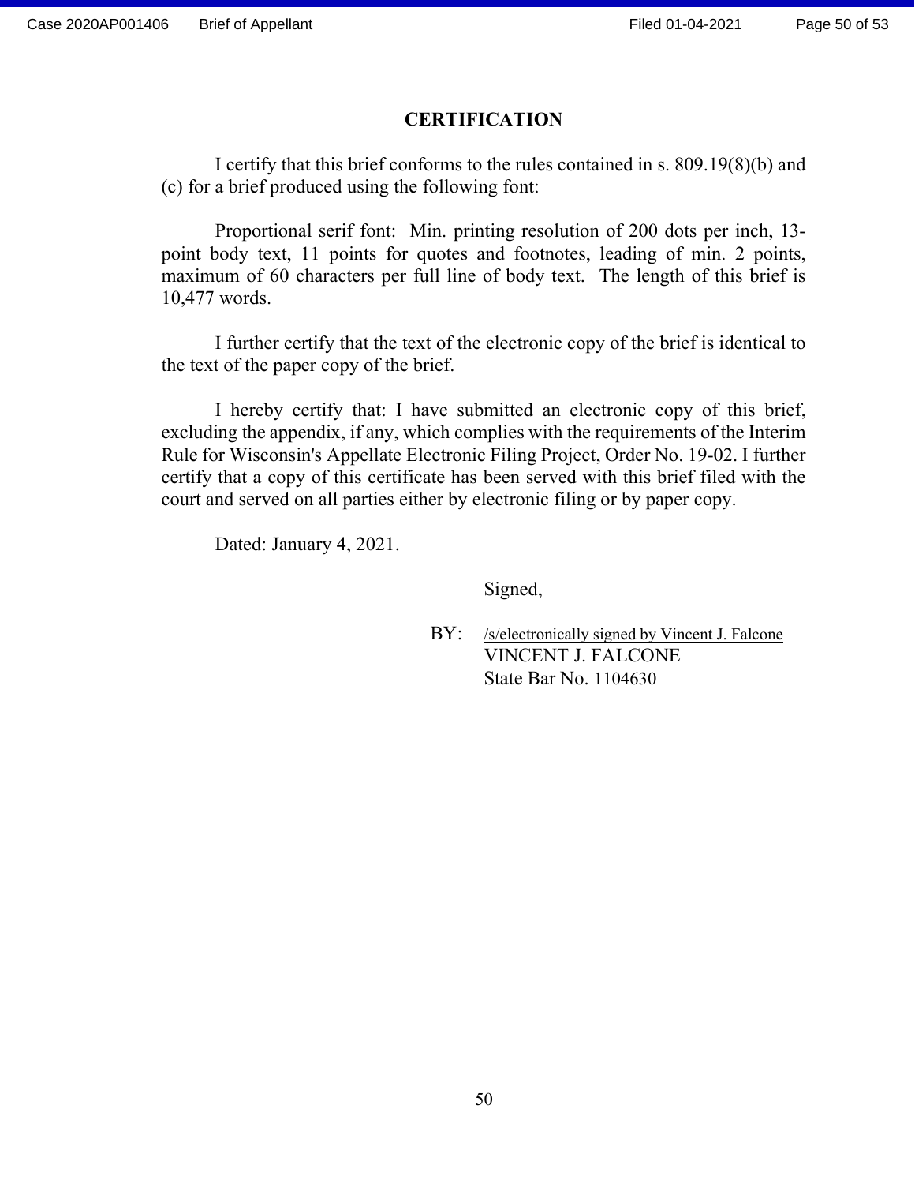## CERTIFICATION

I certify that this brief conforms to the rules contained in s. 809.19(8)(b) and (c) for a brief produced using the following font:

Proportional serif font: Min. printing resolution of 200 dots per inch, 13-point body text, 11 points for quotes and footnotes, leading of min. 2 points, maximum of 60 characters per full line of body text. The length of this brief is 10,477 words.

I further certify that the text of the electronic copy of the brief is identical to the text of the paper copy of the brief.

I hereby certify that: I have submitted an electronic copy of this brief, excluding the appendix, if any, which complies with the requirements of the Interim Rule for Wisconsin's Appellate Electronic Filing Project, Order No. 19-02. I further certify that a copy of this certificate has been served with this brief filed with the court and served on all parties either by electronic filing or by paper copy.

Dated: January 4, 2021.

Signed,

BY: /s/electronically signed by Vincent J. Falcone
VINCENT J. FALCONE
State Bar No. 1104630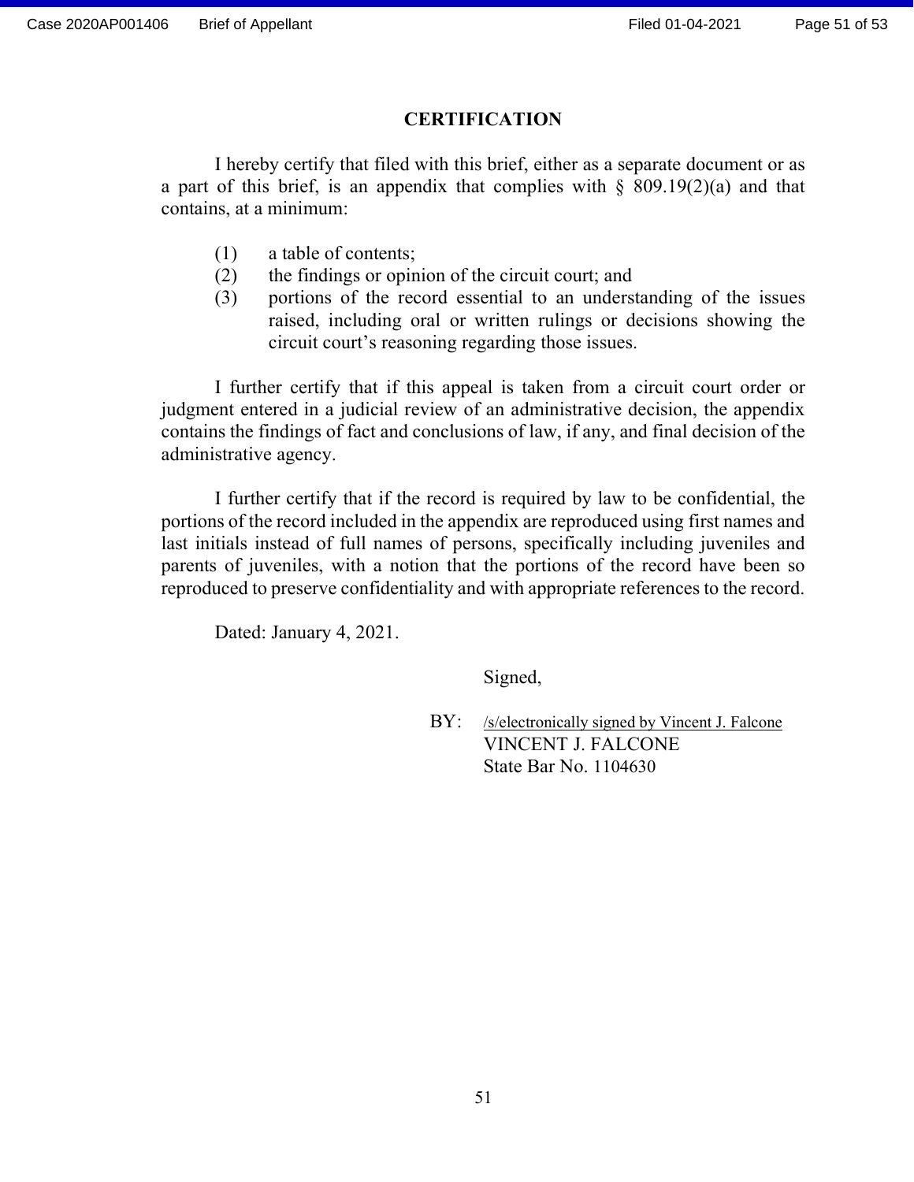## CERTIFICATION

I hereby certify that filed with this brief, either as a separate document or as a part of this brief, is an appendix that complies with § 809.19(2)(a) and that contains, at a minimum:

(1) a table of contents;
(2) the findings or opinion of the circuit court; and
(3) portions of the record essential to an understanding of the issues raised, including oral or written rulings or decisions showing the circuit court's reasoning regarding those issues.

I further certify that if this appeal is taken from a circuit court order or judgment entered in a judicial review of an administrative decision, the appendix contains the findings of fact and conclusions of law, if any, and final decision of the administrative agency.

I further certify that if the record is required by law to be confidential, the portions of the record included in the appendix are reproduced using first names and last initials instead of full names of persons, specifically including juveniles and parents of juveniles, with a notion that the portions of the record have been so reproduced to preserve confidentiality and with appropriate references to the record.

Dated: January 4, 2021.

Signed,

BY: /s/electronically signed by Vincent J. Falcone
VINCENT J. FALCONE
State Bar No. 1104630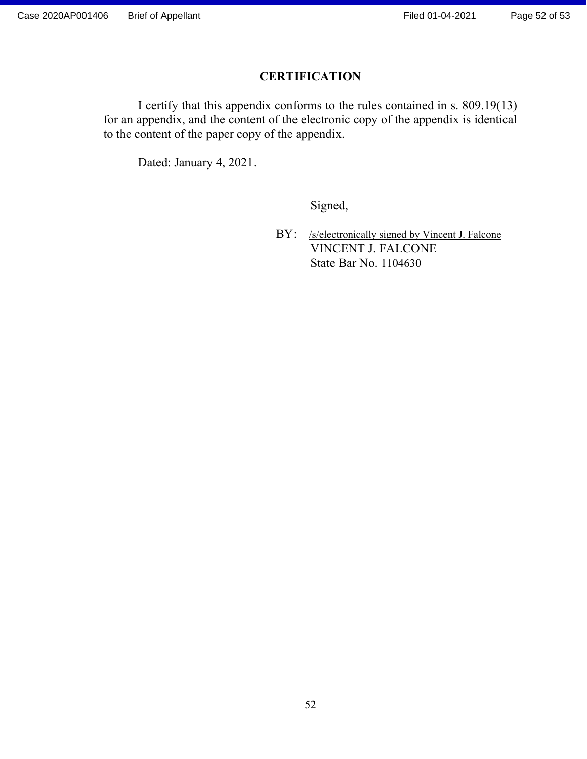# CERTIFICATION

I certify that this appendix conforms to the rules contained in s. 809.19(13) for an appendix, and the content of the electronic copy of the appendix is identical to the content of the paper copy of the appendix.

Dated: January 4, 2021.

Signed,

BY: /s/electronically signed by Vincent J. Falcone
VINCENT J. FALCONE
State Bar No. 1104630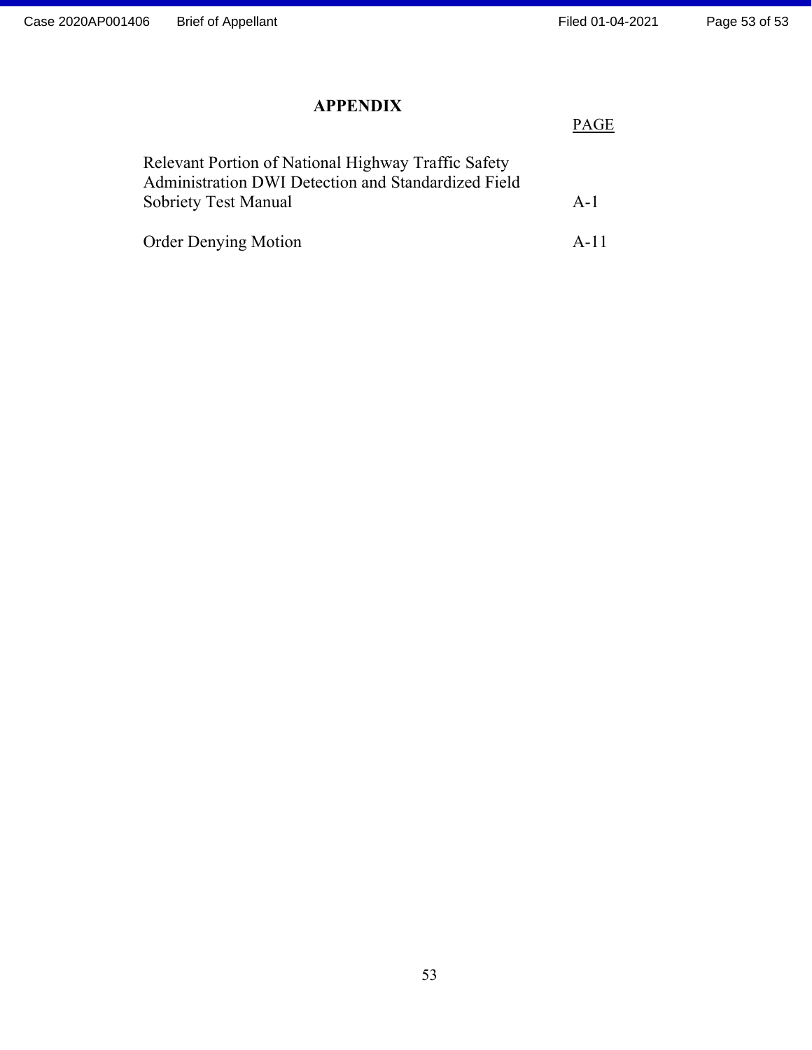# APPENDIX

| | PAGE |
|---|---|
| Relevant Portion of National Highway Traffic Safety Administration DWI Detection and Standardized Field Sobriety Test Manual | A-1 |
| Order Denying Motion | A-11 |